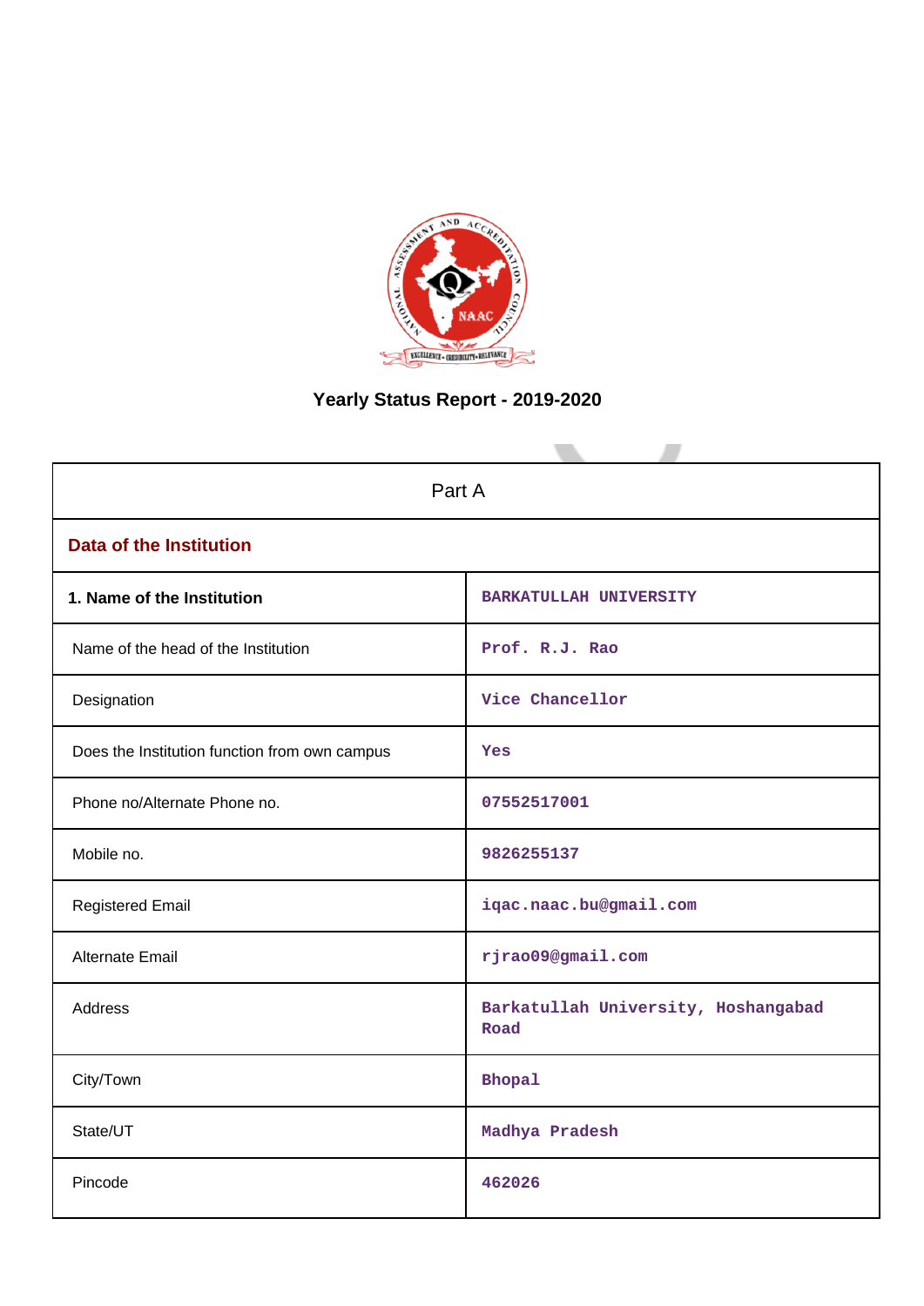# Yearly Status Report - 2019-2020

| Part A | |
|---|---|
| **Data of the Institution** | |
| **1. Name of the Institution** | BARKATULLAH UNIVERSITY |
| Name of the head of the Institution | Prof. R.J. Rao |
| Designation | Vice Chancellor |
| Does the Institution function from own campus | Yes |
| Phone no/Alternate Phone no. | 07552517001 |
| Mobile no. | 9826255137 |
| Registered Email | iqac.naac.bu@gmail.com |
| Alternate Email | rjrao09@gmail.com |
| Address | Barkatullah University, Hoshangabad Road |
| City/Town | Bhopal |
| State/UT | Madhya Pradesh |
| Pincode | 462026 |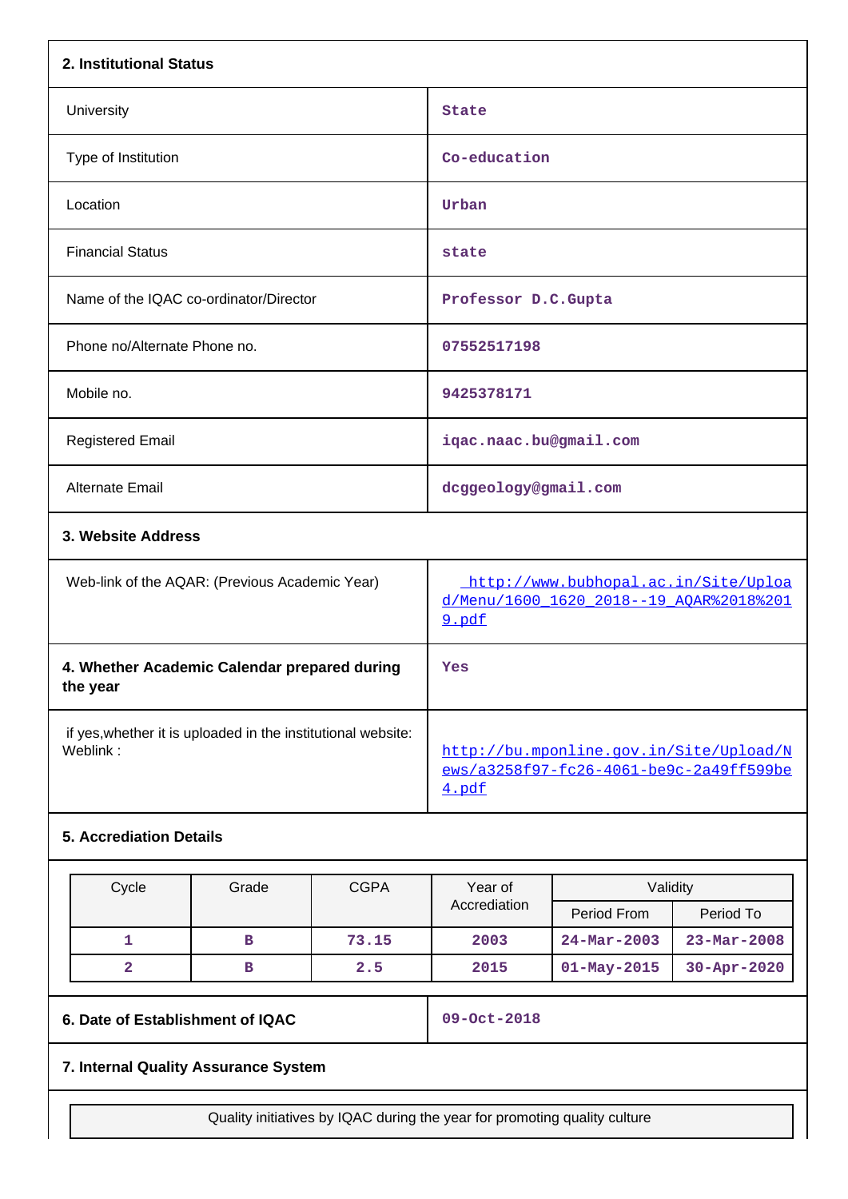## 2. Institutional Status

| | |
|---|---|
| University | State |
| Type of Institution | Co-education |
| Location | Urban |
| Financial Status | state |
| Name of the IQAC co-ordinator/Director | Professor D.C.Gupta |
| Phone no/Alternate Phone no. | 07552517198 |
| Mobile no. | 9425378171 |
| Registered Email | iqac.naac.bu@gmail.com |
| Alternate Email | dcggeology@gmail.com |

## 3. Website Address

| | |
|---|---|
| Web-link of the AQAR: (Previous Academic Year) | http://www.bubhopal.ac.in/Site/Upload/Menu/1600_1620_2018--19_AQAR%2018%2019.pdf |
| **4. Whether Academic Calendar prepared during the year** | Yes |
| if yes,whether it is uploaded in the institutional website: Weblink : | http://bu.mponline.gov.in/Site/Upload/News/a3258f97-fc26-4061-be9c-2a49ff599be4.pdf |

## 5. Accrediation Details

| Cycle | Grade | CGPA | Year of Accrediation | Validity | |
|---|---|---|---|---|---|
| | | | | Period From | Period To |
| 1 | B | 73.15 | 2003 | 24-Mar-2003 | 23-Mar-2008 |
| 2 | B | 2.5 | 2015 | 01-May-2015 | 30-Apr-2020 |

| | |
|---|---|
| **6. Date of Establishment of IQAC** | 09-Oct-2018 |

## 7. Internal Quality Assurance System

| Quality initiatives by IQAC during the year for promoting quality culture |
|---|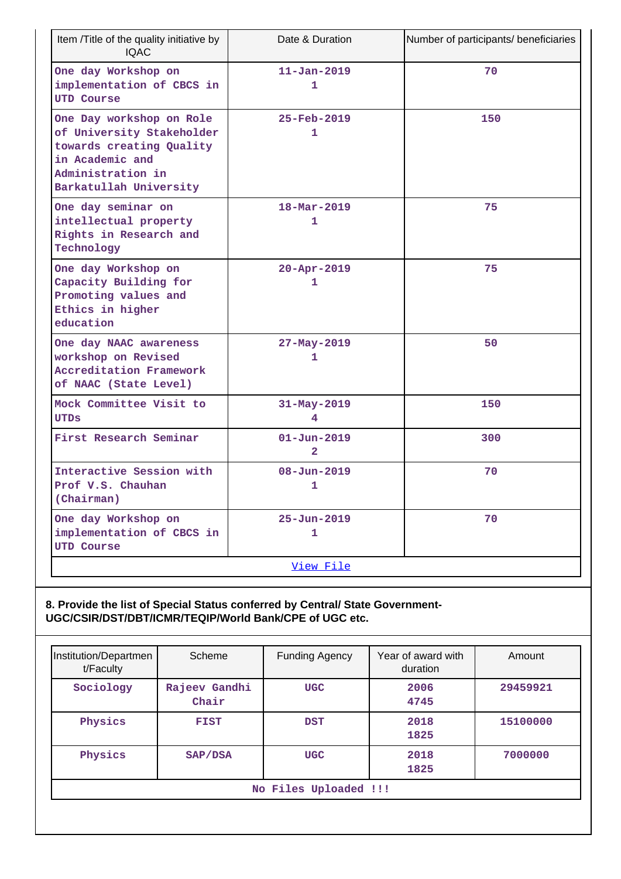| Item /Title of the quality initiative by IQAC | Date & Duration | Number of participants/ beneficiaries |
|---|---|---|
| One day Workshop on implementation of CBCS in UTD Course | 11-Jan-2019<br>1 | 70 |
| One Day workshop on Role of University Stakeholder towards creating Quality in Academic and Administration in Barkatullah University | 25-Feb-2019<br>1 | 150 |
| One day seminar on intellectual property Rights in Research and Technology | 18-Mar-2019<br>1 | 75 |
| One day Workshop on Capacity Building for Promoting values and Ethics in higher education | 20-Apr-2019<br>1 | 75 |
| One day NAAC awareness workshop on Revised Accreditation Framework of NAAC (State Level) | 27-May-2019<br>1 | 50 |
| Mock Committee Visit to UTDs | 31-May-2019<br>4 | 150 |
| First Research Seminar | 01-Jun-2019<br>2 | 300 |
| Interactive Session with Prof V.S. Chauhan (Chairman) | 08-Jun-2019<br>1 | 70 |
| One day Workshop on implementation of CBCS in UTD Course | 25-Jun-2019<br>1 | 70 |
| View File | | |

**8. Provide the list of Special Status conferred by Central/ State Government-UGC/CSIR/DST/DBT/ICMR/TEQIP/World Bank/CPE of UGC etc.**

| Institution/Department/Faculty | Scheme | Funding Agency | Year of award with duration | Amount |
|---|---|---|---|---|
| Sociology | Rajeev Gandhi Chair | UGC | 2006<br>4745 | 29459921 |
| Physics | FIST | DST | 2018<br>1825 | 15100000 |
| Physics | SAP/DSA | UGC | 2018<br>1825 | 7000000 |
| No Files Uploaded !!! | | | | |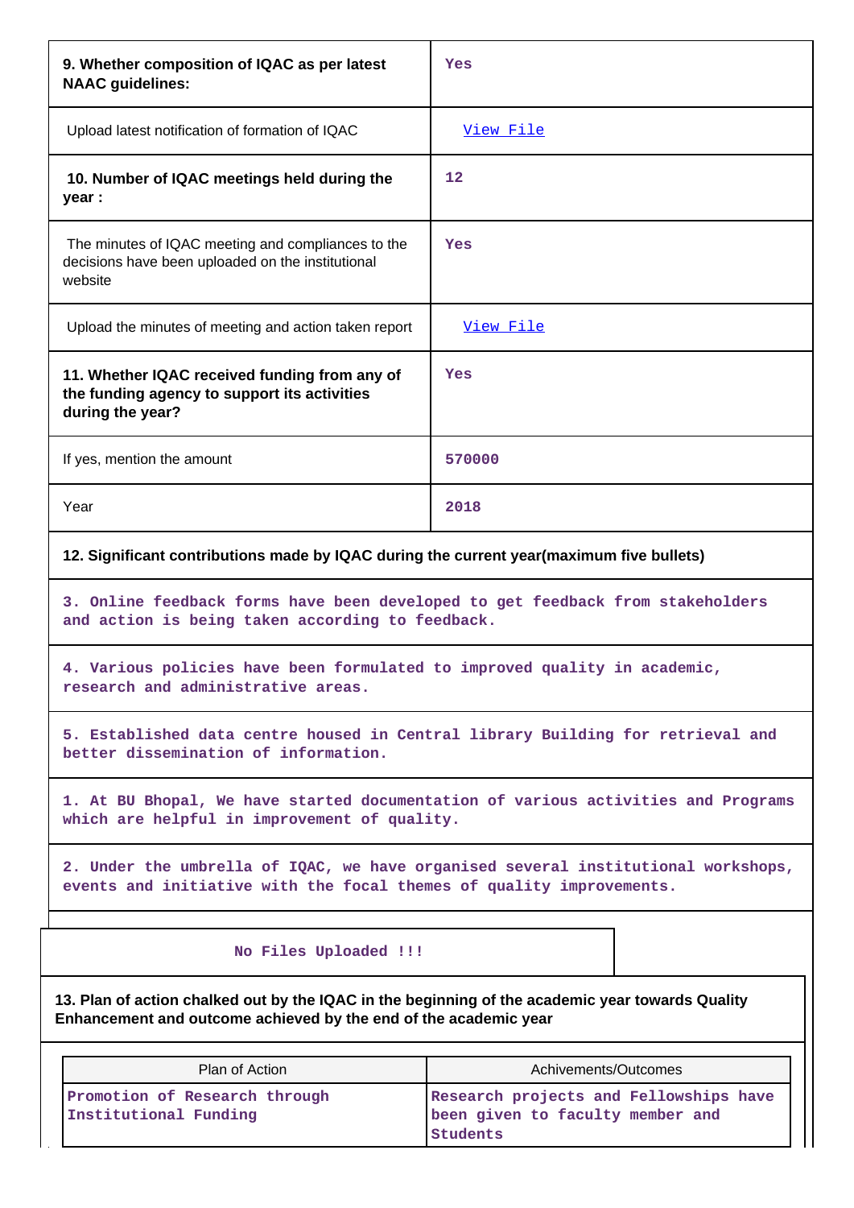| | |
|---|---|
| **9. Whether composition of IQAC as per latest NAAC guidelines:** | Yes |
| Upload latest notification of formation of IQAC | View File |
| **10. Number of IQAC meetings held during the year :** | 12 |
| The minutes of IQAC meeting and compliances to the decisions have been uploaded on the institutional website | Yes |
| Upload the minutes of meeting and action taken report | View File |
| **11. Whether IQAC received funding from any of the funding agency to support its activities during the year?** | Yes |
| If yes, mention the amount | 570000 |
| Year | 2018 |

**12. Significant contributions made by IQAC during the current year(maximum five bullets)**

3. Online feedback forms have been developed to get feedback from stakeholders and action is being taken according to feedback.

4. Various policies have been formulated to improved quality in academic, research and administrative areas.

5. Established data centre housed in Central library Building for retrieval and better dissemination of information.

1. At BU Bhopal, We have started documentation of various activities and Programs which are helpful in improvement of quality.

2. Under the umbrella of IQAC, we have organised several institutional workshops, events and initiative with the focal themes of quality improvements.

No Files Uploaded !!!

**13. Plan of action chalked out by the IQAC in the beginning of the academic year towards Quality Enhancement and outcome achieved by the end of the academic year**

| Plan of Action | Achivements/Outcomes |
|---|---|
| Promotion of Research through Institutional Funding | Research projects and Fellowships have been given to faculty member and Students |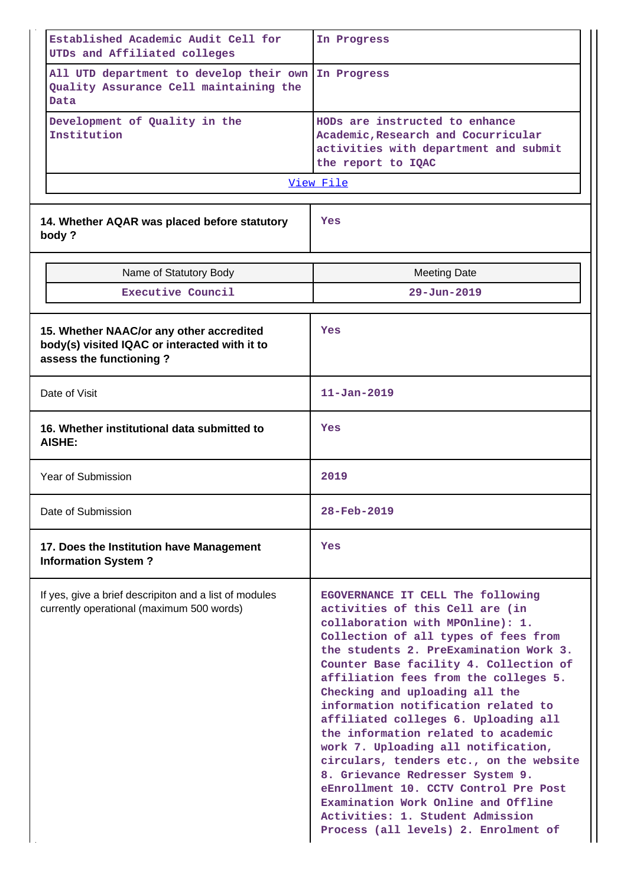| | |
|---|---|
| Established Academic Audit Cell for UTDs and Affiliated colleges | In Progress |
| All UTD department to develop their own Quality Assurance Cell maintaining the Data | In Progress |
| Development of Quality in the Institution | HODs are instructed to enhance Academic,Research and Cocurricular activities with department and submit the report to IQAC |
| [View File](#) | |

| | |
|---|---|
| **14. Whether AQAR was placed before statutory body ?** | Yes |

| Name of Statutory Body | Meeting Date |
|---|---|
| Executive Council | 29-Jun-2019 |

| | |
|---|---|
| **15. Whether NAAC/or any other accredited body(s) visited IQAC or interacted with it to assess the functioning ?** | Yes |
| Date of Visit | 11-Jan-2019 |
| **16. Whether institutional data submitted to AISHE:** | Yes |
| Year of Submission | 2019 |
| Date of Submission | 28-Feb-2019 |
| **17. Does the Institution have Management Information System ?** | Yes |
| If yes, give a brief descripiton and a list of modules currently operational (maximum 500 words) | EGOVERNANCE IT CELL The following activities of this Cell are (in collaboration with MPOnline): 1. Collection of all types of fees from the students 2. PreExamination Work 3. Counter Base facility 4. Collection of affiliation fees from the colleges 5. Checking and uploading all the information notification related to affiliated colleges 6. Uploading all the information related to academic work 7. Uploading all notification, circulars, tenders etc., on the website 8. Grievance Redresser System 9. eEnrollment 10. CCTV Control Pre Post Examination Work Online and Offline Activities: 1. Student Admission Process (all levels) 2. Enrolment of |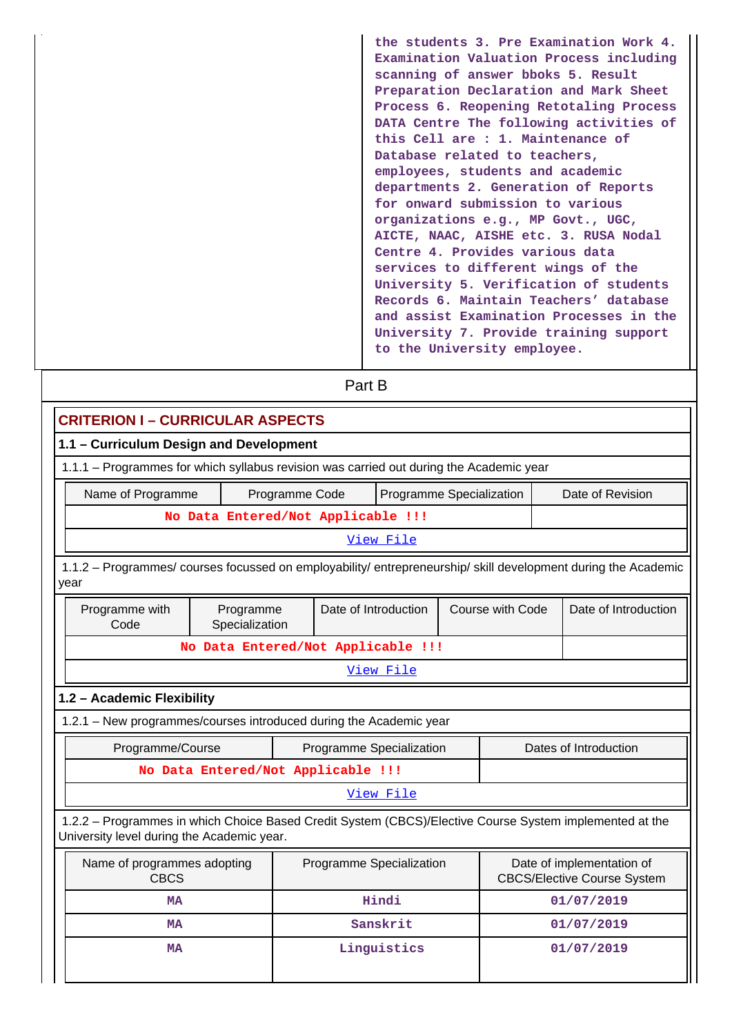| | the students 3. Pre Examination Work 4. Examination Valuation Process including scanning of answer bbooks 5. Result Preparation Declaration and Mark Sheet Process 6. Reopening Retotaling Process DATA Centre The following activities of this Cell are : 1. Maintenance of Database related to teachers, employees, students and academic departments 2. Generation of Reports for onward submission to various organizations e.g., MP Govt., UGC, AICTE, NAAC, AISHE etc. 3. RUSA Nodal Centre 4. Provides various data services to different wings of the University 5. Verification of students Records 6. Maintain Teachers' database and assist Examination Processes in the University 7. Provide training support to the University employee. |
|---|---|

## Part B

### CRITERION I – CURRICULAR ASPECTS

#### 1.1 – Curriculum Design and Development

1.1.1 – Programmes for which syllabus revision was carried out during the Academic year

| Name of Programme | Programme Code | Programme Specialization | Date of Revision |
|---|---|---|---|
| No Data Entered/Not Applicable !!! | | | |
| View File | | | |

1.1.2 – Programmes/ courses focussed on employability/ entrepreneurship/ skill development during the Academic year

| Programme with Code | Programme Specialization | Date of Introduction | Course with Code | Date of Introduction |
|---|---|---|---|---|
| No Data Entered/Not Applicable !!! | | | | |
| View File | | | | |

#### 1.2 – Academic Flexibility

1.2.1 – New programmes/courses introduced during the Academic year

| Programme/Course | Programme Specialization | Dates of Introduction |
|---|---|---|
| No Data Entered/Not Applicable !!! | | |
| View File | | |

1.2.2 – Programmes in which Choice Based Credit System (CBCS)/Elective Course System implemented at the University level during the Academic year.

| Name of programmes adopting CBCS | Programme Specialization | Date of implementation of CBCS/Elective Course System |
|---|---|---|
| MA | Hindi | 01/07/2019 |
| MA | Sanskrit | 01/07/2019 |
| MA | Linguistics | 01/07/2019 |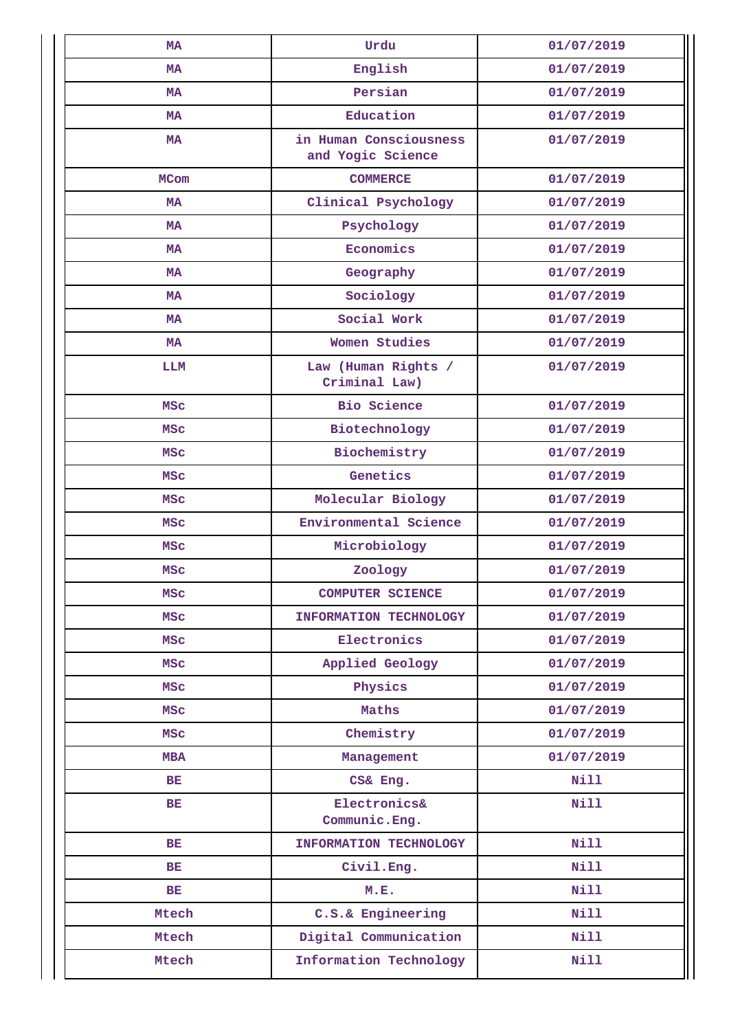| MA | Urdu | 01/07/2019 |
|---|---|---|
| MA | English | 01/07/2019 |
| MA | Persian | 01/07/2019 |
| MA | Education | 01/07/2019 |
| MA | in Human Consciousness and Yogic Science | 01/07/2019 |
| MCom | COMMERCE | 01/07/2019 |
| MA | Clinical Psychology | 01/07/2019 |
| MA | Psychology | 01/07/2019 |
| MA | Economics | 01/07/2019 |
| MA | Geography | 01/07/2019 |
| MA | Sociology | 01/07/2019 |
| MA | Social Work | 01/07/2019 |
| MA | Women Studies | 01/07/2019 |
| LLM | Law (Human Rights / Criminal Law) | 01/07/2019 |
| MSc | Bio Science | 01/07/2019 |
| MSc | Biotechnology | 01/07/2019 |
| MSc | Biochemistry | 01/07/2019 |
| MSc | Genetics | 01/07/2019 |
| MSc | Molecular Biology | 01/07/2019 |
| MSc | Environmental Science | 01/07/2019 |
| MSc | Microbiology | 01/07/2019 |
| MSc | Zoology | 01/07/2019 |
| MSc | COMPUTER SCIENCE | 01/07/2019 |
| MSc | INFORMATION TECHNOLOGY | 01/07/2019 |
| MSc | Electronics | 01/07/2019 |
| MSc | Applied Geology | 01/07/2019 |
| MSc | Physics | 01/07/2019 |
| MSc | Maths | 01/07/2019 |
| MSc | Chemistry | 01/07/2019 |
| MBA | Management | 01/07/2019 |
| BE | CS& Eng. | Nill |
| BE | Electronics& Communic.Eng. | Nill |
| BE | INFORMATION TECHNOLOGY | Nill |
| BE | Civil.Eng. | Nill |
| BE | M.E. | Nill |
| Mtech | C.S.& Engineering | Nill |
| Mtech | Digital Communication | Nill |
| Mtech | Information Technology | Nill |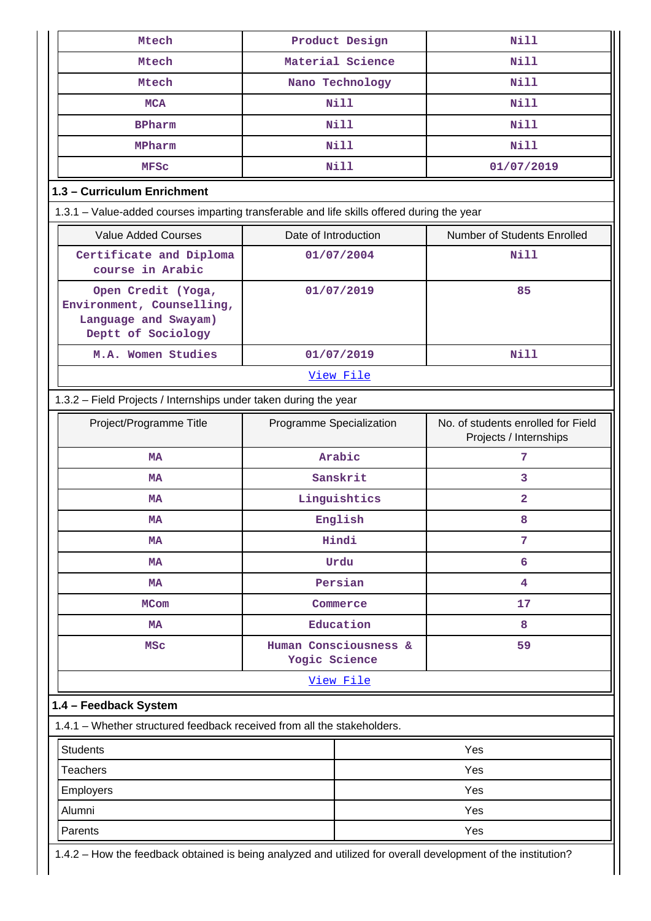| Mtech | Product Design | Nill |
|---|---|---|
| Mtech | Material Science | Nill |
| Mtech | Nano Technology | Nill |
| MCA | Nill | Nill |
| BPharm | Nill | Nill |
| MPharm | Nill | Nill |
| MFSc | Nill | 01/07/2019 |

## 1.3 – Curriculum Enrichment

1.3.1 – Value-added courses imparting transferable and life skills offered during the year

| Value Added Courses | Date of Introduction | Number of Students Enrolled |
|---|---|---|
| Certificate and Diploma course in Arabic | 01/07/2004 | Nill |
| Open Credit (Yoga, Environment, Counselling, Language and Swayam) Deptt of Sociology | 01/07/2019 | 85 |
| M.A. Women Studies | 01/07/2019 | Nill |
| View File | | |

1.3.2 – Field Projects / Internships under taken during the year

| Project/Programme Title | Programme Specialization | No. of students enrolled for Field Projects / Internships |
|---|---|---|
| MA | Arabic | 7 |
| MA | Sanskrit | 3 |
| MA | Linguishtics | 2 |
| MA | English | 8 |
| MA | Hindi | 7 |
| MA | Urdu | 6 |
| MA | Persian | 4 |
| MCom | Commerce | 17 |
| MA | Education | 8 |
| MSc | Human Consciousness & Yogic Science | 59 |
| View File | | |

## 1.4 – Feedback System

1.4.1 – Whether structured feedback received from all the stakeholders.

| Students | Yes |
|---|---|
| Teachers | Yes |
| Employers | Yes |
| Alumni | Yes |
| Parents | Yes |

1.4.2 – How the feedback obtained is being analyzed and utilized for overall development of the institution?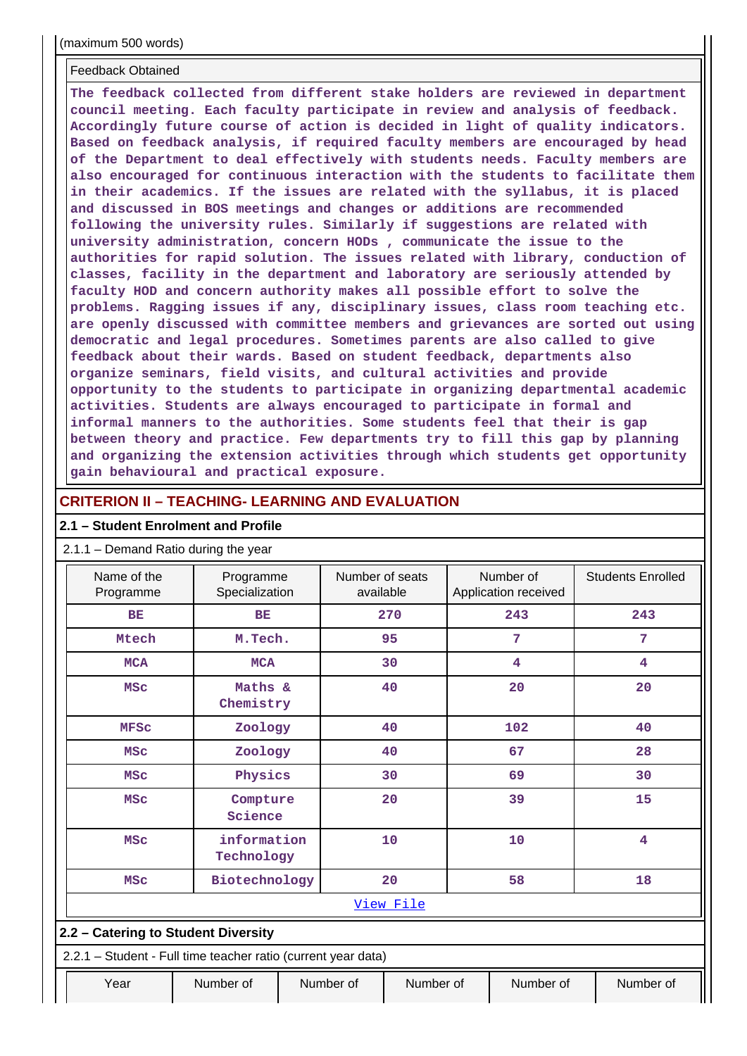(maximum 500 words)

| Feedback Obtained |
|---|
| The feedback collected from different stake holders are reviewed in department council meeting. Each faculty participate in review and analysis of feedback. Accordingly future course of action is decided in light of quality indicators. Based on feedback analysis, if required faculty members are encouraged by head of the Department to deal effectively with students needs. Faculty members are also encouraged for continuous interaction with the students to facilitate them in their academics. If the issues are related with the syllabus, it is placed and discussed in BOS meetings and changes or additions are recommended following the university rules. Similarly if suggestions are related with university administration, concern HODs , communicate the issue to the authorities for rapid solution. The issues related with library, conduction of classes, facility in the department and laboratory are seriously attended by faculty HOD and concern authority makes all possible effort to solve the problems. Ragging issues if any, disciplinary issues, class room teaching etc. are openly discussed with committee members and grievances are sorted out using democratic and legal procedures. Sometimes parents are also called to give feedback about their wards. Based on student feedback, departments also organize seminars, field visits, and cultural activities and provide opportunity to the students to participate in organizing departmental academic activities. Students are always encouraged to participate in formal and informal manners to the authorities. Some students feel that their is gap between theory and practice. Few departments try to fill this gap by planning and organizing the extension activities through which students get opportunity gain behavioural and practical exposure. |

## CRITERION II – TEACHING- LEARNING AND EVALUATION

### 2.1 – Student Enrolment and Profile

2.1.1 – Demand Ratio during the year

| Name of the Programme | Programme Specialization | Number of seats available | Number of Application received | Students Enrolled |
|---|---|---|---|---|
| BE | BE | 270 | 243 | 243 |
| Mtech | M.Tech. | 95 | 7 | 7 |
| MCA | MCA | 30 | 4 | 4 |
| MSc | Maths & Chemistry | 40 | 20 | 20 |
| MFSc | Zoology | 40 | 102 | 40 |
| MSc | Zoology | 40 | 67 | 28 |
| MSc | Physics | 30 | 69 | 30 |
| MSc | Compture Science | 20 | 39 | 15 |
| MSc | information Technology | 10 | 10 | 4 |
| MSc | Biotechnology | 20 | 58 | 18 |
| View File | | | | |

### 2.2 – Catering to Student Diversity

2.2.1 – Student - Full time teacher ratio (current year data)

| Year | Number of | Number of | Number of | Number of | Number of |
|---|---|---|---|---|---|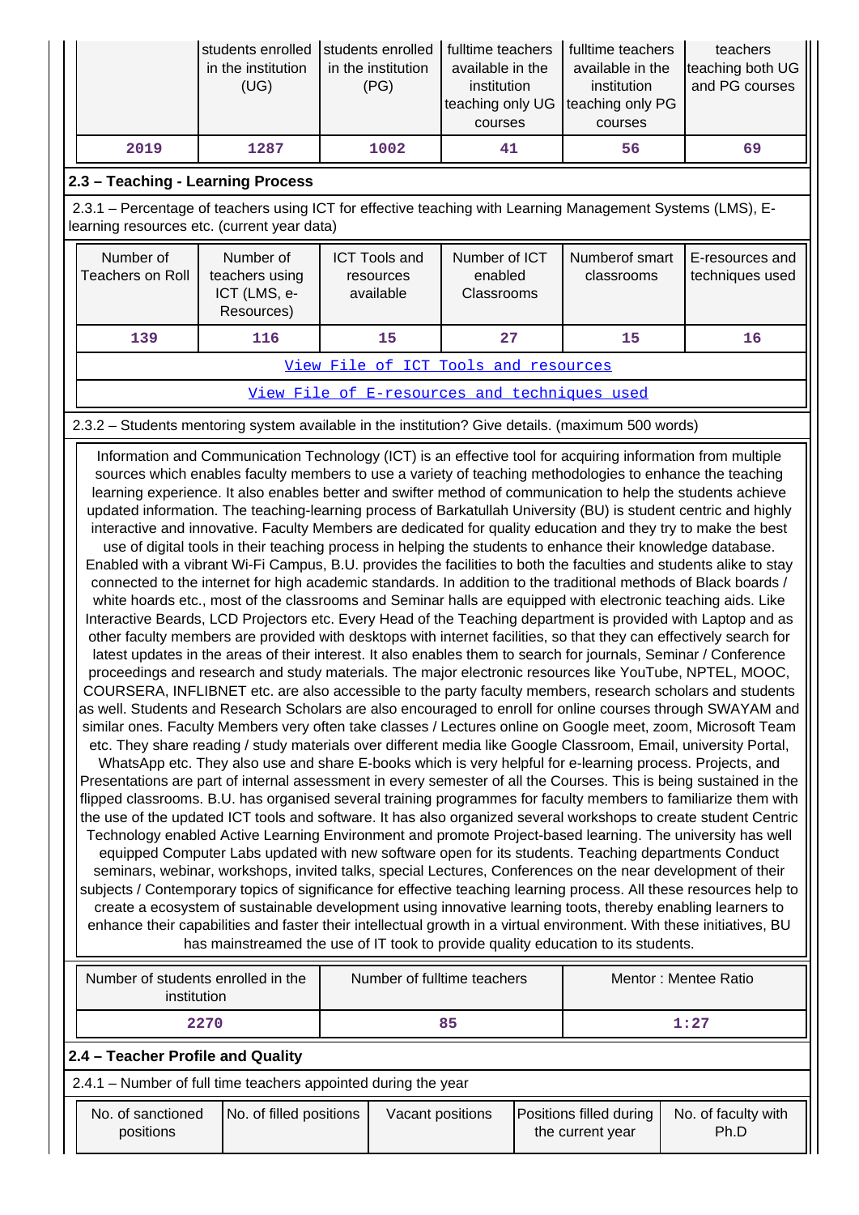| | students enrolled in the institution (UG) | students enrolled in the institution (PG) | fulltime teachers available in the institution teaching only UG courses | fulltime teachers available in the institution teaching only PG courses | teachers teaching both UG and PG courses |
|---|---|---|---|---|---|
| 2019 | 1287 | 1002 | 41 | 56 | 69 |

## 2.3 – Teaching - Learning Process

2.3.1 – Percentage of teachers using ICT for effective teaching with Learning Management Systems (LMS), E-learning resources etc. (current year data)

| Number of Teachers on Roll | Number of teachers using ICT (LMS, e-Resources) | ICT Tools and resources available | Number of ICT enabled Classrooms | Numberof smart classrooms | E-resources and techniques used |
|---|---|---|---|---|---|
| 139 | 116 | 15 | 27 | 15 | 16 |
| View File of ICT Tools and resources | | | | | |
| View File of E-resources and techniques used | | | | | |

2.3.2 – Students mentoring system available in the institution? Give details. (maximum 500 words)

Information and Communication Technology (ICT) is an effective tool for acquiring information from multiple sources which enables faculty members to use a variety of teaching methodologies to enhance the teaching learning experience. It also enables better and swifter method of communication to help the students achieve updated information. The teaching-learning process of Barkatullah University (BU) is student centric and highly interactive and innovative. Faculty Members are dedicated for quality education and they try to make the best use of digital tools in their teaching process in helping the students to enhance their knowledge database. Enabled with a vibrant Wi-Fi Campus, B.U. provides the facilities to both the faculties and students alike to stay connected to the internet for high academic standards. In addition to the traditional methods of Black boards / white hoards etc., most of the classrooms and Seminar halls are equipped with electronic teaching aids. Like Interactive Beards, LCD Projectors etc. Every Head of the Teaching department is provided with Laptop and as other faculty members are provided with desktops with internet facilities, so that they can effectively search for latest updates in the areas of their interest. It also enables them to search for journals, Seminar / Conference proceedings and research and study materials. The major electronic resources like YouTube, NPTEL, MOOC, COURSERA, INFLIBNET etc. are also accessible to the party faculty members, research scholars and students as well. Students and Research Scholars are also encouraged to enroll for online courses through SWAYAM and similar ones. Faculty Members very often take classes / Lectures online on Google meet, zoom, Microsoft Team etc. They share reading / study materials over different media like Google Classroom, Email, university Portal, WhatsApp etc. They also use and share E-books which is very helpful for e-learning process. Projects, and Presentations are part of internal assessment in every semester of all the Courses. This is being sustained in the flipped classrooms. B.U. has organised several training programmes for faculty members to familiarize them with the use of the updated ICT tools and software. It has also organized several workshops to create student Centric Technology enabled Active Learning Environment and promote Project-based learning. The university has well equipped Computer Labs updated with new software open for its students. Teaching departments Conduct seminars, webinar, workshops, invited talks, special Lectures, Conferences on the near development of their subjects / Contemporary topics of significance for effective teaching learning process. All these resources help to create a ecosystem of sustainable development using innovative learning toots, thereby enabling learners to enhance their capabilities and faster their intellectual growth in a virtual environment. With these initiatives, BU has mainstreamed the use of IT took to provide quality education to its students.

| Number of students enrolled in the institution | Number of fulltime teachers | Mentor : Mentee Ratio |
|---|---|---|
| 2270 | 85 | 1:27 |

## 2.4 – Teacher Profile and Quality

2.4.1 – Number of full time teachers appointed during the year

| No. of sanctioned positions | No. of filled positions | Vacant positions | Positions filled during the current year | No. of faculty with Ph.D |
|---|---|---|---|---|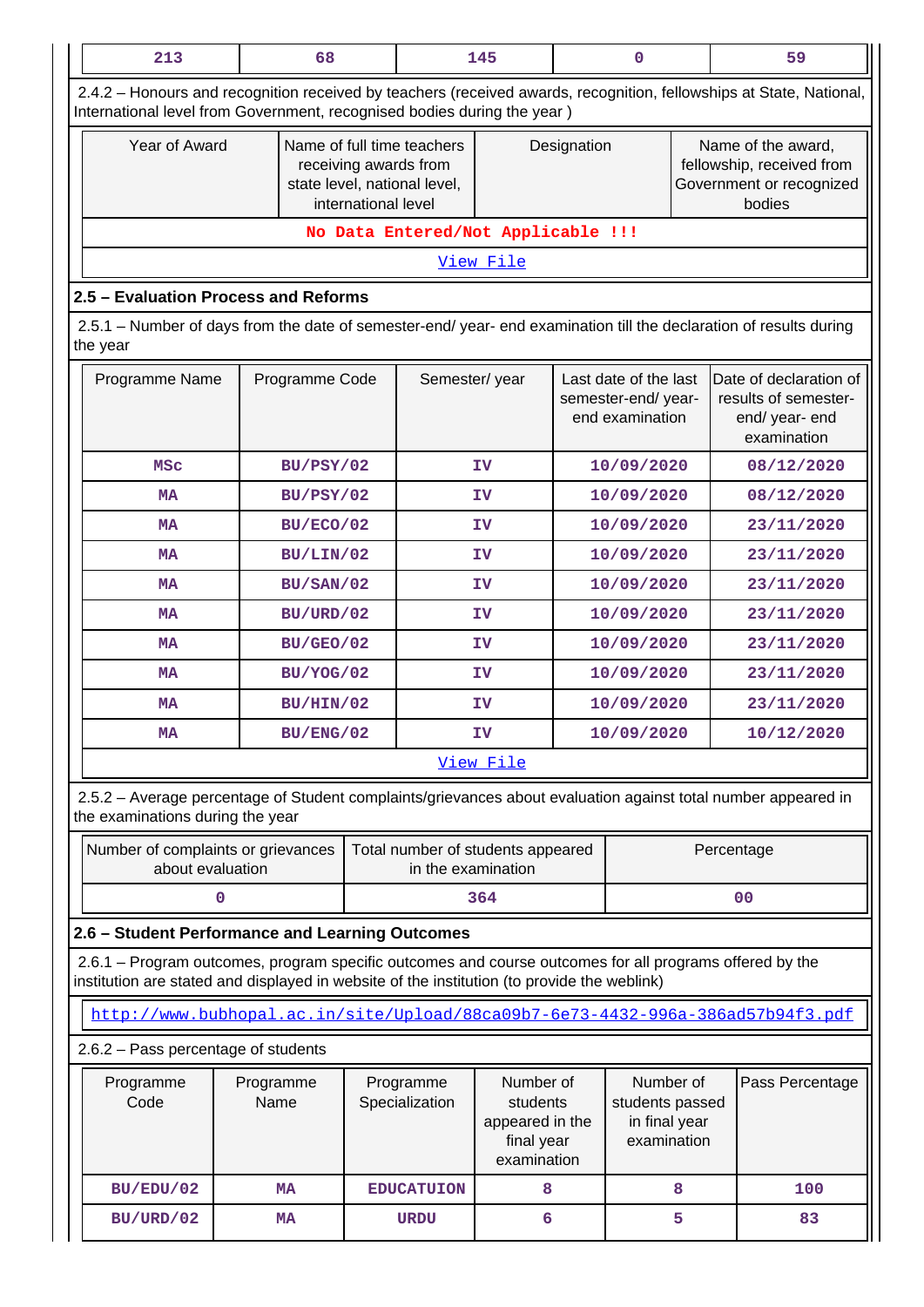| 213 | 68 | 145 | 0 | 59 |
|---|---|---|---|---|

2.4.2 – Honours and recognition received by teachers (received awards, recognition, fellowships at State, National, International level from Government, recognised bodies during the year )

| Year of Award | Name of full time teachers receiving awards from state level, national level, international level | Designation | Name of the award, fellowship, received from Government or recognized bodies |
|---|---|---|---|
| No Data Entered/Not Applicable !!! | | | |
| View File | | | |

## 2.5 – Evaluation Process and Reforms

2.5.1 – Number of days from the date of semester-end/ year- end examination till the declaration of results during the year

| Programme Name | Programme Code | Semester/ year | Last date of the last semester-end/ year- end examination | Date of declaration of results of semester- end/ year- end examination |
|---|---|---|---|---|
| MSc | BU/PSY/02 | IV | 10/09/2020 | 08/12/2020 |
| MA | BU/PSY/02 | IV | 10/09/2020 | 08/12/2020 |
| MA | BU/ECO/02 | IV | 10/09/2020 | 23/11/2020 |
| MA | BU/LIN/02 | IV | 10/09/2020 | 23/11/2020 |
| MA | BU/SAN/02 | IV | 10/09/2020 | 23/11/2020 |
| MA | BU/URD/02 | IV | 10/09/2020 | 23/11/2020 |
| MA | BU/GEO/02 | IV | 10/09/2020 | 23/11/2020 |
| MA | BU/YOG/02 | IV | 10/09/2020 | 23/11/2020 |
| MA | BU/HIN/02 | IV | 10/09/2020 | 23/11/2020 |
| MA | BU/ENG/02 | IV | 10/09/2020 | 10/12/2020 |
| View File | | | | |

2.5.2 – Average percentage of Student complaints/grievances about evaluation against total number appeared in the examinations during the year

| Number of complaints or grievances about evaluation | Total number of students appeared in the examination | Percentage |
|---|---|---|
| 0 | 364 | 00 |

## 2.6 – Student Performance and Learning Outcomes

2.6.1 – Program outcomes, program specific outcomes and course outcomes for all programs offered by the institution are stated and displayed in website of the institution (to provide the weblink)

http://www.bubhopal.ac.in/site/Upload/88ca09b7-6e73-4432-996a-386ad57b94f3.pdf

2.6.2 – Pass percentage of students

| Programme Code | Programme Name | Programme Specialization | Number of students appeared in the final year examination | Number of students passed in final year examination | Pass Percentage |
|---|---|---|---|---|---|
| BU/EDU/02 | MA | EDUCATUION | 8 | 8 | 100 |
| BU/URD/02 | MA | URDU | 6 | 5 | 83 |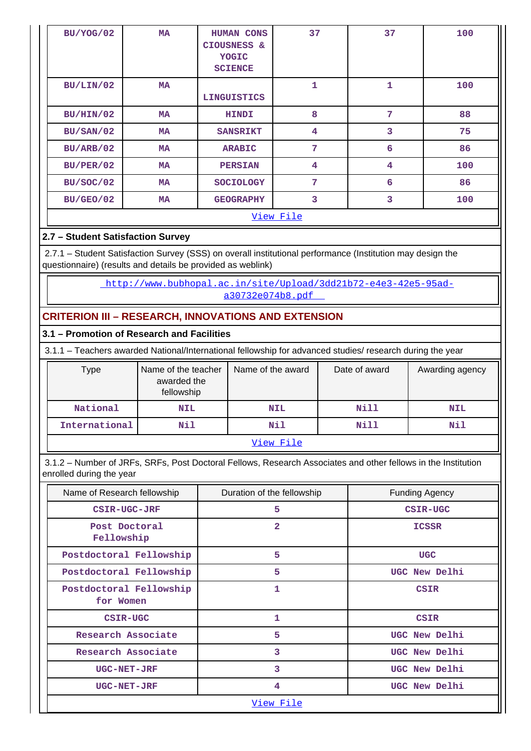| BU/YOG/02 | MA | HUMAN CONS CIOUSNESS & YOGIC SCIENCE | 37 | 37 | 100 |
|---|---|---|---|---|---|
| BU/LIN/02 | MA | LINGUISTICS | 1 | 1 | 100 |
| BU/HIN/02 | MA | HINDI | 8 | 7 | 88 |
| BU/SAN/02 | MA | SANSRIKT | 4 | 3 | 75 |
| BU/ARB/02 | MA | ARABIC | 7 | 6 | 86 |
| BU/PER/02 | MA | PERSIAN | 4 | 4 | 100 |
| BU/SOC/02 | MA | SOCIOLOGY | 7 | 6 | 86 |
| BU/GEO/02 | MA | GEOGRAPHY | 3 | 3 | 100 |

View File

### 2.7 – Student Satisfaction Survey

2.7.1 – Student Satisfaction Survey (SSS) on overall institutional performance (Institution may design the questionnaire) (results and details be provided as weblink)

http://www.bubhopal.ac.in/site/Upload/3dd21b72-e4e3-42e5-95ad-a30732e074b8.pdf

## CRITERION III – RESEARCH, INNOVATIONS AND EXTENSION

### 3.1 – Promotion of Research and Facilities

3.1.1 – Teachers awarded National/International fellowship for advanced studies/ research during the year

| Type | Name of the teacher awarded the fellowship | Name of the award | Date of award | Awarding agency |
|---|---|---|---|---|
| National | NIL | NIL | Nill | NIL |
| International | Nil | Nil | Nill | Nil |

View File

3.1.2 – Number of JRFs, SRFs, Post Doctoral Fellows, Research Associates and other fellows in the Institution enrolled during the year

| Name of Research fellowship | Duration of the fellowship | Funding Agency |
|---|---|---|
| CSIR-UGC-JRF | 5 | CSIR-UGC |
| Post Doctoral Fellowship | 2 | ICSSR |
| Postdoctoral Fellowship | 5 | UGC |
| Postdoctoral Fellowship | 5 | UGC New Delhi |
| Postdoctoral Fellowship for Women | 1 | CSIR |
| CSIR-UGC | 1 | CSIR |
| Research Associate | 5 | UGC New Delhi |
| Research Associate | 3 | UGC New Delhi |
| UGC-NET-JRF | 3 | UGC New Delhi |
| UGC-NET-JRF | 4 | UGC New Delhi |

View File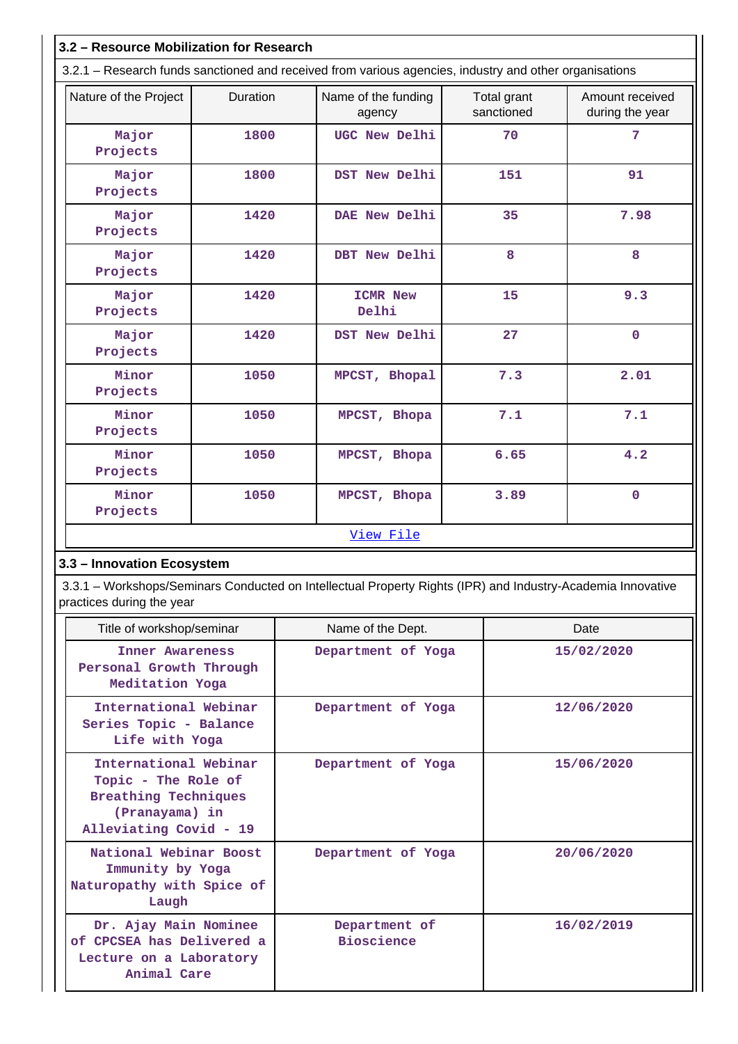## 3.2 – Resource Mobilization for Research

3.2.1 – Research funds sanctioned and received from various agencies, industry and other organisations

| Nature of the Project | Duration | Name of the funding agency | Total grant sanctioned | Amount received during the year |
|---|---|---|---|---|
| Major Projects | 1800 | UGC New Delhi | 70 | 7 |
| Major Projects | 1800 | DST New Delhi | 151 | 91 |
| Major Projects | 1420 | DAE New Delhi | 35 | 7.98 |
| Major Projects | 1420 | DBT New Delhi | 8 | 8 |
| Major Projects | 1420 | ICMR New Delhi | 15 | 9.3 |
| Major Projects | 1420 | DST New Delhi | 27 | 0 |
| Minor Projects | 1050 | MPCST, Bhopal | 7.3 | 2.01 |
| Minor Projects | 1050 | MPCST, Bhopa | 7.1 | 7.1 |
| Minor Projects | 1050 | MPCST, Bhopa | 6.65 | 4.2 |
| Minor Projects | 1050 | MPCST, Bhopa | 3.89 | 0 |

View File

## 3.3 – Innovation Ecosystem

3.3.1 – Workshops/Seminars Conducted on Intellectual Property Rights (IPR) and Industry-Academia Innovative practices during the year

| Title of workshop/seminar | Name of the Dept. | Date |
|---|---|---|
| Inner Awareness Personal Growth Through Meditation Yoga | Department of Yoga | 15/02/2020 |
| International Webinar Series Topic - Balance Life with Yoga | Department of Yoga | 12/06/2020 |
| International Webinar Topic - The Role of Breathing Techniques (Pranayama) in Alleviating Covid - 19 | Department of Yoga | 15/06/2020 |
| National Webinar Boost Immunity by Yoga Naturopathy with Spice of Laugh | Department of Yoga | 20/06/2020 |
| Dr. Ajay Main Nominee of CPCSEA has Delivered a Lecture on a Laboratory Animal Care | Department of Bioscience | 16/02/2019 |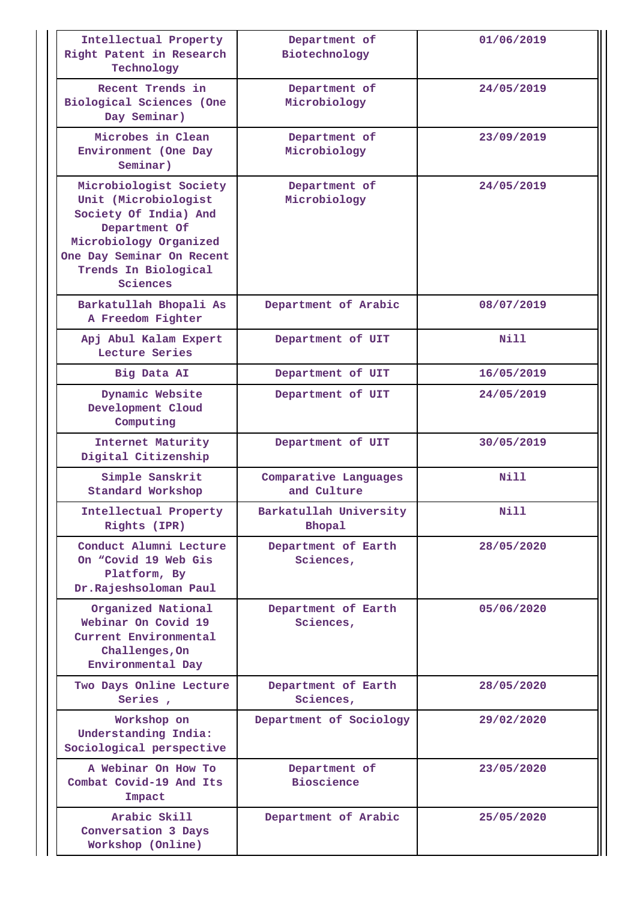| Intellectual Property Right Patent in Research Technology | Department of Biotechnology | 01/06/2019 |
|---|---|---|
| Recent Trends in Biological Sciences (One Day Seminar) | Department of Microbiology | 24/05/2019 |
| Microbes in Clean Environment (One Day Seminar) | Department of Microbiology | 23/09/2019 |
| Microbiologist Society Unit (Microbiologist Society Of India) And Department Of Microbiology Organized One Day Seminar On Recent Trends In Biological Sciences | Department of Microbiology | 24/05/2019 |
| Barkatullah Bhopali As A Freedom Fighter | Department of Arabic | 08/07/2019 |
| Apj Abul Kalam Expert Lecture Series | Department of UIT | Nill |
| Big Data AI | Department of UIT | 16/05/2019 |
| Dynamic Website Development Cloud Computing | Department of UIT | 24/05/2019 |
| Internet Maturity Digital Citizenship | Department of UIT | 30/05/2019 |
| Simple Sanskrit Standard Workshop | Comparative Languages and Culture | Nill |
| Intellectual Property Rights (IPR) | Barkatullah University Bhopal | Nill |
| Conduct Alumni Lecture On "Covid 19 Web Gis Platform, By Dr.Rajeshsoloman Paul | Department of Earth Sciences, | 28/05/2020 |
| Organized National Webinar On Covid 19 Current Environmental Challenges,On Environmental Day | Department of Earth Sciences, | 05/06/2020 |
| Two Days Online Lecture Series , | Department of Earth Sciences, | 28/05/2020 |
| Workshop on Understanding India: Sociological perspective | Department of Sociology | 29/02/2020 |
| A Webinar On How To Combat Covid-19 And Its Impact | Department of Bioscience | 23/05/2020 |
| Arabic Skill Conversation 3 Days Workshop (Online) | Department of Arabic | 25/05/2020 |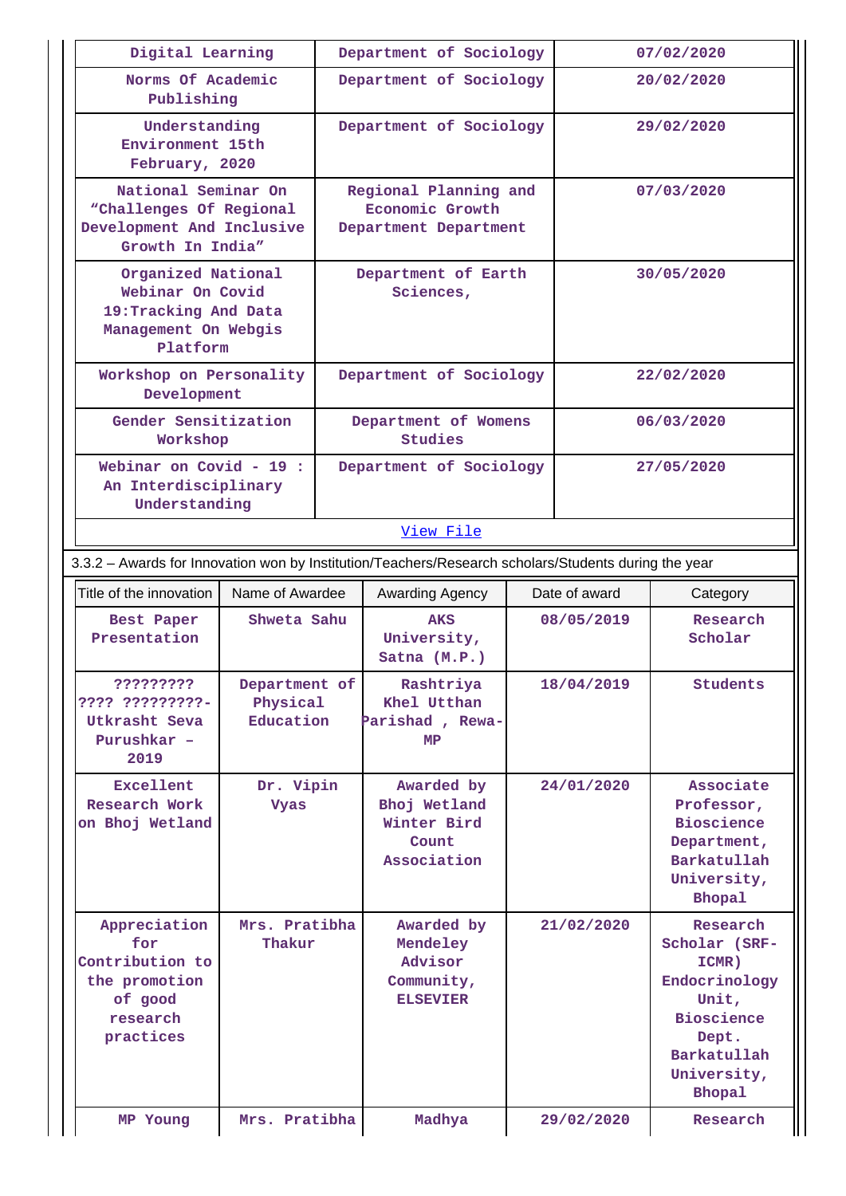| | | |
|---|---|---|
| Digital Learning | Department of Sociology | 07/02/2020 |
| Norms Of Academic Publishing | Department of Sociology | 20/02/2020 |
| Understanding Environment 15th February, 2020 | Department of Sociology | 29/02/2020 |
| National Seminar On “Challenges Of Regional Development And Inclusive Growth In India” | Regional Planning and Economic Growth Department Department | 07/03/2020 |
| Organized National Webinar On Covid 19:Tracking And Data Management On Webgis Platform | Department of Earth Sciences, | 30/05/2020 |
| Workshop on Personality Development | Department of Sociology | 22/02/2020 |
| Gender Sensitization Workshop | Department of Womens Studies | 06/03/2020 |
| Webinar on Covid - 19 : An Interdisciplinary Understanding | Department of Sociology | 27/05/2020 |
| View File | | |

3.3.2 – Awards for Innovation won by Institution/Teachers/Research scholars/Students during the year

| Title of the innovation | Name of Awardee | Awarding Agency | Date of award | Category |
|---|---|---|---|---|
| Best Paper Presentation | Shweta Sahu | AKS University, Satna (M.P.) | 08/05/2019 | Research Scholar |
| ????????? ???? ?????????-Utkrasht Seva Purushkar – 2019 | Department of Physical Education | Rashtriya Khel Utthan Parishad , Rewa-MP | 18/04/2019 | Students |
| Excellent Research Work on Bhoj Wetland | Dr. Vipin Vyas | Awarded by Bhoj Wetland Winter Bird Count Association | 24/01/2020 | Associate Professor, Bioscience Department, Barkatullah University, Bhopal |
| Appreciation for Contribution to the promotion of good research practices | Mrs. Pratibha Thakur | Awarded by Mendeley Advisor Community, ELSEVIER | 21/02/2020 | Research Scholar (SRF-ICMR) Endocrinology Unit, Bioscience Dept. Barkatullah University, Bhopal |
| MP Young | Mrs. Pratibha | Madhya | 29/02/2020 | Research |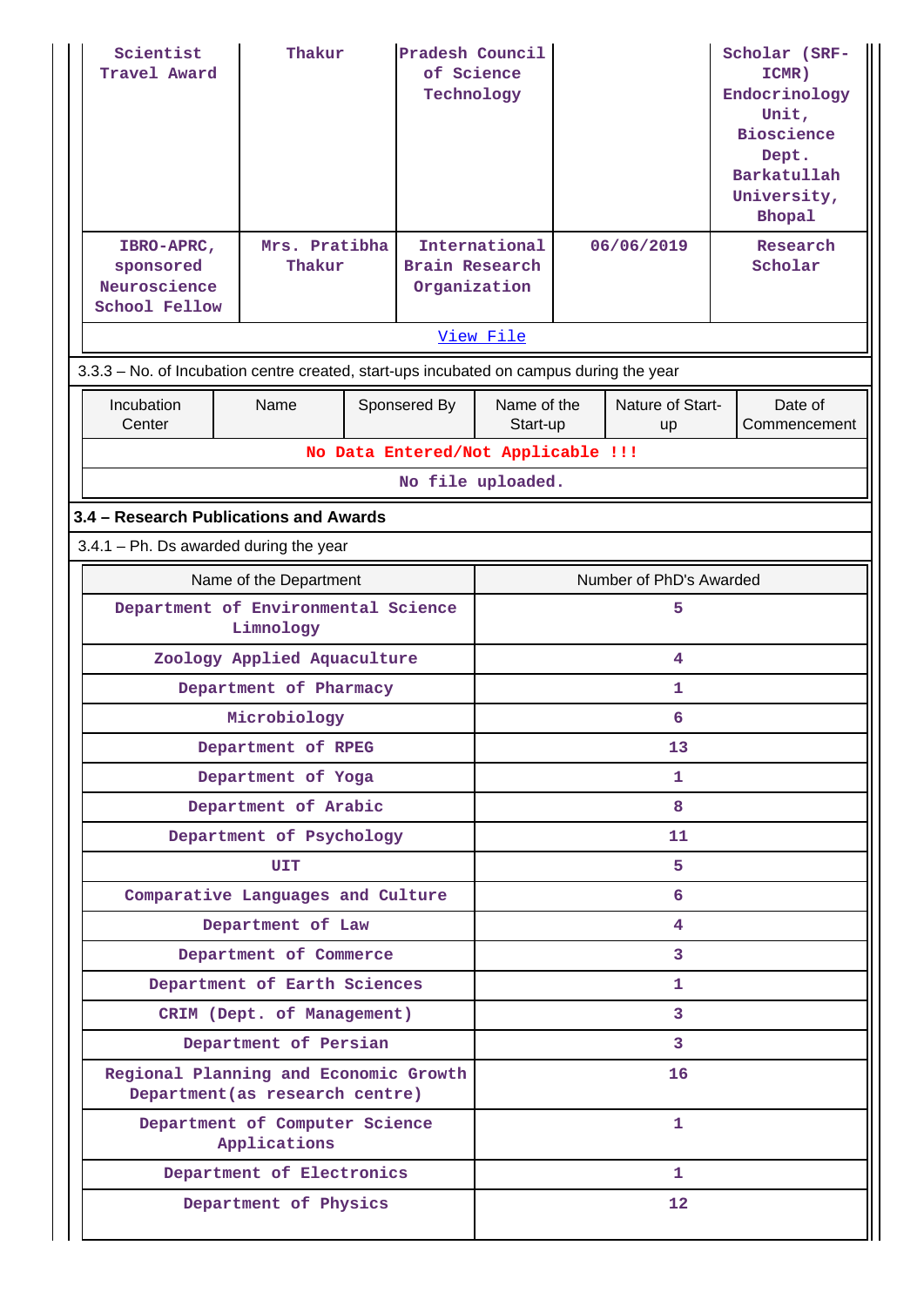| Scientist Travel Award | Thakur | Pradesh Council of Science Technology | | Scholar (SRF-ICMR) Endocrinology Unit, Bioscience Dept. Barkatullah University, Bhopal |
|---|---|---|---|---|
| IBRO-APRC, sponsored Neuroscience School Fellow | Mrs. Pratibha Thakur | International Brain Research Organization | 06/06/2019 | Research Scholar |

View File

3.3.3 – No. of Incubation centre created, start-ups incubated on campus during the year

| Incubation Center | Name | Sponsered By | Name of the Start-up | Nature of Start-up | Date of Commencement |
|---|---|---|---|---|---|
| No Data Entered/Not Applicable !!! | | | | | |

No file uploaded.

### 3.4 – Research Publications and Awards

3.4.1 – Ph. Ds awarded during the year

| Name of the Department | Number of PhD's Awarded |
|---|---|
| Department of Environmental Science Limnology | 5 |
| Zoology Applied Aquaculture | 4 |
| Department of Pharmacy | 1 |
| Microbiology | 6 |
| Department of RPEG | 13 |
| Department of Yoga | 1 |
| Department of Arabic | 8 |
| Department of Psychology | 11 |
| UIT | 5 |
| Comparative Languages and Culture | 6 |
| Department of Law | 4 |
| Department of Commerce | 3 |
| Department of Earth Sciences | 1 |
| CRIM (Dept. of Management) | 3 |
| Department of Persian | 3 |
| Regional Planning and Economic Growth Department(as research centre) | 16 |
| Department of Computer Science Applications | 1 |
| Department of Electronics | 1 |
| Department of Physics | 12 |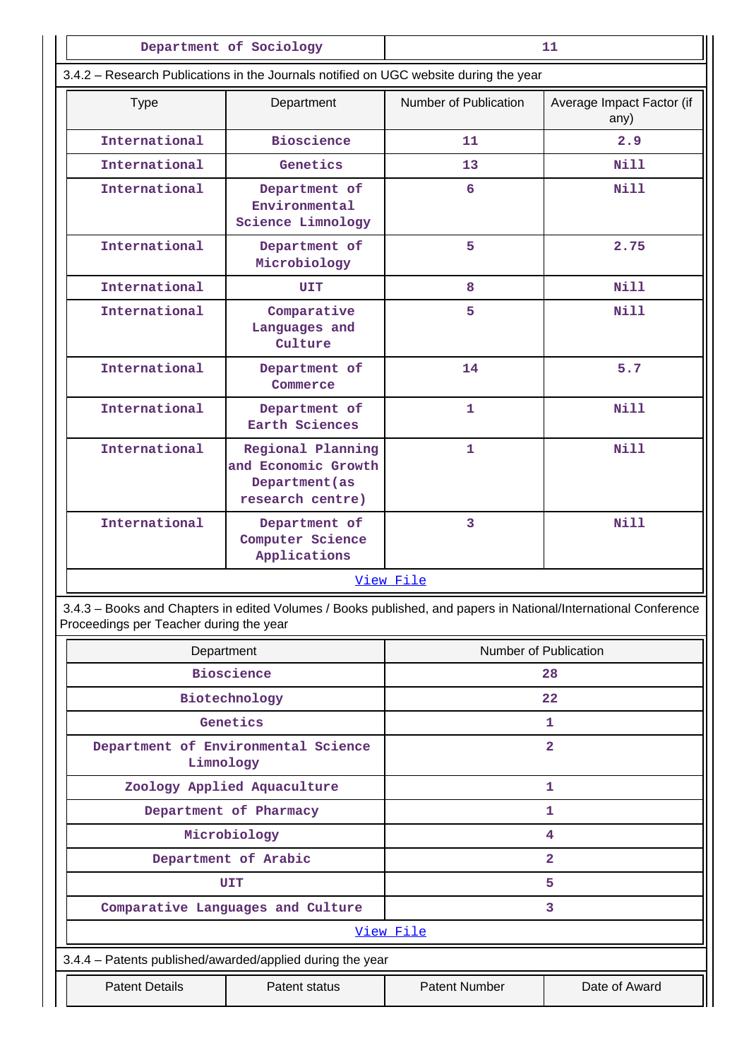| Department of Sociology | 11 |
|---|---|

3.4.2 – Research Publications in the Journals notified on UGC website during the year

| Type | Department | Number of Publication | Average Impact Factor (if any) |
|---|---|---|---|
| International | Bioscience | 11 | 2.9 |
| International | Genetics | 13 | Nill |
| International | Department of Environmental Science Limnology | 6 | Nill |
| International | Department of Microbiology | 5 | 2.75 |
| International | UIT | 8 | Nill |
| International | Comparative Languages and Culture | 5 | Nill |
| International | Department of Commerce | 14 | 5.7 |
| International | Department of Earth Sciences | 1 | Nill |
| International | Regional Planning and Economic Growth Department(as research centre) | 1 | Nill |
| International | Department of Computer Science Applications | 3 | Nill |

View File

3.4.3 – Books and Chapters in edited Volumes / Books published, and papers in National/International Conference Proceedings per Teacher during the year

| Department | Number of Publication |
|---|---|
| Bioscience | 28 |
| Biotechnology | 22 |
| Genetics | 1 |
| Department of Environmental Science Limnology | 2 |
| Zoology Applied Aquaculture | 1 |
| Department of Pharmacy | 1 |
| Microbiology | 4 |
| Department of Arabic | 2 |
| UIT | 5 |
| Comparative Languages and Culture | 3 |

View File

3.4.4 – Patents published/awarded/applied during the year

| Patent Details | Patent status | Patent Number | Date of Award |
|---|---|---|---|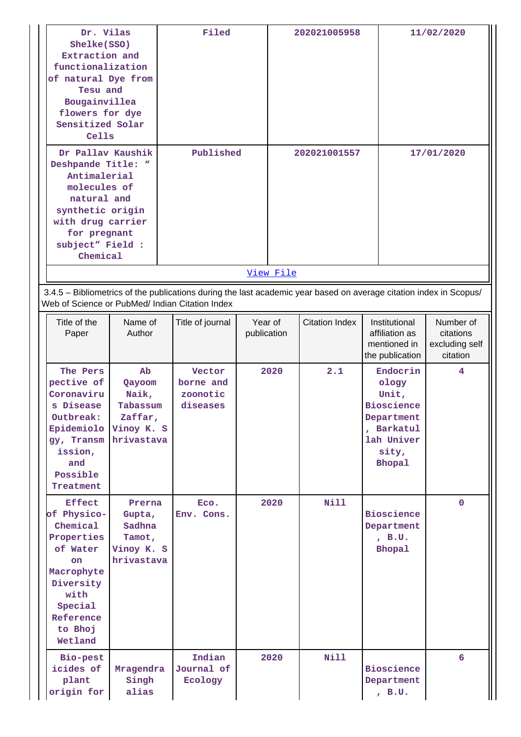| | | | |
|---|---|---|---|
| Dr. Vilas Shelke(SSO) Extraction and functionalization of natural Dye from Tesu and Bougainvillea flowers for dye Sensitized Solar Cells | Filed | 202021005958 | 11/02/2020 |
| Dr Pallav Kaushik Deshpande Title: " Antimalerial molecules of natural and synthetic origin with drug carrier for pregnant subject" Field : Chemical | Published | 202021001557 | 17/01/2020 |

View File

3.4.5 – Bibliometrics of the publications during the last academic year based on average citation index in Scopus/ Web of Science or PubMed/ Indian Citation Index

| Title of the Paper | Name of Author | Title of journal | Year of publication | Citation Index | Institutional affiliation as mentioned in the publication | Number of citations excluding self citation |
|---|---|---|---|---|---|---|
| The Perspective of Coronavirus Disease Outbreak: Epidemiology, Transmission, and Possible Treatment | Ab Qayoom Naik, Tabassum Zaffar, Vinoy K. Shrivastava | Vector borne and zoonotic diseases | 2020 | 2.1 | Endocrinology Unit, Bioscience Department, Barkatullah University, Bhopal | 4 |
| Effect of Physico-Chemical Properties of Water on Macrophyte Diversity with Special Reference to Bhoj Wetland | Prerna Gupta, Sadhna Tamot, Vinoy K. Shrivastava | Eco. Env. Cons. | 2020 | Nill | Bioscience Department, B.U. Bhopal | 0 |
| Bio-pesticides of plant origin for | Mragendra Singh alias | Indian Journal of Ecology | 2020 | Nill | Bioscience Department, B.U. | 6 |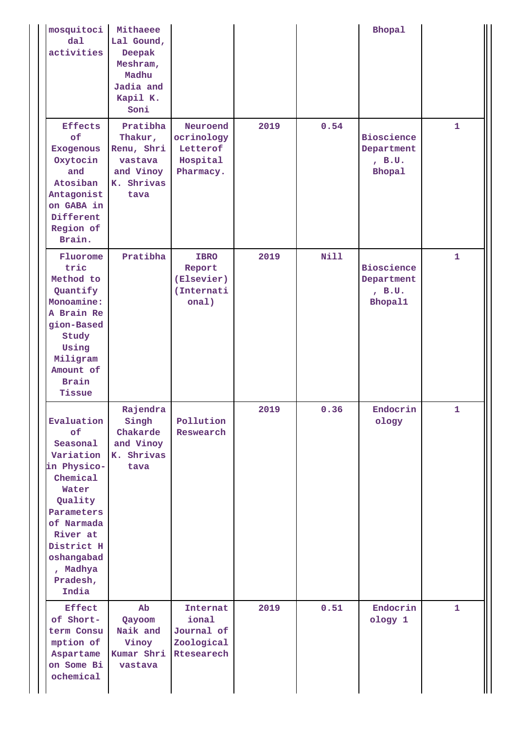| | | | | | | |
|---|---|---|---|---|---|---|
| mosquitocidal activities | Mithaeee Lal Gound, Deepak Meshram, Madhu Jadia and Kapil K. Soni | | | | Bhopal | |
| Effects of Exogenous Oxytocin and Atosiban Antagonist on GABA in Different Region of Brain. | Pratibha Thakur, Renu, Shrivastava and Vinoy K. Shrivastava | Neuroendocrinology Letterof Hospital Pharmacy. | 2019 | 0.54 | Bioscience Department, B.U. Bhopal | 1 |
| Fluorometric Method to Quantify Monoamine: A Brain Region-Based Study Using Miligram Amount of Brain Tissue | Pratibha | IBRO Report (Elsevier) (International) | 2019 | Nill | Bioscience Department, B.U. Bhopal1 | 1 |
| Evaluation of Seasonal Variation in Physico-Chemical Water Quality Parameters of Narmada River at District Hoshangabad, Madhya Pradesh, India | Rajendra Singh Chakarde and Vinoy K. Shrivastava | Pollution Reswearch | 2019 | 0.36 | Endocrinology | 1 |
| Effect of Short-term Consumption of Aspartame on Some Biochemical | Ab Qayoom Naik and Vinoy Kumar Shrivastava | International Journal of Zoological Rtesearech | 2019 | 0.51 | Endocrinology 1 | 1 |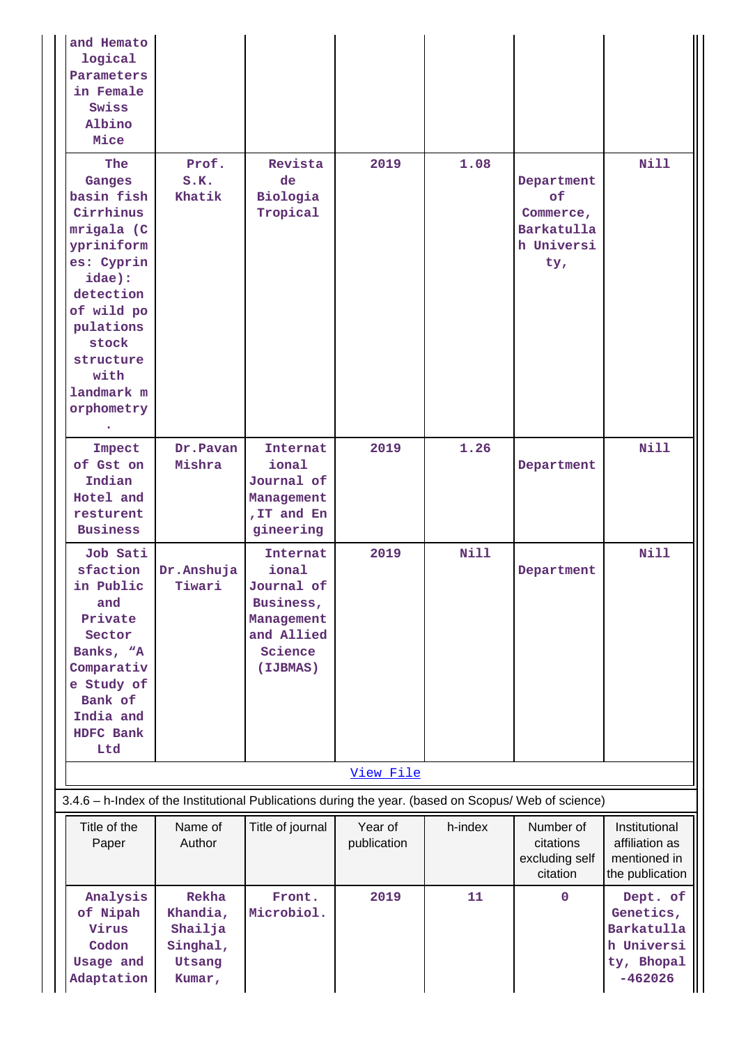| | | | | | | |
|---|---|---|---|---|---|---|
| and Hematological Parameters in Female Swiss Albino Mice | | | | | | |
| The Ganges basin fish Cirrhinus mrigala (Cypriniformes: Cyprinidae): detection of wild populations stock structure with landmark morphometry. | Prof. S.K. Khatik | Revista de Biologia Tropical | 2019 | 1.08 | Department of Commerce, Barkatullah University, | Nill |
| Impact of Gst on Indian Hotel and resturent Business | Dr.Pavan Mishra | International Journal of Management,IT and Engineering | 2019 | 1.26 | Department | Nill |
| Job Satisfaction in Public and Private Sector Banks, "A Comparative Study of Bank of India and HDFC Bank Ltd | Dr.Anshuja Tiwari | International Journal of Business, Management and Allied Science (IJBMAS) | 2019 | Nill | Department | Nill |

[View File]

3.4.6 – h-Index of the Institutional Publications during the year. (based on Scopus/ Web of science)

| Title of the Paper | Name of Author | Title of journal | Year of publication | h-index | Number of citations excluding self citation | Institutional affiliation as mentioned in the publication |
|---|---|---|---|---|---|---|
| Analysis of Nipah Virus Codon Usage and Adaptation | Rekha Khandia, Shailja Singhal, Utsang Kumar, | Front. Microbiol. | 2019 | 11 | 0 | Dept. of Genetics, Barkatullah University, Bhopal -462026 |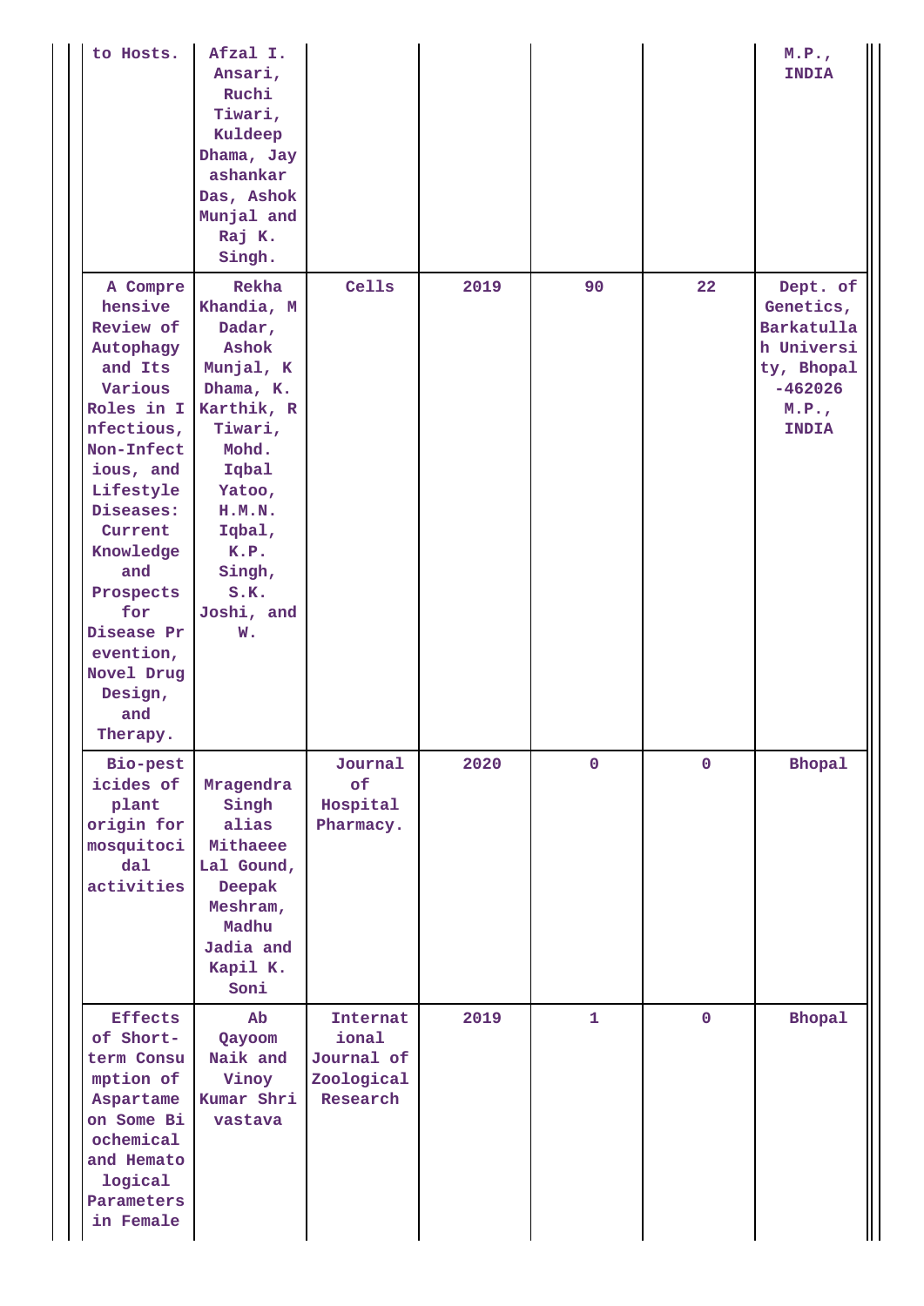| | | | | | | |
|---|---|---|---|---|---|---|
| to Hosts. | Afzal I. Ansari, Ruchi Tiwari, Kuldeep Dhama, Jay ashankar Das, Ashok Munjal and Raj K. Singh. | | | | | M.P., INDIA |
| A Comprehensive Review of Autophagy and Its Various Roles in Infectious, Non-Infectious, and Lifestyle Diseases: Current Knowledge and Prospects for Disease Prevention, Novel Drug Design, and Therapy. | Rekha Khandia, M Dadar, Ashok Munjal, K Dhama, K. Karthik, R Tiwari, Mohd. Iqbal Yatoo, H.M.N. Iqbal, K.P. Singh, S.K. Joshi, and W. | Cells | 2019 | 90 | 22 | Dept. of Genetics, Barkatullah University, Bhopal -462026 M.P., INDIA |
| Bio-pesticides of plant origin for mosquitocidal activities | Mragendra Singh alias Mithaeee Lal Gound, Deepak Meshram, Madhu Jadia and Kapil K. Soni | Journal of Hospital Pharmacy. | 2020 | 0 | 0 | Bhopal |
| Effects of Short-term Consumption of Aspartame on Some Biochemical and Hematological Parameters in Female | Ab Qayoom Naik and Vinoy Kumar Shrivastava | International Journal of Zoological Research | 2019 | 1 | 0 | Bhopal |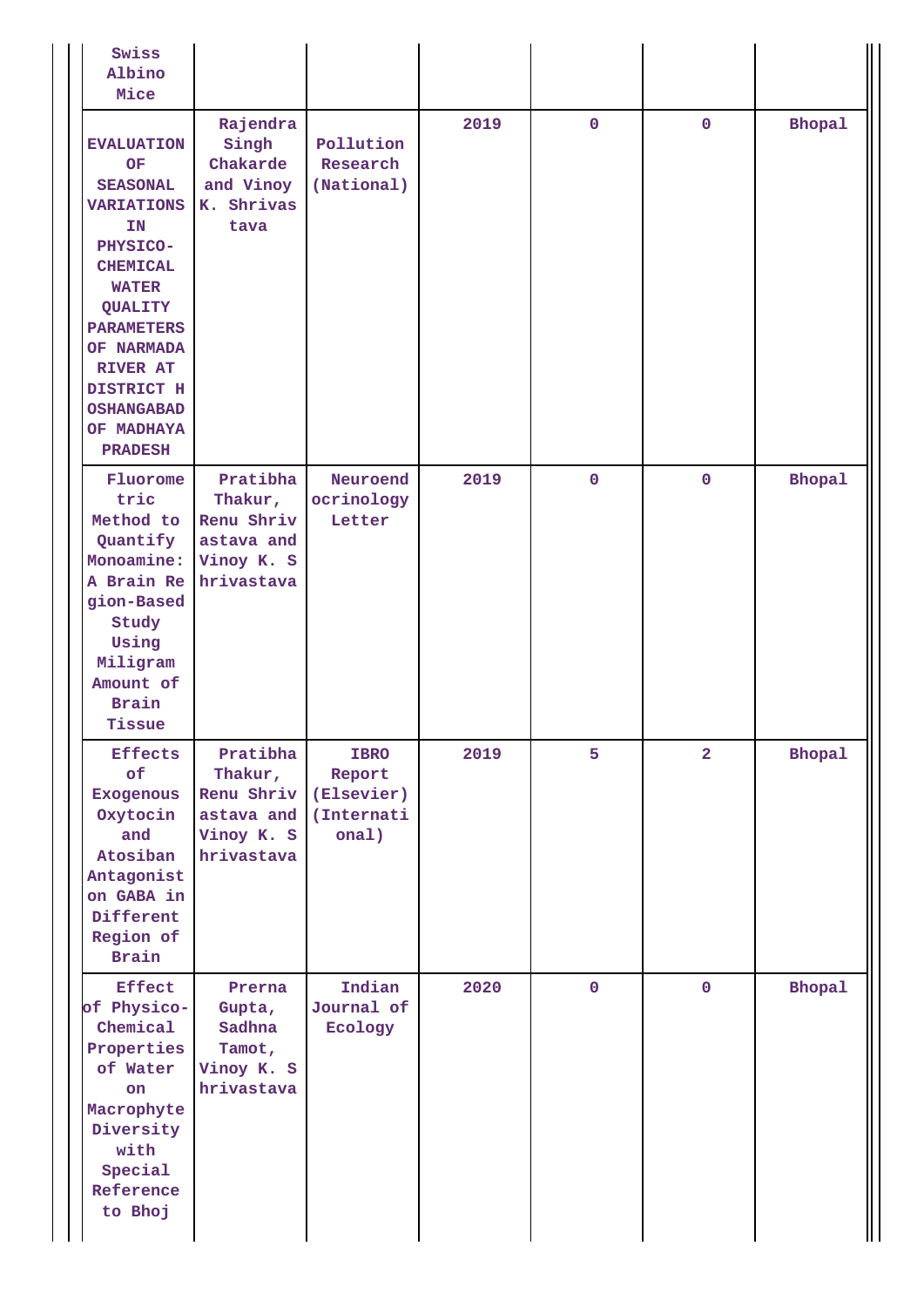| | | | | | | |
|---|---|---|---|---|---|---|
| Swiss Albino Mice | | | | | | |
| **EVALUATION OF SEASONAL VARIATIONS IN PHYSICO-CHEMICAL WATER QUALITY PARAMETERS OF NARMADA RIVER AT DISTRICT HOSHANGABAD OF MADHAYA PRADESH** | Rajendra Singh Chakarde and Vinoy K. Shrivastava | Pollution Research (National) | 2019 | 0 | 0 | Bhopal |
| Fluorometric Method to Quantify Monoamine: A Brain Region-Based Study Using Miligram Amount of Brain Tissue | Pratibha Thakur, Renu Shrivastava and Vinoy K. Shrivastava | Neuroendocrinology Letter | 2019 | 0 | 0 | Bhopal |
| Effects of Exogenous Oxytocin and Atosiban Antagonist on GABA in Different Region of Brain | Pratibha Thakur, Renu Shrivastava and Vinoy K. Shrivastava | IBRO Report (Elsevier) (International) | 2019 | 5 | 2 | Bhopal |
| Effect of Physico-Chemical Properties of Water on Macrophyte Diversity with Special Reference to Bhoj | Prerna Gupta, Sadhna Tamot, Vinoy K. Shrivastava | Indian Journal of Ecology | 2020 | 0 | 0 | Bhopal |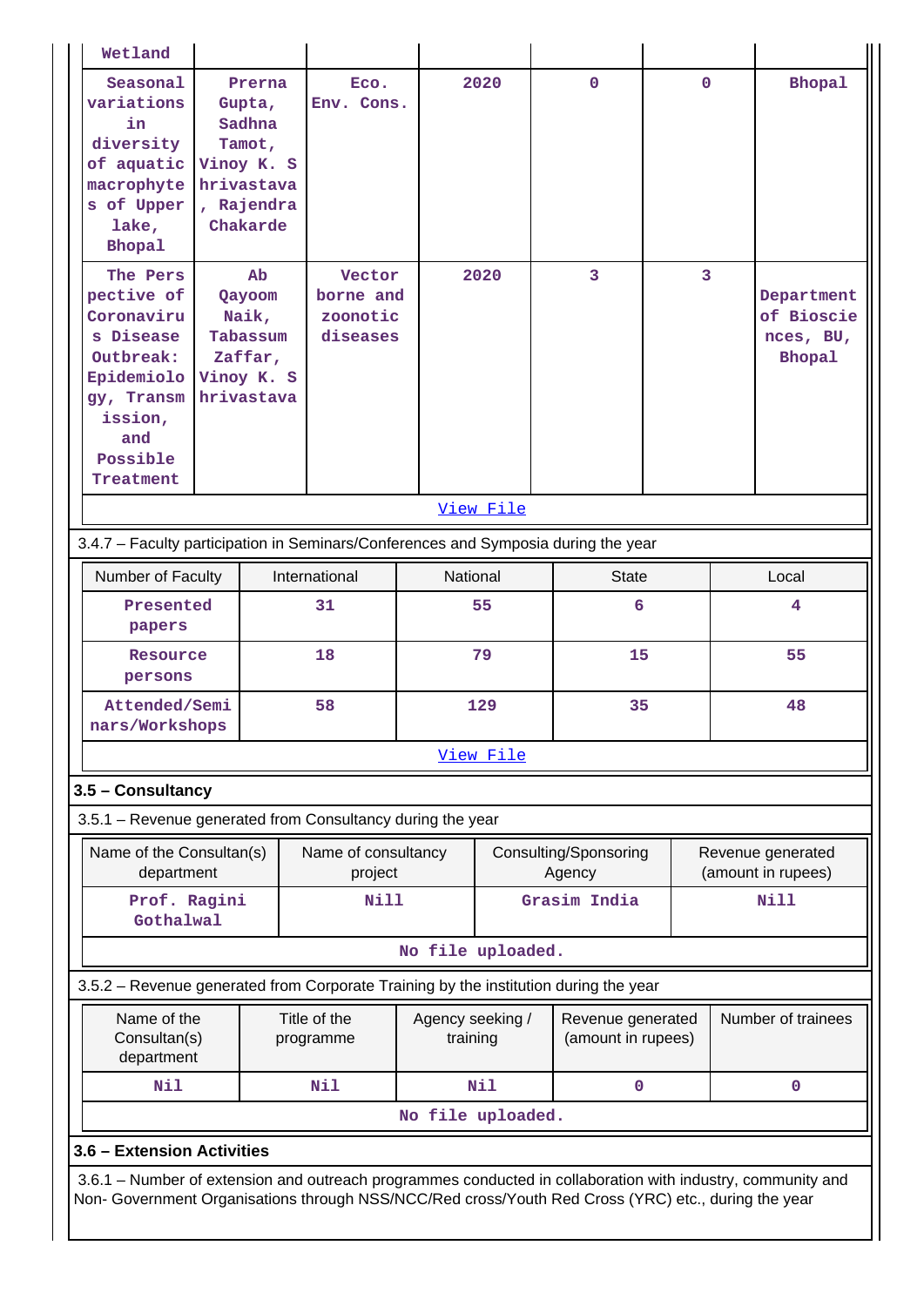| | | | | | | |
|---|---|---|---|---|---|---|
| Wetland | | | | | | |
| Seasonal variations in diversity of aquatic macrophytes of Upper lake, Bhopal | Prerna Gupta, Sadhna Tamot, Vinoy K. Shrivastava, Rajendra Chakarde | Eco. Env. Cons. | 2020 | 0 | 0 | Bhopal |
| The Perspective of Coronavirus Disease Outbreak: Epidemiology, Transmission, and Possible Treatment | Ab Qayoom Naik, Tabassum Zaffar, Vinoy K. Shrivastava | Vector borne and zoonotic diseases | 2020 | 3 | 3 | Department of Biosciences, BU, Bhopal |
| View File | | | | | | |

3.4.7 – Faculty participation in Seminars/Conferences and Symposia during the year

| Number of Faculty | International | National | State | Local |
|---|---|---|---|---|
| Presented papers | 31 | 55 | 6 | 4 |
| Resource persons | 18 | 79 | 15 | 55 |
| Attended/Seminars/Workshops | 58 | 129 | 35 | 48 |
| View File | | | | |

### 3.5 – Consultancy

3.5.1 – Revenue generated from Consultancy during the year

| Name of the Consultan(s) department | Name of consultancy project | Consulting/Sponsoring Agency | Revenue generated (amount in rupees) |
|---|---|---|---|
| Prof. Ragini Gothalwal | Nill | Grasim India | Nill |
| No file uploaded. | | | |

3.5.2 – Revenue generated from Corporate Training by the institution during the year

| Name of the Consultan(s) department | Title of the programme | Agency seeking / training | Revenue generated (amount in rupees) | Number of trainees |
|---|---|---|---|---|
| Nil | Nil | Nil | 0 | 0 |
| No file uploaded. | | | | |

### 3.6 – Extension Activities

3.6.1 – Number of extension and outreach programmes conducted in collaboration with industry, community and Non- Government Organisations through NSS/NCC/Red cross/Youth Red Cross (YRC) etc., during the year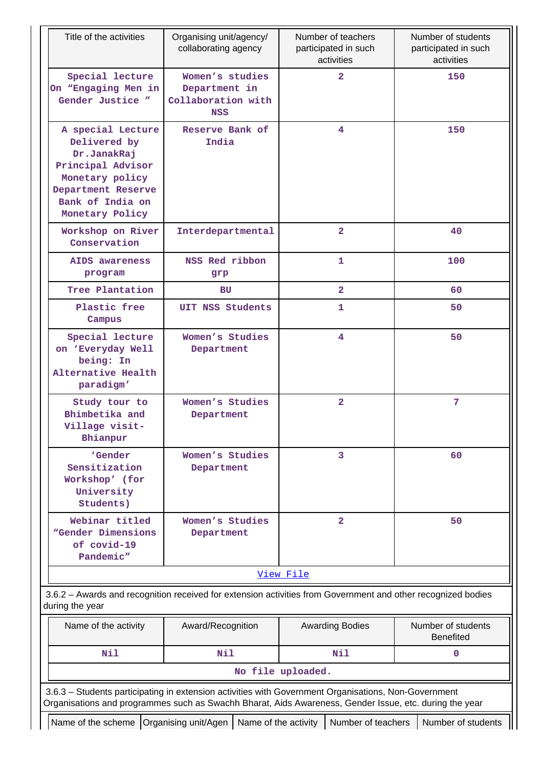| Title of the activities | Organising unit/agency/ collaborating agency | Number of teachers participated in such activities | Number of students participated in such activities |
|---|---|---|---|
| Special lecture On “Engaging Men in Gender Justice ” | Women’s studies Department in Collaboration with NSS | 2 | 150 |
| A special Lecture Delivered by Dr.JanakRaj Principal Advisor Monetary policy Department Reserve Bank of India on Monetary Policy | Reserve Bank of India | 4 | 150 |
| Workshop on River Conservation | Interdepartmental | 2 | 40 |
| AIDS awareness program | NSS Red ribbon grp | 1 | 100 |
| Tree Plantation | BU | 2 | 60 |
| Plastic free Campus | UIT NSS Students | 1 | 50 |
| Special lecture on ‘Everyday Well being: In Alternative Health paradigm’ | Women’s Studies Department | 4 | 50 |
| Study tour to Bhimbetika and Village visit- Bhianpur | Women’s Studies Department | 2 | 7 |
| ‘Gender Sensitization Workshop’ (for University Students) | Women’s Studies Department | 3 | 60 |
| Webinar titled “Gender Dimensions of covid-19 Pandemic” | Women’s Studies Department | 2 | 50 |
| View File | | | |

3.6.2 – Awards and recognition received for extension activities from Government and other recognized bodies during the year

| Name of the activity | Award/Recognition | Awarding Bodies | Number of students Benefited |
|---|---|---|---|
| Nil | Nil | Nil | 0 |
| No file uploaded. | | | |

3.6.3 – Students participating in extension activities with Government Organisations, Non-Government Organisations and programmes such as Swachh Bharat, Aids Awareness, Gender Issue, etc. during the year

| Name of the scheme | Organising unit/Agen | Name of the activity | Number of teachers | Number of students |
|---|---|---|---|---|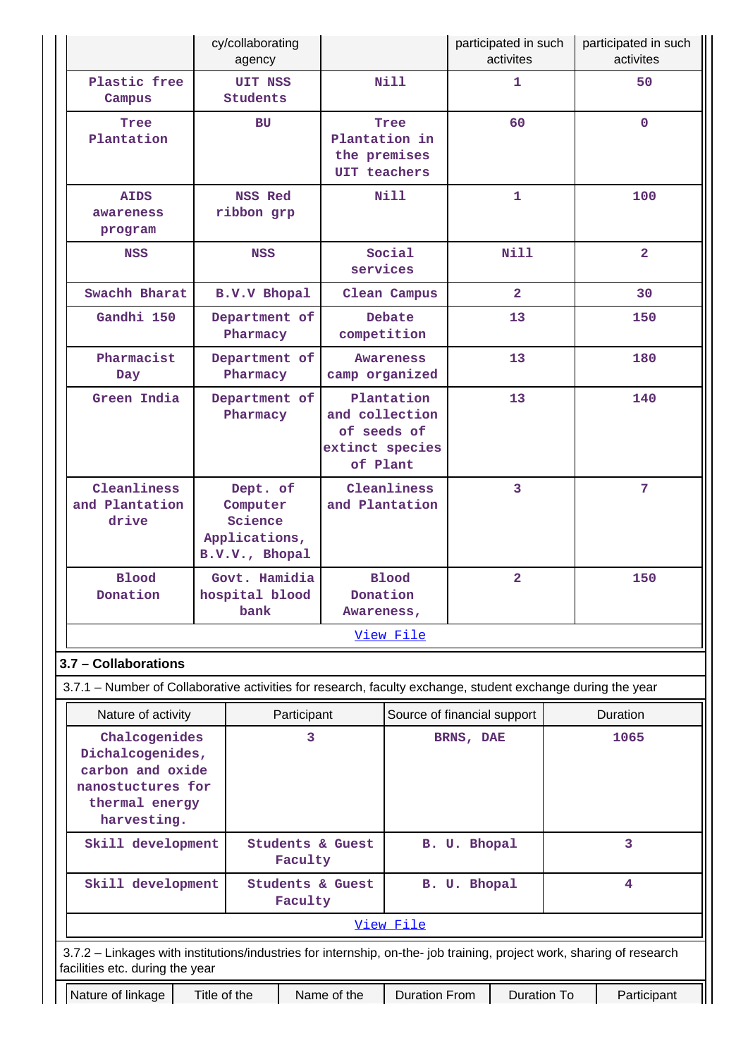| | cy/collaborating agency | | participated in such activites | participated in such activites |
|---|---|---|---|---|
| Plastic free Campus | UIT NSS Students | Nill | 1 | 50 |
| Tree Plantation | BU | Tree Plantation in the premises UIT teachers | 60 | 0 |
| AIDS awareness program | NSS Red ribbon grp | Nill | 1 | 100 |
| NSS | NSS | Social services | Nill | 2 |
| Swachh Bharat | B.V.V Bhopal | Clean Campus | 2 | 30 |
| Gandhi 150 | Department of Pharmacy | Debate competition | 13 | 150 |
| Pharmacist Day | Department of Pharmacy | Awareness camp organized | 13 | 180 |
| Green India | Department of Pharmacy | Plantation and collection of seeds of extinct species of Plant | 13 | 140 |
| Cleanliness and Plantation drive | Dept. of Computer Science Applications, B.V.V., Bhopal | Cleanliness and Plantation | 3 | 7 |
| Blood Donation | Govt. Hamidia hospital blood bank | Blood Donation Awareness, | 2 | 150 |

View File

### 3.7 – Collaborations

3.7.1 – Number of Collaborative activities for research, faculty exchange, student exchange during the year

| Nature of activity | Participant | Source of financial support | Duration |
|---|---|---|---|
| Chalcogenides Dichalcogenides, carbon and oxide nanostuctures for thermal energy harvesting. | 3 | BRNS, DAE | 1065 |
| Skill development | Students & Guest Faculty | B. U. Bhopal | 3 |
| Skill development | Students & Guest Faculty | B. U. Bhopal | 4 |

View File

3.7.2 – Linkages with institutions/industries for internship, on-the- job training, project work, sharing of research facilities etc. during the year

| Nature of linkage | Title of the | Name of the | Duration From | Duration To | Participant |
|---|---|---|---|---|---|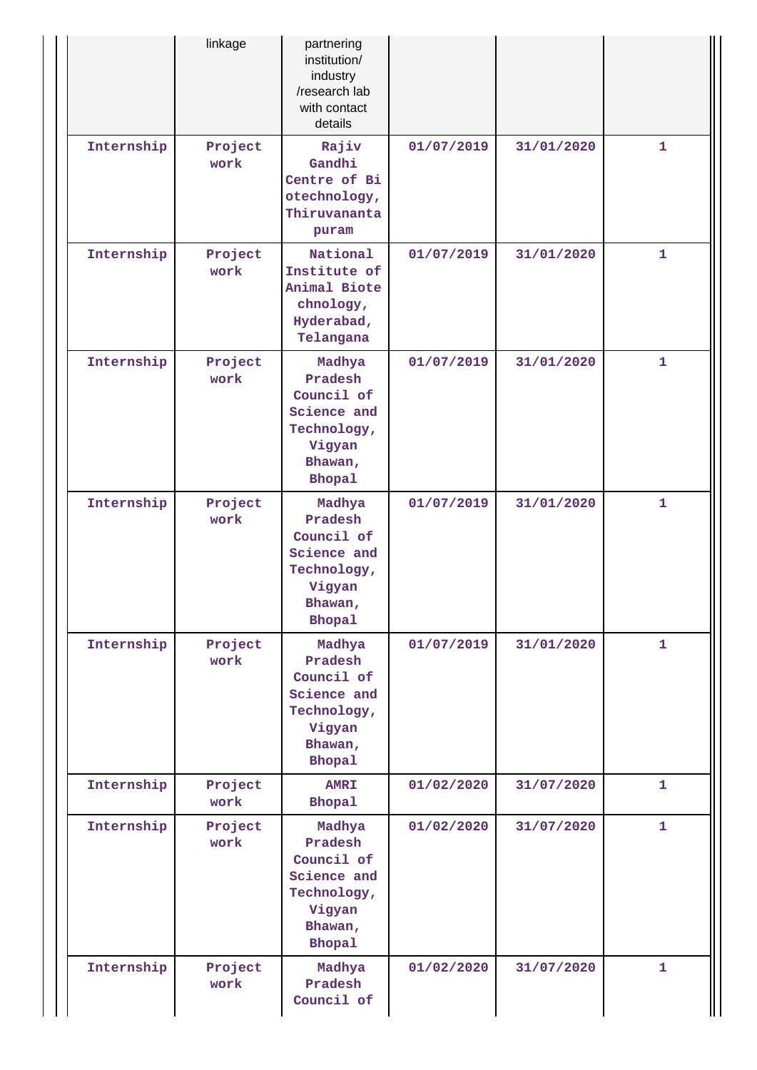|  | linkage | partnering institution/ industry /research lab with contact details |  |  |  |
|---|---|---|---|---|---|
| Internship | Project work | Rajiv Gandhi Centre of Biotechnology, Thiruvananta puram | 01/07/2019 | 31/01/2020 | 1 |
| Internship | Project work | National Institute of Animal Biotechnology, Hyderabad, Telangana | 01/07/2019 | 31/01/2020 | 1 |
| Internship | Project work | Madhya Pradesh Council of Science and Technology, Vigyan Bhawan, Bhopal | 01/07/2019 | 31/01/2020 | 1 |
| Internship | Project work | Madhya Pradesh Council of Science and Technology, Vigyan Bhawan, Bhopal | 01/07/2019 | 31/01/2020 | 1 |
| Internship | Project work | Madhya Pradesh Council of Science and Technology, Vigyan Bhawan, Bhopal | 01/07/2019 | 31/01/2020 | 1 |
| Internship | Project work | AMRI Bhopal | 01/02/2020 | 31/07/2020 | 1 |
| Internship | Project work | Madhya Pradesh Council of Science and Technology, Vigyan Bhawan, Bhopal | 01/02/2020 | 31/07/2020 | 1 |
| Internship | Project work | Madhya Pradesh Council of | 01/02/2020 | 31/07/2020 | 1 |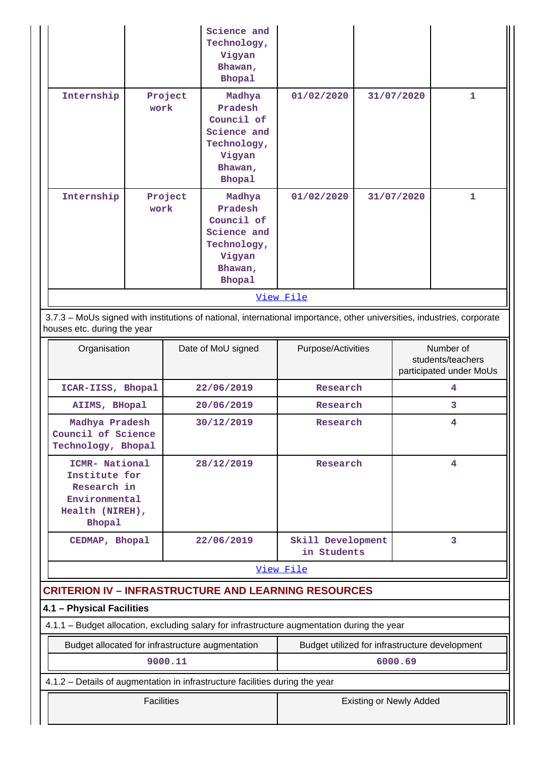| | | Science and Technology, Vigyan Bhawan, Bhopal | | | |
|---|---|---|---|---|---|
| Internship | Project work | Madhya Pradesh Council of Science and Technology, Vigyan Bhawan, Bhopal | 01/02/2020 | 31/07/2020 | 1 |
| Internship | Project work | Madhya Pradesh Council of Science and Technology, Vigyan Bhawan, Bhopal | 01/02/2020 | 31/07/2020 | 1 |
| View File | | | | | |

3.7.3 – MoUs signed with institutions of national, international importance, other universities, industries, corporate houses etc. during the year

| Organisation | Date of MoU signed | Purpose/Activities | Number of students/teachers participated under MoUs |
|---|---|---|---|
| ICAR-IISS, Bhopal | 22/06/2019 | Research | 4 |
| AIIMS, BHopal | 20/06/2019 | Research | 3 |
| Madhya Pradesh Council of Science Technology, Bhopal | 30/12/2019 | Research | 4 |
| ICMR- National Institute for Research in Environmental Health (NIREH), Bhopal | 28/12/2019 | Research | 4 |
| CEDMAP, Bhopal | 22/06/2019 | Skill Development in Students | 3 |
| View File | | | |

## CRITERION IV – INFRASTRUCTURE AND LEARNING RESOURCES

### 4.1 – Physical Facilities

4.1.1 – Budget allocation, excluding salary for infrastructure augmentation during the year

| Budget allocated for infrastructure augmentation | Budget utilized for infrastructure development |
|---|---|
| 9000.11 | 6000.69 |

4.1.2 – Details of augmentation in infrastructure facilities during the year

| Facilities | Existing or Newly Added |
|---|---|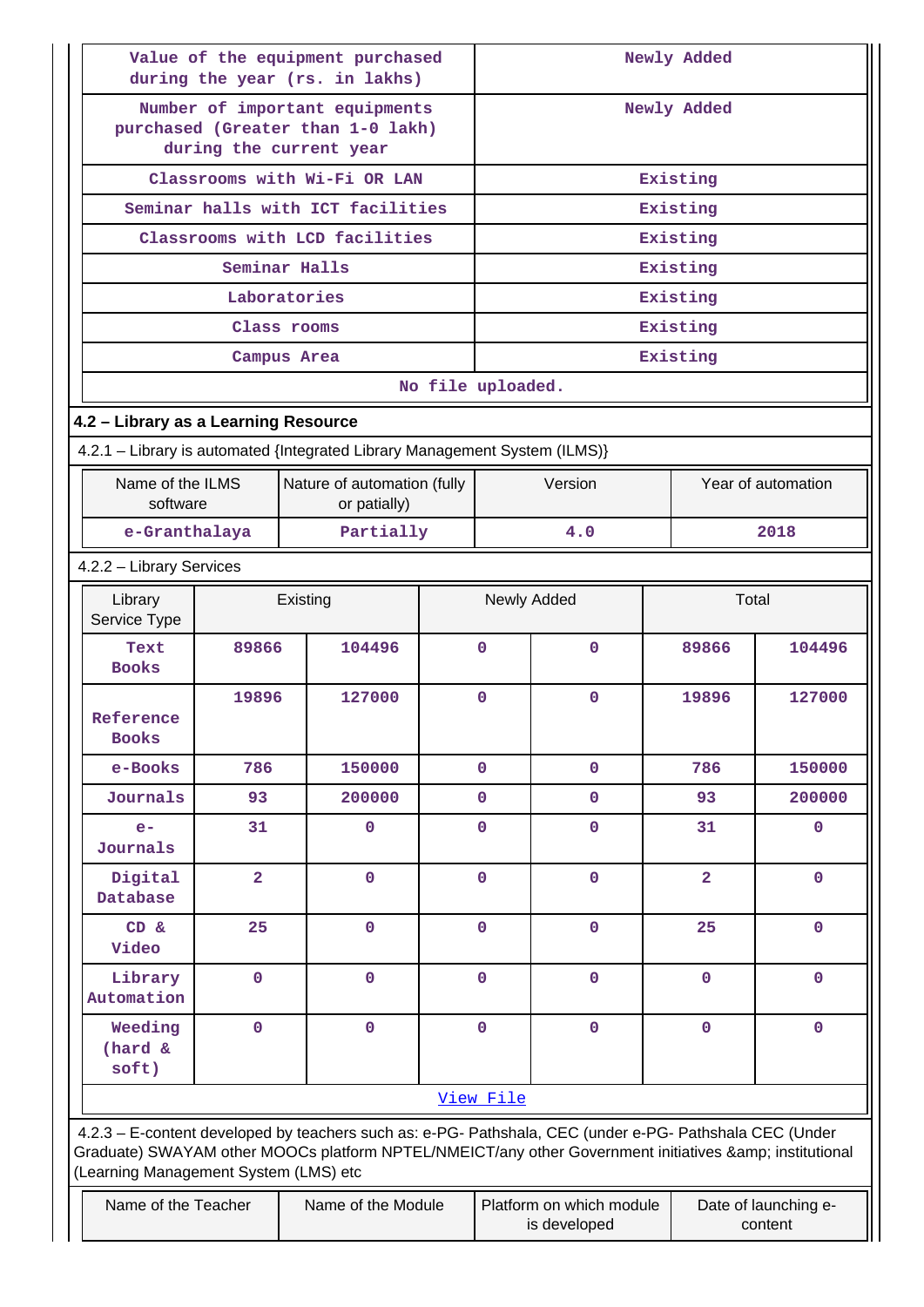| Value of the equipment purchased during the year (rs. in lakhs) | Newly Added |
|---|---|
| Number of important equipments purchased (Greater than 1-0 lakh) during the current year | Newly Added |
| Classrooms with Wi-Fi OR LAN | Existing |
| Seminar halls with ICT facilities | Existing |
| Classrooms with LCD facilities | Existing |
| Seminar Halls | Existing |
| Laboratories | Existing |
| Class rooms | Existing |
| Campus Area | Existing |
| No file uploaded. | |

**4.2 – Library as a Learning Resource**

4.2.1 – Library is automated {Integrated Library Management System (ILMS)}

| Name of the ILMS software | Nature of automation (fully or patially) | Version | Year of automation |
|---|---|---|---|
| e-Granthalaya | Partially | 4.0 | 2018 |

4.2.2 – Library Services

| Library Service Type | Existing | | Newly Added | | Total | |
|---|---|---|---|---|---|---|
| Text Books | 89866 | 104496 | 0 | 0 | 89866 | 104496 |
| Reference Books | 19896 | 127000 | 0 | 0 | 19896 | 127000 |
| e-Books | 786 | 150000 | 0 | 0 | 786 | 150000 |
| Journals | 93 | 200000 | 0 | 0 | 93 | 200000 |
| e-Journals | 31 | 0 | 0 | 0 | 31 | 0 |
| Digital Database | 2 | 0 | 0 | 0 | 2 | 0 |
| CD & Video | 25 | 0 | 0 | 0 | 25 | 0 |
| Library Automation | 0 | 0 | 0 | 0 | 0 | 0 |
| Weeding (hard & soft) | 0 | 0 | 0 | 0 | 0 | 0 |
| View File | | | | | | |

4.2.3 – E-content developed by teachers such as: e-PG- Pathshala, CEC (under e-PG- Pathshala CEC (Under Graduate) SWAYAM other MOOCs platform NPTEL/NMEICT/any other Government initiatives &amp; institutional (Learning Management System (LMS) etc

| Name of the Teacher | Name of the Module | Platform on which module is developed | Date of launching e-content |
|---|---|---|---|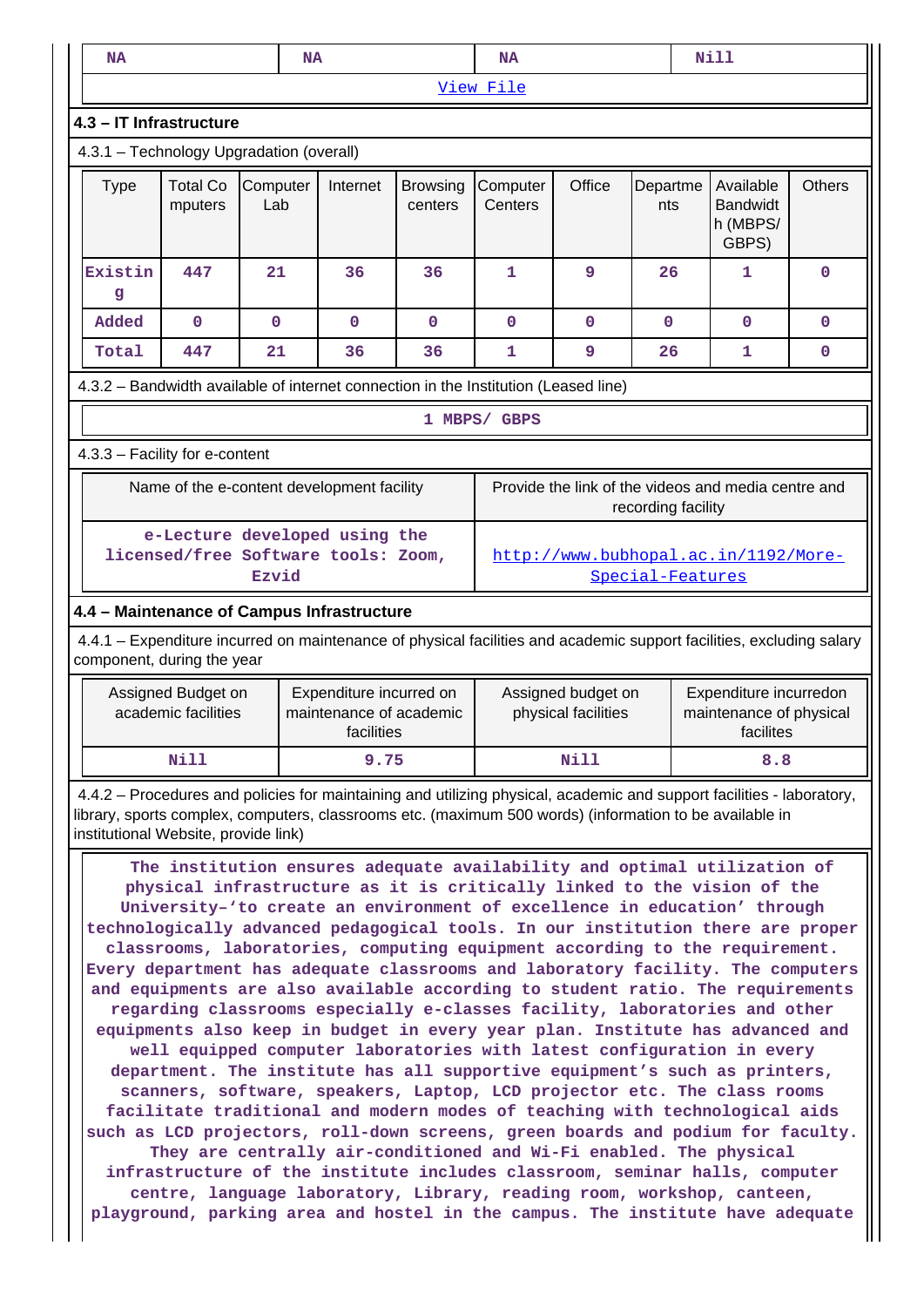| NA | NA | NA | Nill |
|---|---|---|---|

[View File]

### 4.3 – IT Infrastructure

4.3.1 – Technology Upgradation (overall)

| Type | Total Computers | Computer Lab | Internet | Browsing centers | Computer Centers | Office | Departments | Available Bandwidth (MBPS/ GBPS) | Others |
|---|---|---|---|---|---|---|---|---|---|
| Existing | 447 | 21 | 36 | 36 | 1 | 9 | 26 | 1 | 0 |
| Added | 0 | 0 | 0 | 0 | 0 | 0 | 0 | 0 | 0 |
| Total | 447 | 21 | 36 | 36 | 1 | 9 | 26 | 1 | 0 |

4.3.2 – Bandwidth available of internet connection in the Institution (Leased line)

1 MBPS/ GBPS

4.3.3 – Facility for e-content

| Name of the e-content development facility | Provide the link of the videos and media centre and recording facility |
|---|---|
| e-Lecture developed using the licensed/free Software tools: Zoom, Ezvid | http://www.bubhopal.ac.in/1192/More-Special-Features |

### 4.4 – Maintenance of Campus Infrastructure

4.4.1 – Expenditure incurred on maintenance of physical facilities and academic support facilities, excluding salary component, during the year

| Assigned Budget on academic facilities | Expenditure incurred on maintenance of academic facilities | Assigned budget on physical facilities | Expenditure incurredon maintenance of physical facilites |
|---|---|---|---|
| Nill | 9.75 | Nill | 8.8 |

4.4.2 – Procedures and policies for maintaining and utilizing physical, academic and support facilities - laboratory, library, sports complex, computers, classrooms etc. (maximum 500 words) (information to be available in institutional Website, provide link)

The institution ensures adequate availability and optimal utilization of physical infrastructure as it is critically linked to the vision of the University–'to create an environment of excellence in education' through technologically advanced pedagogical tools. In our institution there are proper classrooms, laboratories, computing equipment according to the requirement. Every department has adequate classrooms and laboratory facility. The computers and equipments are also available according to student ratio. The requirements regarding classrooms especially e-classes facility, laboratories and other equipments also keep in budget in every year plan. Institute has advanced and well equipped computer laboratories with latest configuration in every department. The institute has all supportive equipment's such as printers, scanners, software, speakers, Laptop, LCD projector etc. The class rooms facilitate traditional and modern modes of teaching with technological aids such as LCD projectors, roll-down screens, green boards and podium for faculty. They are centrally air-conditioned and Wi-Fi enabled. The physical infrastructure of the institute includes classroom, seminar halls, computer centre, language laboratory, Library, reading room, workshop, canteen, playground, parking area and hostel in the campus. The institute have adequate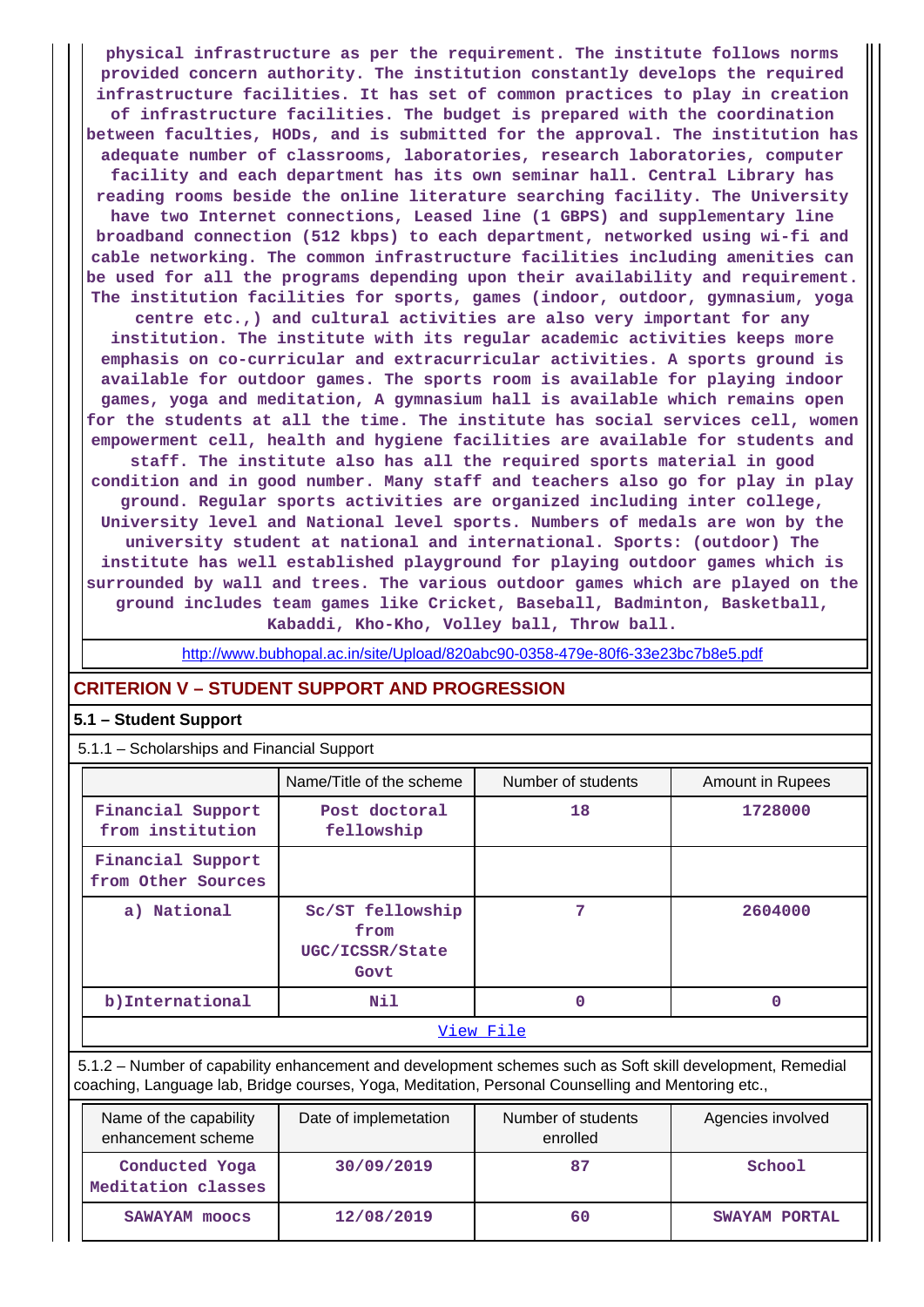physical infrastructure as per the requirement. The institute follows norms provided concern authority. The institution constantly develops the required infrastructure facilities. It has set of common practices to play in creation of infrastructure facilities. The budget is prepared with the coordination between faculties, HODs, and is submitted for the approval. The institution has adequate number of classrooms, laboratories, research laboratories, computer facility and each department has its own seminar hall. Central Library has reading rooms beside the online literature searching facility. The University have two Internet connections, Leased line (1 GBPS) and supplementary line broadband connection (512 kbps) to each department, networked using wi-fi and cable networking. The common infrastructure facilities including amenities can be used for all the programs depending upon their availability and requirement. The institution facilities for sports, games (indoor, outdoor, gymnasium, yoga centre etc.,) and cultural activities are also very important for any institution. The institute with its regular academic activities keeps more emphasis on co-curricular and extracurricular activities. A sports ground is available for outdoor games. The sports room is available for playing indoor games, yoga and meditation, A gymnasium hall is available which remains open for the students at all the time. The institute has social services cell, women empowerment cell, health and hygiene facilities are available for students and staff. The institute also has all the required sports material in good condition and in good number. Many staff and teachers also go for play in play ground. Regular sports activities are organized including inter college, University level and National level sports. Numbers of medals are won by the university student at national and international. Sports: (outdoor) The institute has well established playground for playing outdoor games which is surrounded by wall and trees. The various outdoor games which are played on the ground includes team games like Cricket, Baseball, Badminton, Basketball, Kabaddi, Kho-Kho, Volley ball, Throw ball.

http://www.bubhopal.ac.in/site/Upload/820abc90-0358-479e-80f6-33e23bc7b8e5.pdf

## CRITERION V – STUDENT SUPPORT AND PROGRESSION

### 5.1 – Student Support

5.1.1 – Scholarships and Financial Support

| | Name/Title of the scheme | Number of students | Amount in Rupees |
|---|---|---|---|
| Financial Support from institution | Post doctoral fellowship | 18 | 1728000 |
| Financial Support from Other Sources | | | |
| a) National | Sc/ST fellowship from UGC/ICSSR/State Govt | 7 | 2604000 |
| b)International | Nil | 0 | 0 |

View File

5.1.2 – Number of capability enhancement and development schemes such as Soft skill development, Remedial coaching, Language lab, Bridge courses, Yoga, Meditation, Personal Counselling and Mentoring etc.,

| Name of the capability enhancement scheme | Date of implemetation | Number of students enrolled | Agencies involved |
|---|---|---|---|
| Conducted Yoga Meditation classes | 30/09/2019 | 87 | School |
| SAWAYAM moocs | 12/08/2019 | 60 | SWAYAM PORTAL |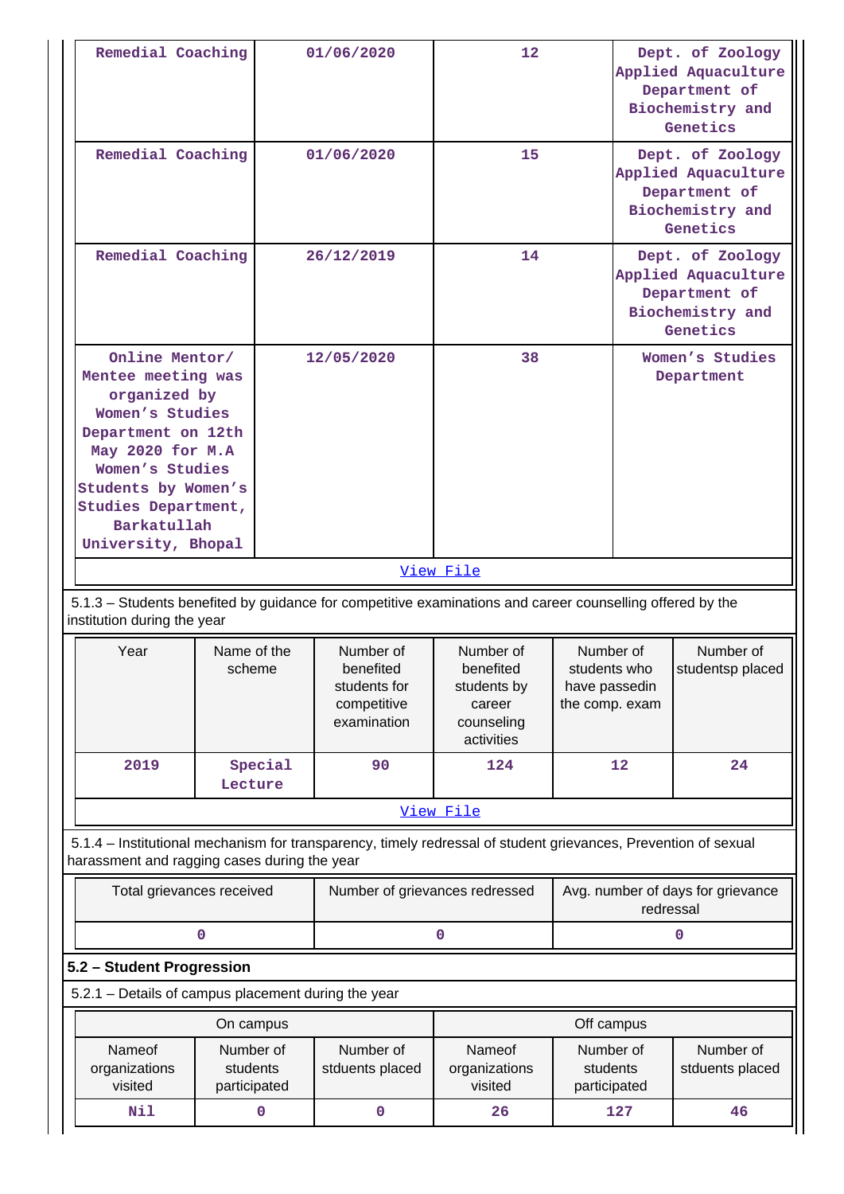| Remedial Coaching | 01/06/2020 | 12 | Dept. of Zoology Applied Aquaculture Department of Biochemistry and Genetics |
|---|---|---|---|
| Remedial Coaching | 01/06/2020 | 15 | Dept. of Zoology Applied Aquaculture Department of Biochemistry and Genetics |
| Remedial Coaching | 26/12/2019 | 14 | Dept. of Zoology Applied Aquaculture Department of Biochemistry and Genetics |
| Online Mentor/ Mentee meeting was organized by Women's Studies Department on 12th May 2020 for M.A Women's Studies Students by Women's Studies Department, Barkatullah University, Bhopal | 12/05/2020 | 38 | Women's Studies Department |

View File

5.1.3 – Students benefited by guidance for competitive examinations and career counselling offered by the institution during the year

| Year | Name of the scheme | Number of benefited students for competitive examination | Number of benefited students by career counseling activities | Number of students who have passedin the comp. exam | Number of studentsp placed |
|---|---|---|---|---|---|
| 2019 | Special Lecture | 90 | 124 | 12 | 24 |

View File

5.1.4 – Institutional mechanism for transparency, timely redressal of student grievances, Prevention of sexual harassment and ragging cases during the year

| Total grievances received | Number of grievances redressed | Avg. number of days for grievance redressal |
|---|---|---|
| 0 | 0 | 0 |

**5.2 – Student Progression**

5.2.1 – Details of campus placement during the year

| On campus | | | Off campus | | |
|---|---|---|---|---|---|
| Nameof organizations visited | Number of students participated | Number of stduents placed | Nameof organizations visited | Number of students participated | Number of stduents placed |
| Nil | 0 | 0 | 26 | 127 | 46 |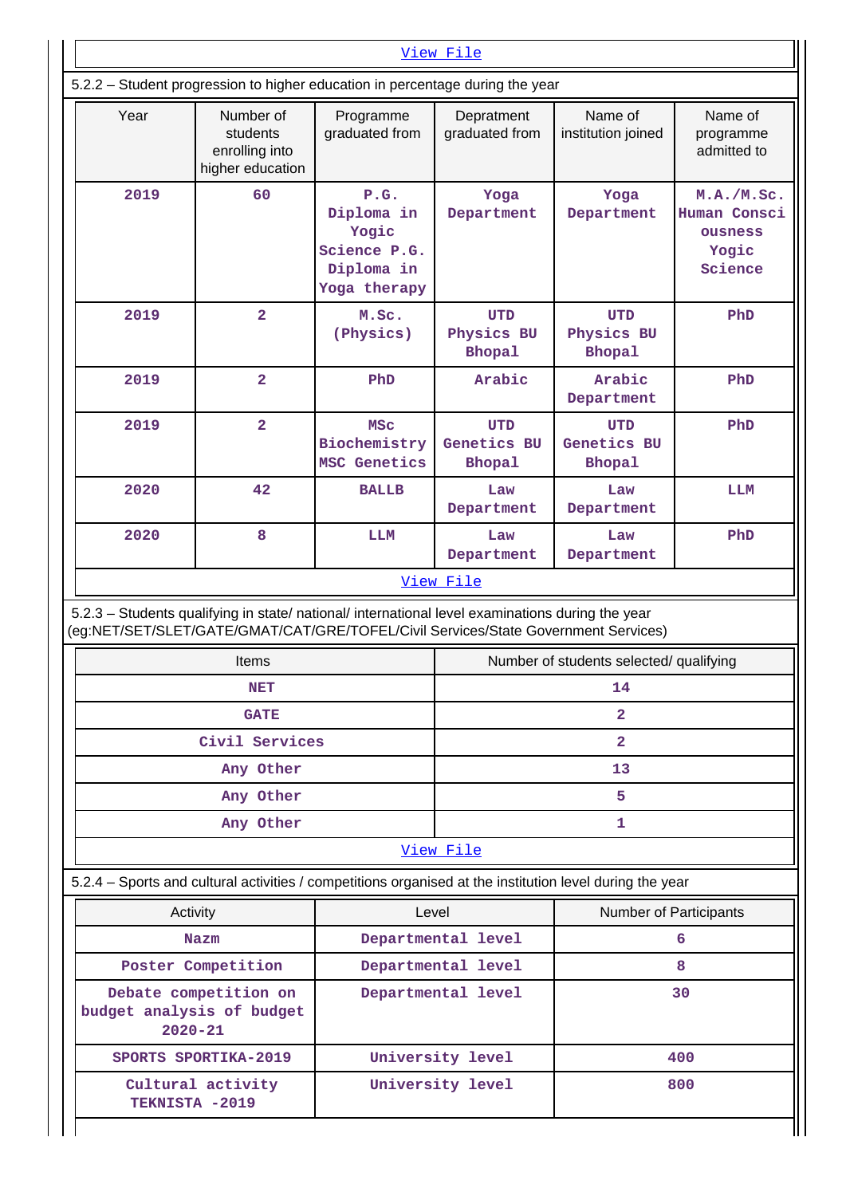View File

5.2.2 – Student progression to higher education in percentage during the year

| Year | Number of students enrolling into higher education | Programme graduated from | Depratment graduated from | Name of institution joined | Name of programme admitted to |
|---|---|---|---|---|---|
| 2019 | 60 | P.G. Diploma in Yogic Science P.G. Diploma in Yoga therapy | Yoga Department | Yoga Department | M.A./M.Sc. Human Consciousness Yogic Science |
| 2019 | 2 | M.Sc. (Physics) | UTD Physics BU Bhopal | UTD Physics BU Bhopal | PhD |
| 2019 | 2 | PhD | Arabic | Arabic Department | PhD |
| 2019 | 2 | MSc Biochemistry MSC Genetics | UTD Genetics BU Bhopal | UTD Genetics BU Bhopal | PhD |
| 2020 | 42 | BALLB | Law Department | Law Department | LLM |
| 2020 | 8 | LLM | Law Department | Law Department | PhD |

View File

5.2.3 – Students qualifying in state/ national/ international level examinations during the year (eg:NET/SET/SLET/GATE/GMAT/CAT/GRE/TOFEL/Civil Services/State Government Services)

| Items | Number of students selected/ qualifying |
|---|---|
| NET | 14 |
| GATE | 2 |
| Civil Services | 2 |
| Any Other | 13 |
| Any Other | 5 |
| Any Other | 1 |

View File

5.2.4 – Sports and cultural activities / competitions organised at the institution level during the year

| Activity | Level | Number of Participants |
|---|---|---|
| Nazm | Departmental level | 6 |
| Poster Competition | Departmental level | 8 |
| Debate competition on budget analysis of budget 2020-21 | Departmental level | 30 |
| SPORTS SPORTIKA-2019 | University level | 400 |
| Cultural activity TEKNISTA -2019 | University level | 800 |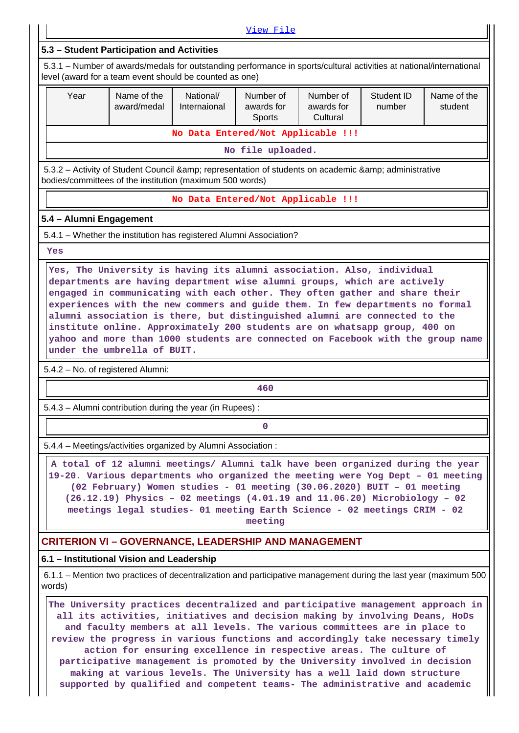View File

### 5.3 – Student Participation and Activities

5.3.1 – Number of awards/medals for outstanding performance in sports/cultural activities at national/international level (award for a team event should be counted as one)

| Year | Name of the award/medal | National/ Internaional | Number of awards for Sports | Number of awards for Cultural | Student ID number | Name of the student |
|---|---|---|---|---|---|---|
| No Data Entered/Not Applicable !!! | | | | | | |
| No file uploaded. | | | | | | |

5.3.2 – Activity of Student Council &amp; representation of students on academic &amp; administrative bodies/committees of the institution (maximum 500 words)

No Data Entered/Not Applicable !!!

### 5.4 – Alumni Engagement

5.4.1 – Whether the institution has registered Alumni Association?

Yes

Yes, The University is having its alumni association. Also, individual departments are having department wise alumni groups, which are actively engaged in communicating with each other. They often gather and share their experiences with the new commers and guide them. In few departments no formal alumni association is there, but distinguished alumni are connected to the institute online. Approximately 200 students are on whatsapp group, 400 on yahoo and more than 1000 students are connected on Facebook with the group name under the umbrella of BUIT.

5.4.2 – No. of registered Alumni:

460

5.4.3 – Alumni contribution during the year (in Rupees) :

0

5.4.4 – Meetings/activities organized by Alumni Association :

A total of 12 alumni meetings/ Alumni talk have been organized during the year 19-20. Various departments who organized the meeting were Yog Dept – 01 meeting (02 February) Women studies - 01 meeting (30.06.2020) BUIT – 01 meeting (26.12.19) Physics – 02 meetings (4.01.19 and 11.06.20) Microbiology – 02 meetings legal studies- 01 meeting Earth Science - 02 meetings CRIM - 02 meeting

## CRITERION VI – GOVERNANCE, LEADERSHIP AND MANAGEMENT

### 6.1 – Institutional Vision and Leadership

6.1.1 – Mention two practices of decentralization and participative management during the last year (maximum 500 words)

The University practices decentralized and participative management approach in all its activities, initiatives and decision making by involving Deans, HoDs and faculty members at all levels. The various committees are in place to review the progress in various functions and accordingly take necessary timely action for ensuring excellence in respective areas. The culture of participative management is promoted by the University involved in decision making at various levels. The University has a well laid down structure supported by qualified and competent teams- The administrative and academic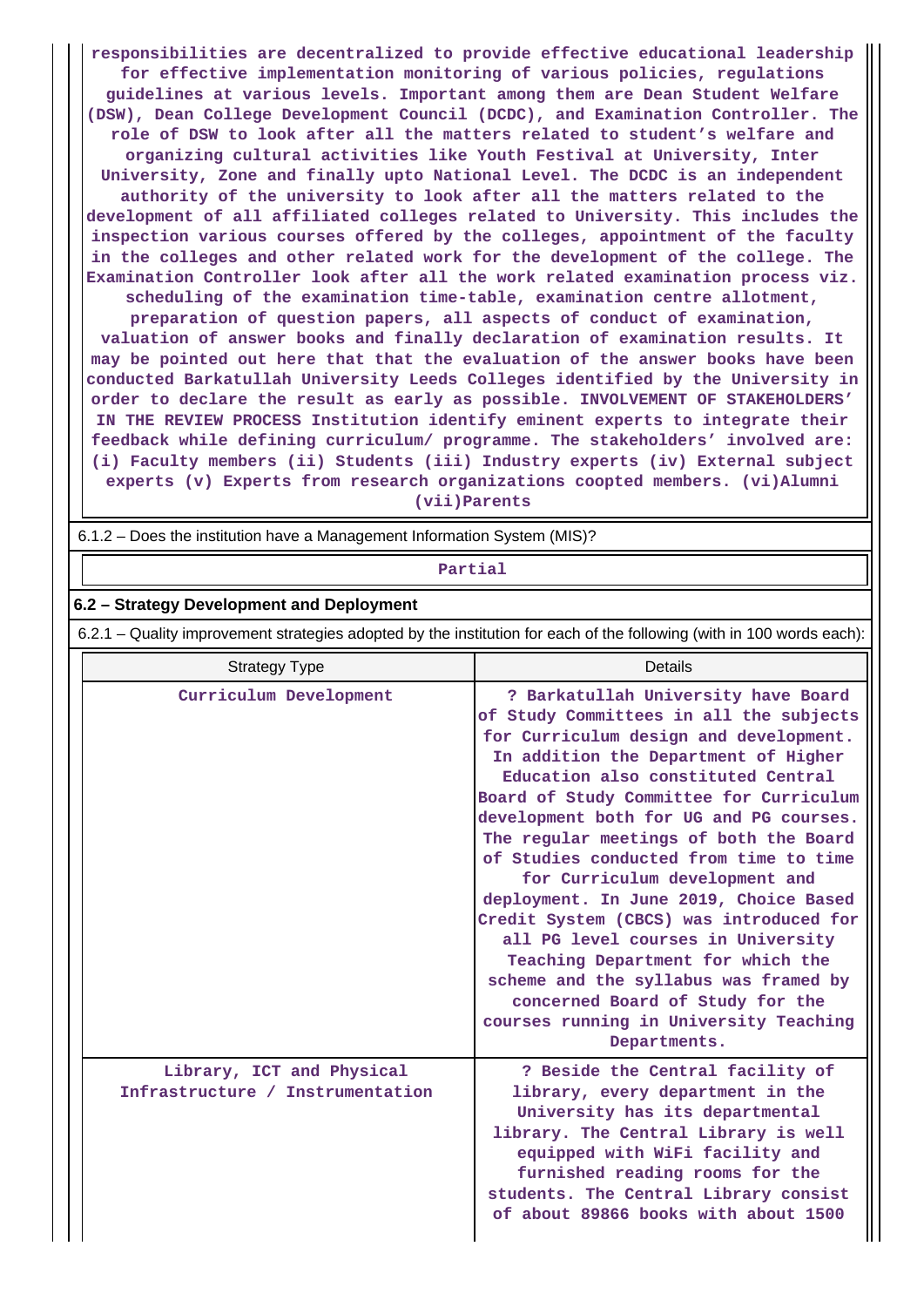responsibilities are decentralized to provide effective educational leadership for effective implementation monitoring of various policies, regulations guidelines at various levels. Important among them are Dean Student Welfare (DSW), Dean College Development Council (DCDC), and Examination Controller. The role of DSW to look after all the matters related to student's welfare and organizing cultural activities like Youth Festival at University, Inter University, Zone and finally upto National Level. The DCDC is an independent authority of the university to look after all the matters related to the development of all affiliated colleges related to University. This includes the inspection various courses offered by the colleges, appointment of the faculty in the colleges and other related work for the development of the college. The Examination Controller look after all the work related examination process viz. scheduling of the examination time-table, examination centre allotment, preparation of question papers, all aspects of conduct of examination, valuation of answer books and finally declaration of examination results. It may be pointed out here that that the evaluation of the answer books have been conducted Barkatullah University Leeds Colleges identified by the University in order to declare the result as early as possible. INVOLVEMENT OF STAKEHOLDERS' IN THE REVIEW PROCESS Institution identify eminent experts to integrate their feedback while defining curriculum/ programme. The stakeholders' involved are: (i) Faculty members (ii) Students (iii) Industry experts (iv) External subject experts (v) Experts from research organizations coopted members. (vi)Alumni (vii)Parents

6.1.2 – Does the institution have a Management Information System (MIS)?

Partial

### 6.2 – Strategy Development and Deployment

6.2.1 – Quality improvement strategies adopted by the institution for each of the following (with in 100 words each):

| Strategy Type | Details |
|---|---|
| Curriculum Development | ? Barkatullah University have Board of Study Committees in all the subjects for Curriculum design and development. In addition the Department of Higher Education also constituted Central Board of Study Committee for Curriculum development both for UG and PG courses. The regular meetings of both the Board of Studies conducted from time to time for Curriculum development and deployment. In June 2019, Choice Based Credit System (CBCS) was introduced for all PG level courses in University Teaching Department for which the scheme and the syllabus was framed by concerned Board of Study for the courses running in University Teaching Departments. |
| Library, ICT and Physical Infrastructure / Instrumentation | ? Beside the Central facility of library, every department in the University has its departmental library. The Central Library is well equipped with WiFi facility and furnished reading rooms for the students. The Central Library consist of about 89866 books with about 1500 |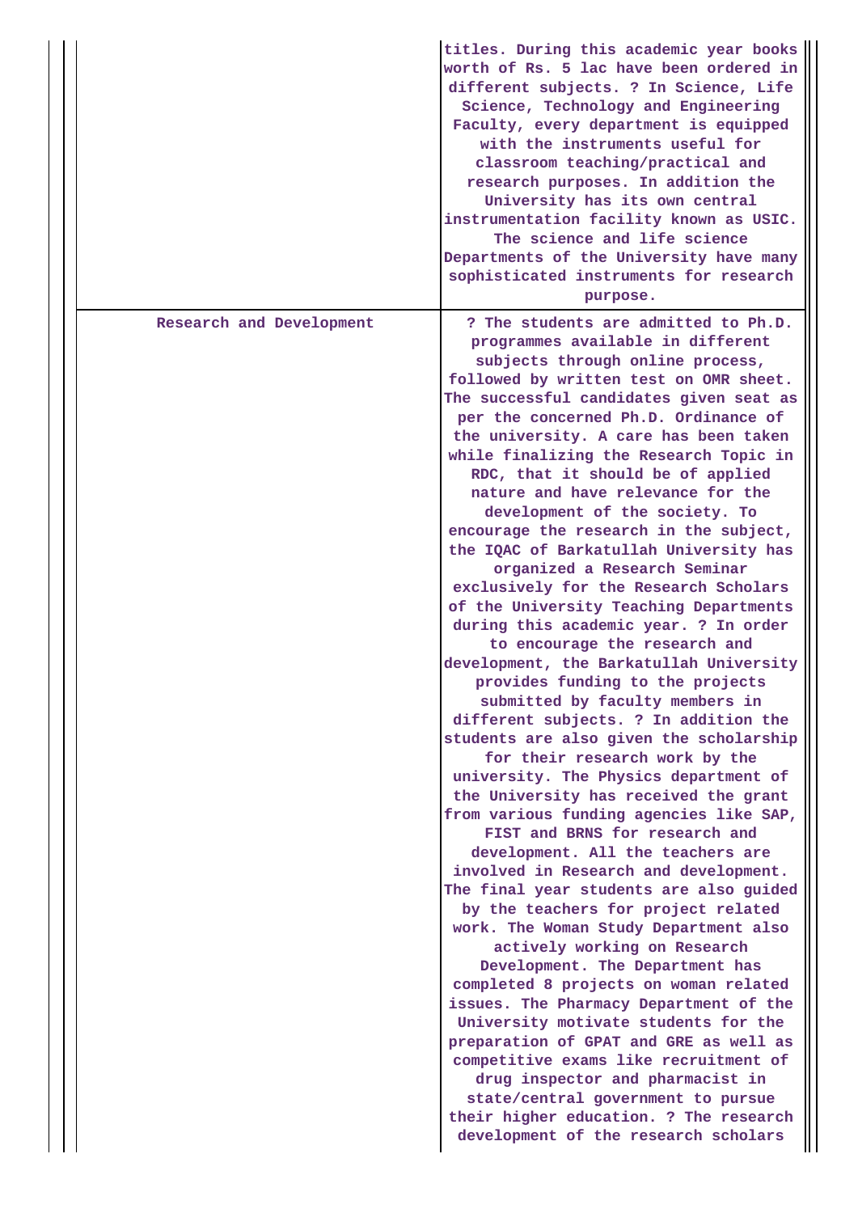| | |
|---|---|
| | titles. During this academic year books worth of Rs. 5 lac have been ordered in different subjects. ? In Science, Life Science, Technology and Engineering Faculty, every department is equipped with the instruments useful for classroom teaching/practical and research purposes. In addition the University has its own central instrumentation facility known as USIC. The science and life science Departments of the University have many sophisticated instruments for research purpose. |
| Research and Development | ? The students are admitted to Ph.D. programmes available in different subjects through online process, followed by written test on OMR sheet. The successful candidates given seat as per the concerned Ph.D. Ordinance of the university. A care has taken while finalizing the Research Topic in RDC, that it should be of applied nature and have relevance for the development of the society. To encourage the research in the subject, the IQAC of Barkatullah University has organized a Research Seminar exclusively for the Research Scholars of the University Teaching Departments during this academic year. ? In order to encourage the research and development, the Barkatullah University provides funding to the projects submitted by faculty members in different subjects. ? In addition the students are also given the scholarship for their research work by the university. The Physics department of the University has received the grant from various funding agencies like SAP, FIST and BRNS for research and development. All the teachers are involved in Research and development. The final year students are also guided by the teachers for project related work. The Woman Study Department also actively working on Research Development. The Department has completed 8 projects on woman related issues. The Pharmacy Department of the University motivate students for the preparation of GPAT and GRE as well as competitive exams like recruitment of drug inspector and pharmacist in state/central government to pursue their higher education. ? The research development of the research scholars |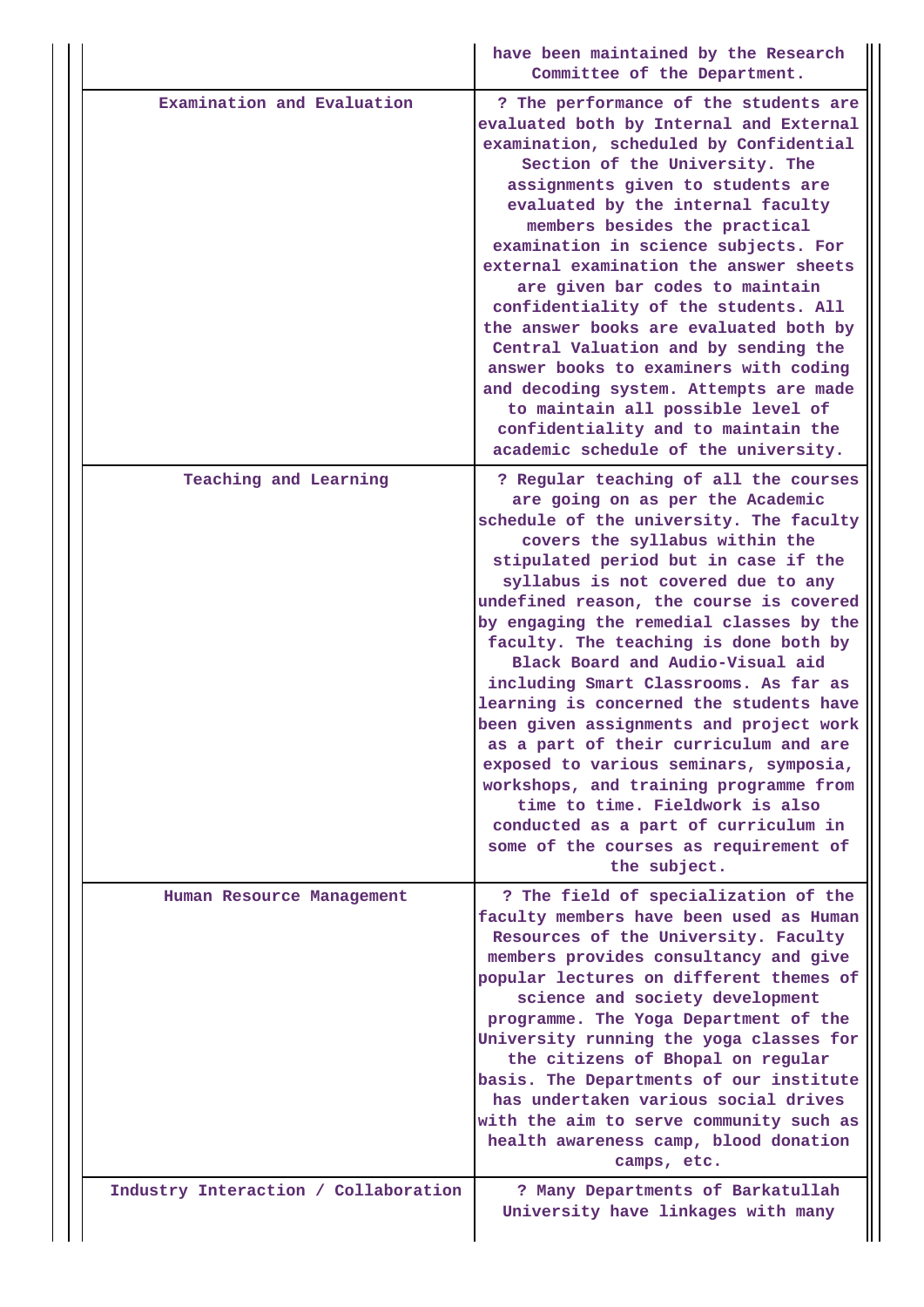| | |
|---|---|
| | have been maintained by the Research Committee of the Department. |
| Examination and Evaluation | ? The performance of the students are evaluated both by Internal and External examination, scheduled by Confidential Section of the University. The assignments given to students are evaluated by the internal faculty members besides the practical examination in science subjects. For external examination the answer sheets are given bar codes to maintain confidentiality of the students. All the answer books are evaluated both by Central Valuation and by sending the answer books to examiners with coding and decoding system. Attempts are made to maintain all possible level of confidentiality and to maintain the academic schedule of the university. |
| Teaching and Learning | ? Regular teaching of all the courses are going on as per the Academic schedule of the university. The faculty covers the syllabus within the stipulated period but in case if the syllabus is not covered due to any undefined reason, the course is covered by engaging the remedial classes by the faculty. The teaching is done both by Black Board and Audio-Visual aid including Smart Classrooms. As far as learning is concerned the students have been given assignments and project work as a part of their curriculum and are exposed to various seminars, symposia, workshops, and training programme from time to time. Fieldwork is also conducted as a part of curriculum in some of the courses as requirement of the subject. |
| Human Resource Management | ? The field of specialization of the faculty members have been used as Human Resources of the University. Faculty members provides consultancy and give popular lectures on different themes of science and society development programme. The Yoga Department of the University running the yoga classes for the citizens of Bhopal on regular basis. The Departments of our institute has undertaken various social drives with the aim to serve community such as health awareness camp, blood donation camps, etc. |
| Industry Interaction / Collaboration | ? Many Departments of Barkatullah University have linkages with many |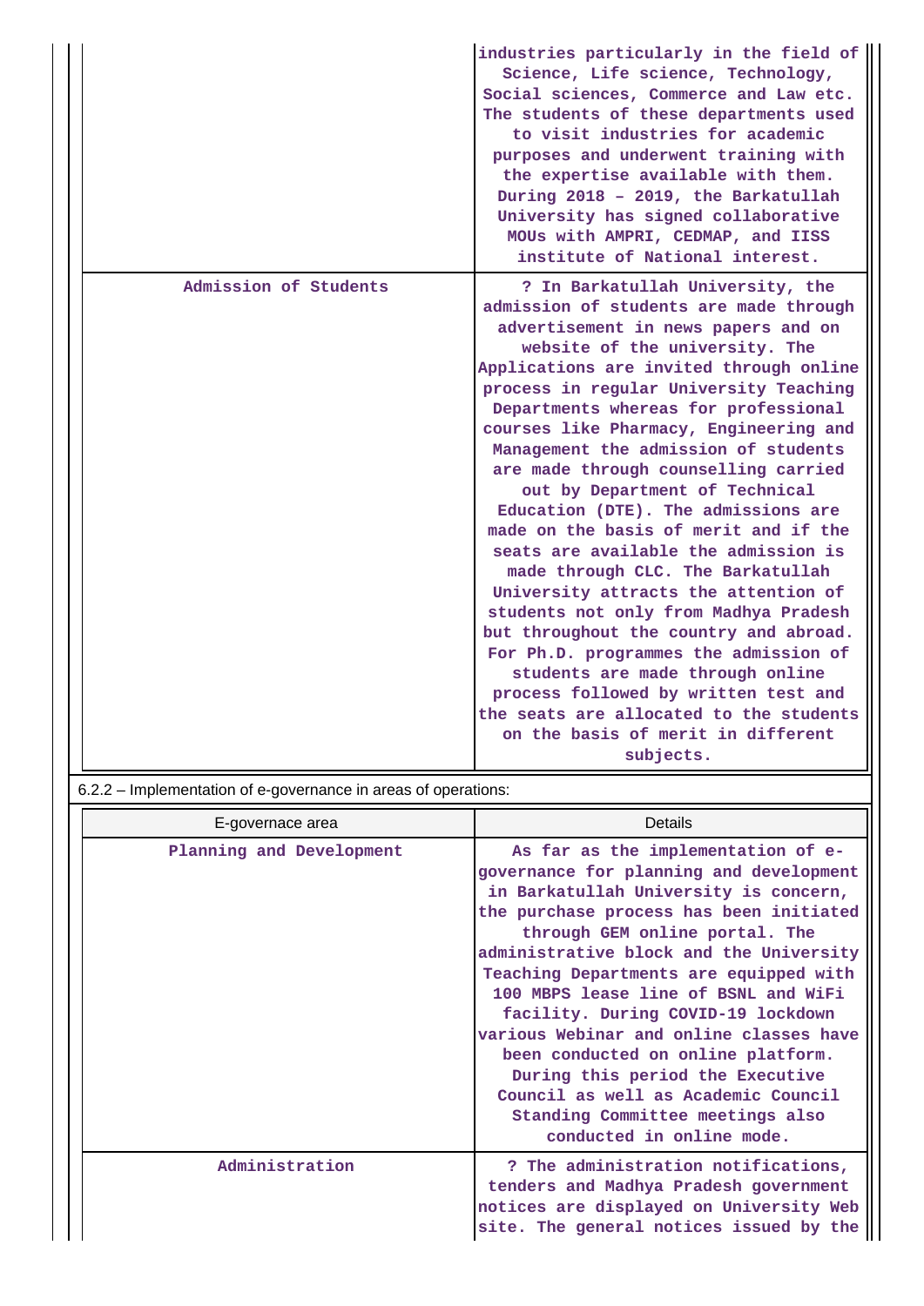| | |
|---|---|
| | industries particularly in the field of Science, Life science, Technology, Social sciences, Commerce and Law etc. The students of these departments used to visit industries for academic purposes and underwent training with the expertise available with them. During 2018 – 2019, the Barkatullah University has signed collaborative MOUs with AMPRI, CEDMAP, and IISS institute of National interest. |
| Admission of Students | ? In Barkatullah University, the admission of students are made through advertisement in news papers and on website of the university. The Applications are invited through online process in regular University Teaching Departments whereas for professional courses like Pharmacy, Engineering and Management the admission of students are made through counselling carried out by Department of Technical Education (DTE). The admissions are made on the basis of merit and if the seats are available the admission is made through CLC. The Barkatullah University attracts the attention of students not only from Madhya Pradesh but throughout the country and abroad. For Ph.D. programmes the admission of students are made through online process followed by written test and the seats are allocated to the students on the basis of merit in different subjects. |

6.2.2 – Implementation of e-governance in areas of operations:

| E-governace area | Details |
|---|---|
| Planning and Development | As far as the implementation of e-governance for planning and development in Barkatullah University is concern, the purchase process has been initiated through GEM online portal. The administrative block and the University Teaching Departments are equipped with 100 MBPS lease line of BSNL and WiFi facility. During COVID-19 lockdown various Webinar and online classes have been conducted on online platform. During this period the Executive Council as well as Academic Council Standing Committee meetings also conducted in online mode. |
| Administration | ? The administration notifications, tenders and Madhya Pradesh government notices are displayed on University Web site. The general notices issued by the |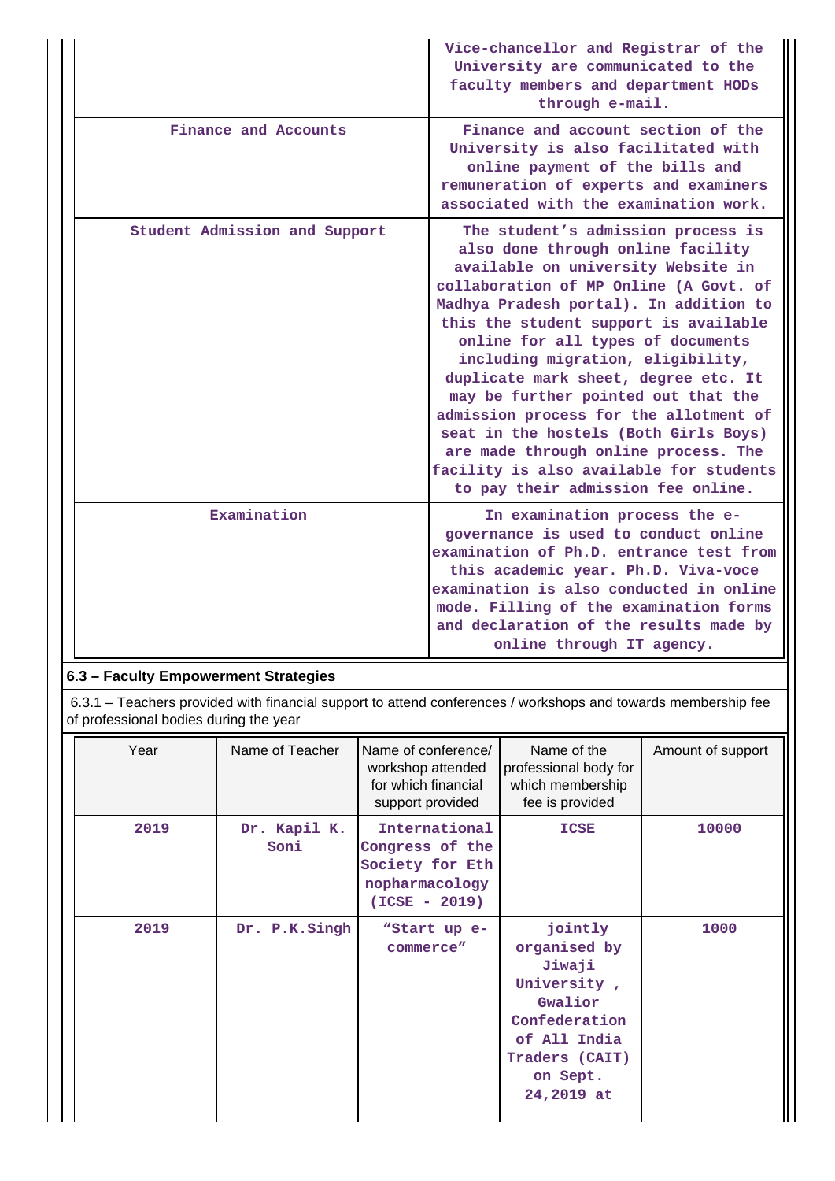| | |
|---|---|
| | Vice-chancellor and Registrar of the University are communicated to the faculty members and department HODs through e-mail. |
| Finance and Accounts | Finance and account section of the University is also facilitated with online payment of the bills and remuneration of experts and examiners associated with the examination work. |
| Student Admission and Support | The student's admission process is also done through online facility available on university Website in collaboration of MP Online (A Govt. of Madhya Pradesh portal). In addition to this the student support is available online for all types of documents including migration, eligibility, duplicate mark sheet, degree etc. It may be further pointed out that the admission process for the allotment of seat in the hostels (Both Girls Boys) are made through online process. The facility is also available for students to pay their admission fee online. |
| Examination | In examination process the e-governance is used to conduct online examination of Ph.D. entrance test from this academic year. Ph.D. Viva-voce examination is also conducted in online mode. Filling of the examination forms and declaration of the results made by online through IT agency. |

## 6.3 – Faculty Empowerment Strategies

6.3.1 – Teachers provided with financial support to attend conferences / workshops and towards membership fee of professional bodies during the year

| Year | Name of Teacher | Name of conference/ workshop attended for which financial support provided | Name of the professional body for which membership fee is provided | Amount of support |
|---|---|---|---|---|
| 2019 | Dr. Kapil K. Soni | International Congress of the Society for Ethnopharmacology (ICSE - 2019) | ICSE | 10000 |
| 2019 | Dr. P.K.Singh | "Start up e-commerce" | jointly organised by Jiwaji University , Gwalior Confederation of All India Traders (CAIT) on Sept. 24,2019 at | 1000 |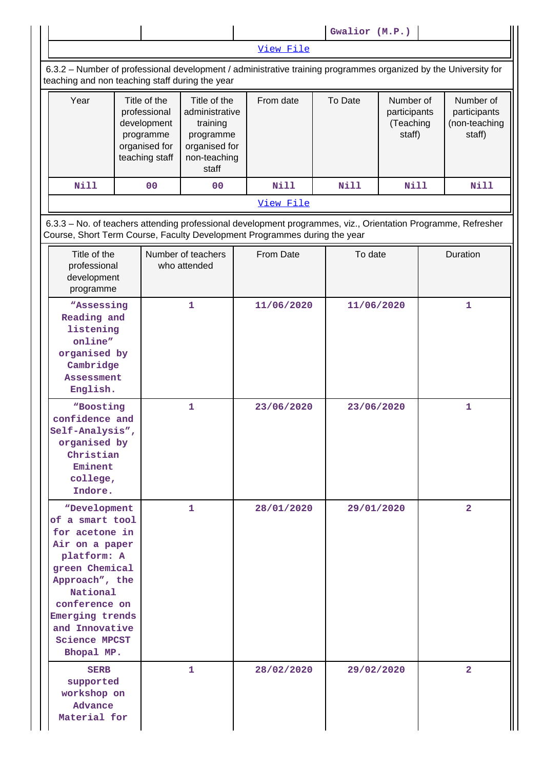| | | | Gwalior (M.P.) | |
|---|---|---|---|---|

View File

6.3.2 – Number of professional development / administrative training programmes organized by the University for teaching and non teaching staff during the year

| Year | Title of the professional development programme organised for teaching staff | Title of the administrative training programme organised for non-teaching staff | From date | To Date | Number of participants (Teaching staff) | Number of participants (non-teaching staff) |
|---|---|---|---|---|---|---|
| Nill | 00 | 00 | Nill | Nill | Nill | Nill |

View File

6.3.3 – No. of teachers attending professional development programmes, viz., Orientation Programme, Refresher Course, Short Term Course, Faculty Development Programmes during the year

| Title of the professional development programme | Number of teachers who attended | From Date | To date | Duration |
|---|---|---|---|---|
| "Assessing Reading and listening online" organised by Cambridge Assessment English. | 1 | 11/06/2020 | 11/06/2020 | 1 |
| "Boosting confidence and Self-Analysis", organised by Christian Eminent college, Indore. | 1 | 23/06/2020 | 23/06/2020 | 1 |
| "Development of a smart tool for acetone in Air on a paper platform: A green Chemical Approach", the National conference on Emerging trends and Innovative Science MPCST Bhopal MP. | 1 | 28/01/2020 | 29/01/2020 | 2 |
| SERB supported workshop on Advance Material for | 1 | 28/02/2020 | 29/02/2020 | 2 |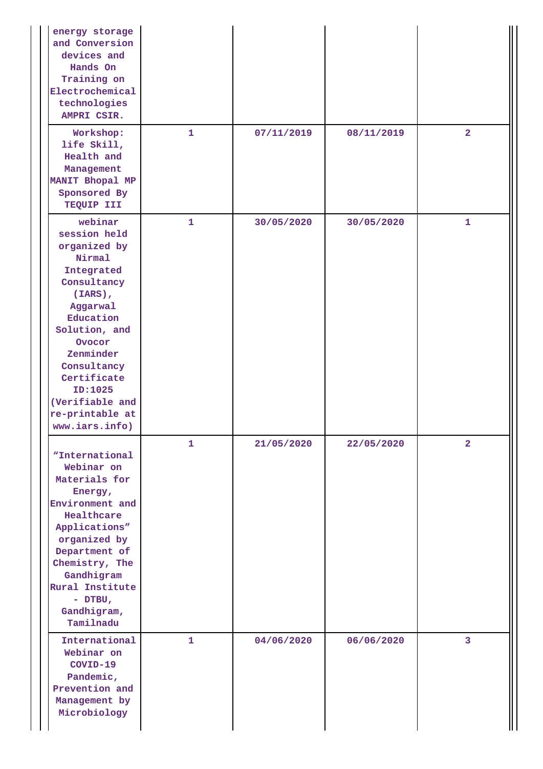| | | | | |
|---|---|---|---|---|
| energy storage and Conversion devices and Hands On Training on Electrochemical technologies AMPRI CSIR. | | | | |
| Workshop: life Skill, Health and Management MANIT Bhopal MP Sponsored By TEQUIP III | 1 | 07/11/2019 | 08/11/2019 | 2 |
| webinar session held organized by Nirmal Integrated Consultancy (IARS), Aggarwal Education Solution, and Ovocor Zenminder Consultancy Certificate ID:1025 (Verifiable and re-printable at www.iars.info) | 1 | 30/05/2020 | 30/05/2020 | 1 |
| "International Webinar on Materials for Energy, Environment and Healthcare Applications" organized by Department of Chemistry, The Gandhigram Rural Institute - DTBU, Gandhigram, Tamilnadu | 1 | 21/05/2020 | 22/05/2020 | 2 |
| International Webinar on COVID-19 Pandemic, Prevention and Management by Microbiology | 1 | 04/06/2020 | 06/06/2020 | 3 |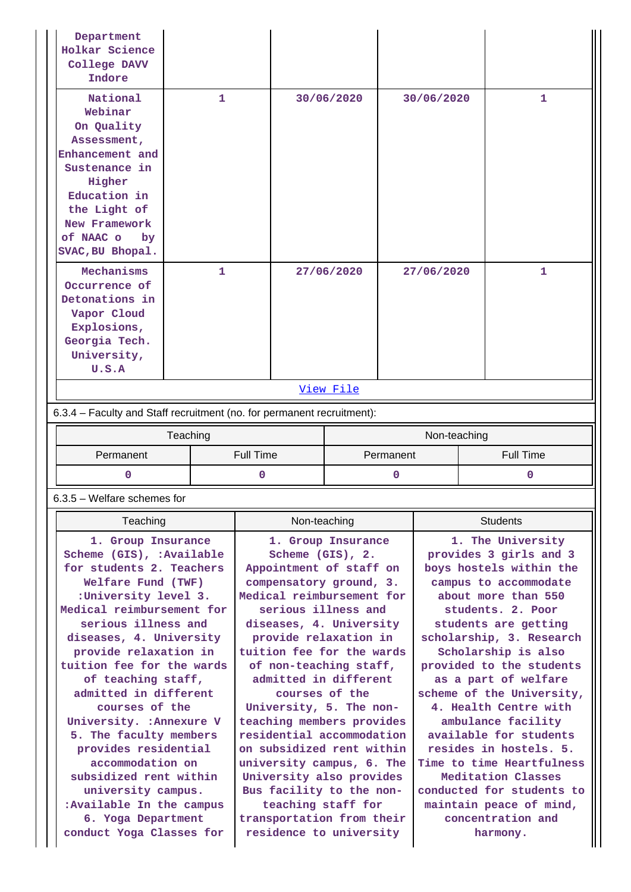| | | | | |
|---|---|---|---|---|
| Department Holkar Science College DAVV Indore | | | | |
| National Webinar On Quality Assessment, Enhancement and Sustenance in Higher Education in the Light of New Framework of NAAC o by SVAC,BU Bhopal. | 1 | 30/06/2020 | 30/06/2020 | 1 |
| Mechanisms Occurrence of Detonations in Vapor Cloud Explosions, Georgia Tech. University, U.S.A | 1 | 27/06/2020 | 27/06/2020 | 1 |

[View File]

6.3.4 – Faculty and Staff recruitment (no. for permanent recruitment):

| Teaching | | Non-teaching | |
|---|---|---|---|
| Permanent | Full Time | Permanent | Full Time |
| 0 | 0 | 0 | 0 |

6.3.5 – Welfare schemes for

| Teaching | Non-teaching | Students |
|---|---|---|
| 1. Group Insurance Scheme (GIS), :Available for students 2. Teachers Welfare Fund (TWF) :University level 3. Medical reimbursement for serious illness and diseases, 4. University provide relaxation in tuition fee for the wards of teaching staff, admitted in different courses of the University. :Annexure V 5. The faculty members provides residential accommodation on subsidized rent within university campus. :Available In the campus 6. Yoga Department conduct Yoga Classes for | 1. Group Insurance Scheme (GIS), 2. Appointment of staff on compensatory ground, 3. Medical reimbursement for serious illness and diseases, 4. University provide relaxation in tuition fee for the wards of non-teaching staff, admitted in different courses of the University, 5. The non-teaching members provides residential accommodation on subsidized rent within university campus, 6. The University also provides Bus facility to the non-teaching staff for transportation from their residence to university | 1. The University provides 3 girls and 3 boys hostels within the campus to accommodate about more than 550 students. 2. Poor students are getting scholarship, 3. Research Scholarship is also provided to the students as a part of welfare scheme of the University, 4. Health Centre with ambulance facility available for students resides in hostels. 5. Time to time Heartfulness Meditation Classes conducted for students to maintain peace of mind, concentration and harmony. |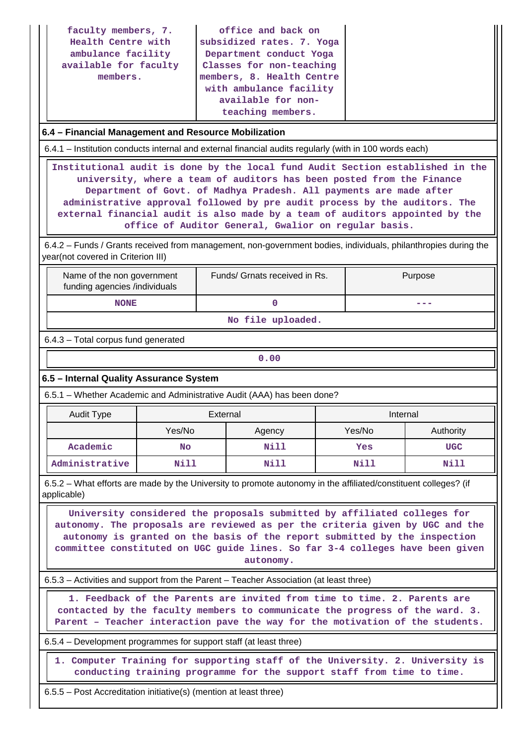| | | |
|---|---|---|
| faculty members, 7. Health Centre with ambulance facility available for faculty members. | office and back on subsidized rates. 7. Yoga Department conduct Yoga Classes for non-teaching members, 8. Health Centre with ambulance facility available for non-teaching members. | |

**6.4 – Financial Management and Resource Mobilization**

6.4.1 – Institution conducts internal and external financial audits regularly (with in 100 words each)

Institutional audit is done by the local fund Audit Section established in the university, where a team of auditors has been posted from the Finance Department of Govt. of Madhya Pradesh. All payments are made after administrative approval followed by pre audit process by the auditors. The external financial audit is also made by a team of auditors appointed by the office of Auditor General, Gwalior on regular basis.

6.4.2 – Funds / Grants received from management, non-government bodies, individuals, philanthropies during the year(not covered in Criterion III)

| Name of the non government funding agencies /individuals | Funds/ Grnats received in Rs. | Purpose |
|---|---|---|
| NONE | 0 | --- |
| No file uploaded. | | |

6.4.3 – Total corpus fund generated

| 0.00 |
|---|

**6.5 – Internal Quality Assurance System**

6.5.1 – Whether Academic and Administrative Audit (AAA) has been done?

| Audit Type | External | | Internal | |
|---|---|---|---|---|
| | Yes/No | Agency | Yes/No | Authority |
| Academic | No | Nill | Yes | UGC |
| Administrative | Nill | Nill | Nill | Nill |

6.5.2 – What efforts are made by the University to promote autonomy in the affiliated/constituent colleges? (if applicable)

University considered the proposals submitted by affiliated colleges for autonomy. The proposals are reviewed as per the criteria given by UGC and the autonomy is granted on the basis of the report submitted by the inspection committee constituted on UGC guide lines. So far 3-4 colleges have been given autonomy.

6.5.3 – Activities and support from the Parent – Teacher Association (at least three)

1. Feedback of the Parents are invited from time to time. 2. Parents are contacted by the faculty members to communicate the progress of the ward. 3. Parent – Teacher interaction pave the way for the motivation of the students.

6.5.4 – Development programmes for support staff (at least three)

1. Computer Training for supporting staff of the University. 2. University is conducting training programme for the support staff from time to time.

6.5.5 – Post Accreditation initiative(s) (mention at least three)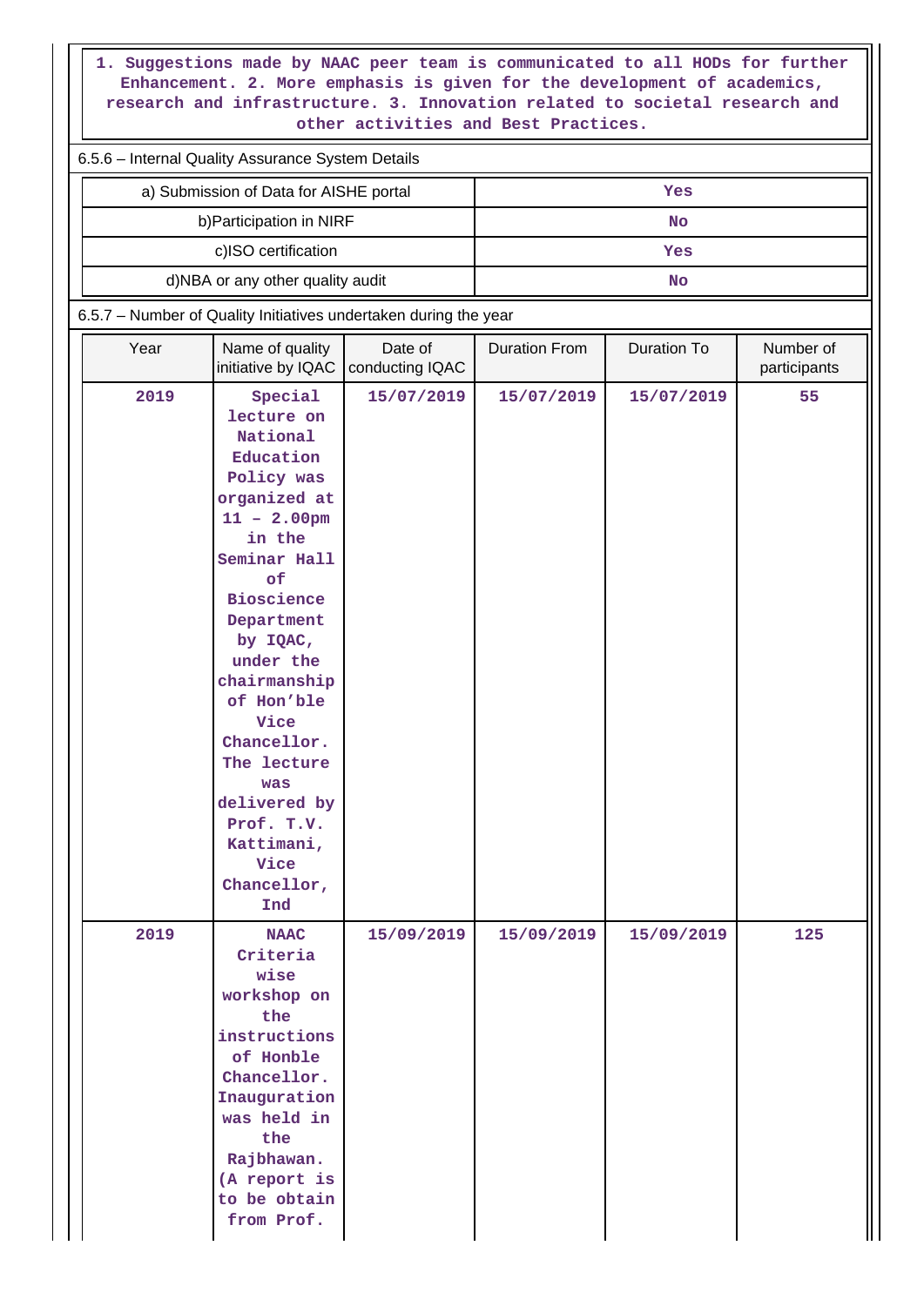1. Suggestions made by NAAC peer team is communicated to all HODs for further Enhancement. 2. More emphasis is given for the development of academics, research and infrastructure. 3. Innovation related to societal research and other activities and Best Practices.

6.5.6 – Internal Quality Assurance System Details

| | |
|---|---|
| a) Submission of Data for AISHE portal | Yes |
| b)Participation in NIRF | No |
| c)ISO certification | Yes |
| d)NBA or any other quality audit | No |

6.5.7 – Number of Quality Initiatives undertaken during the year

| Year | Name of quality initiative by IQAC | Date of conducting IQAC | Duration From | Duration To | Number of participants |
|---|---|---|---|---|---|
| 2019 | Special lecture on National Education Policy was organized at 11 – 2.00pm in the Seminar Hall of Bioscience Department by IQAC, under the chairmanship of Hon'ble Vice Chancellor. The lecture was delivered by Prof. T.V. Kattimani, Vice Chancellor, Ind | 15/07/2019 | 15/07/2019 | 15/07/2019 | 55 |
| 2019 | NAAC Criteria wise workshop on the instructions of Honble Chancellor. Inauguration was held in the Rajbhawan. (A report is to be obtain from Prof. | 15/09/2019 | 15/09/2019 | 15/09/2019 | 125 |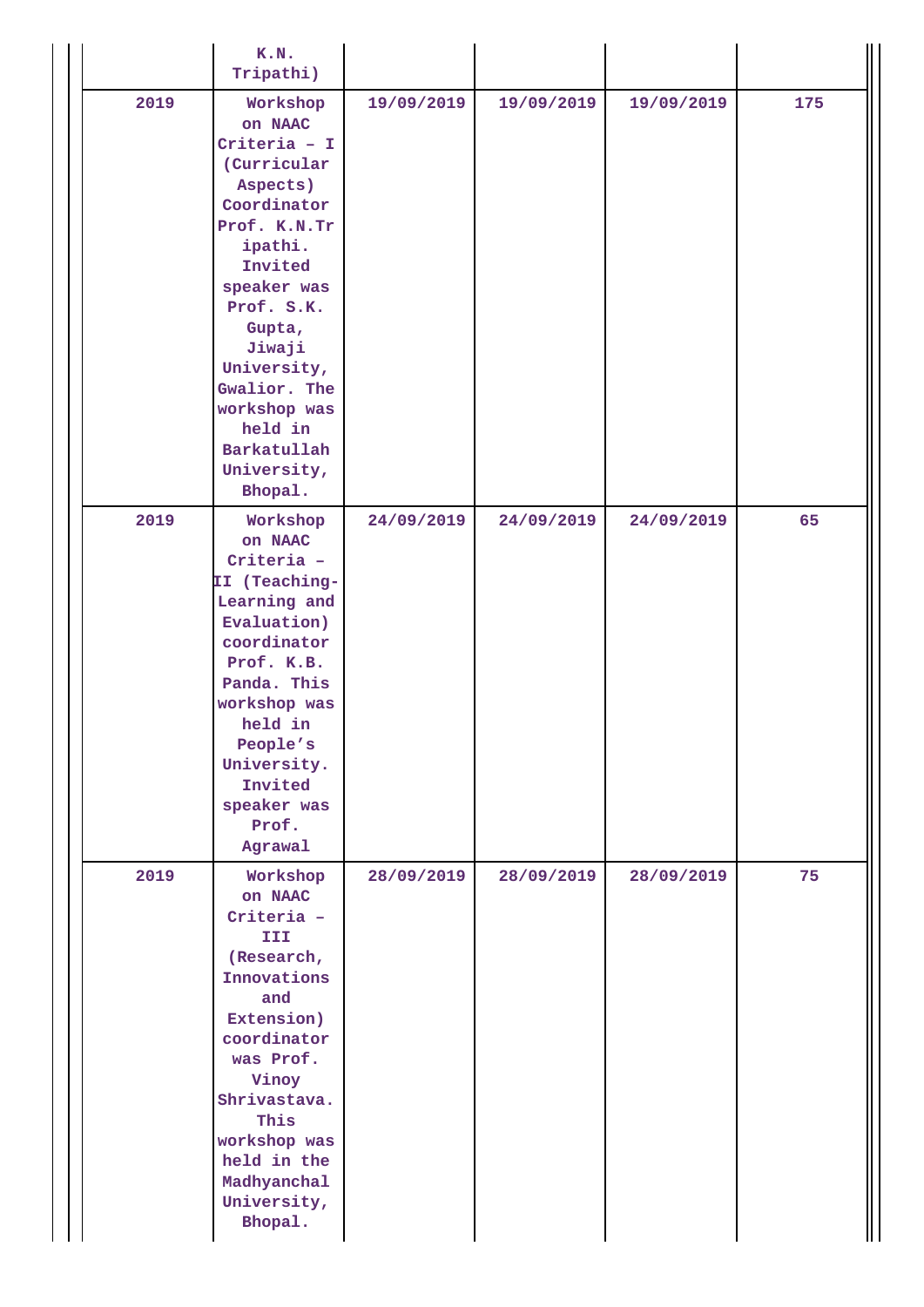| | K.N. Tripathi) | | | | |
|---|---|---|---|---|---|
| 2019 | Workshop on NAAC Criteria – I (Curricular Aspects) Coordinator Prof. K.N.Tripathi. Invited speaker was Prof. S.K. Gupta, Jiwaji University, Gwalior. The workshop was held in Barkatullah University, Bhopal. | 19/09/2019 | 19/09/2019 | 19/09/2019 | 175 |
| 2019 | Workshop on NAAC Criteria – II (Teaching-Learning and Evaluation) coordinator Prof. K.B. Panda. This workshop was held in People's University. Invited speaker was Prof. Agrawal | 24/09/2019 | 24/09/2019 | 24/09/2019 | 65 |
| 2019 | Workshop on NAAC Criteria – III (Research, Innovations and Extension) coordinator was Prof. Vinoy Shrivastava. This workshop was held in the Madhyanchal University, Bhopal. | 28/09/2019 | 28/09/2019 | 28/09/2019 | 75 |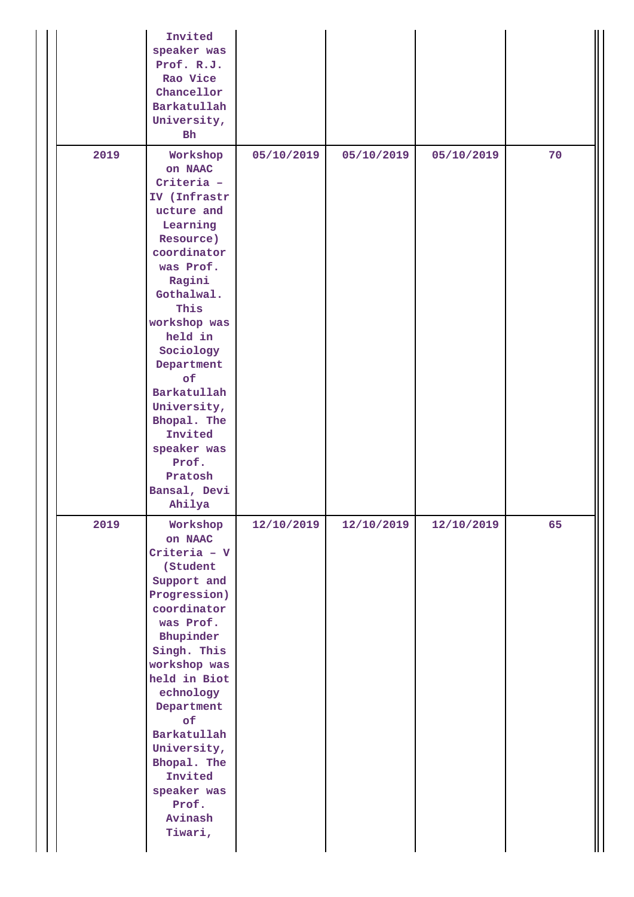| | | | | | |
|---|---|---|---|---|---|
| | Invited speaker was Prof. R.J. Rao Vice Chancellor Barkatullah University, Bh | | | | |
| 2019 | Workshop on NAAC Criteria – IV (Infrastructure and Learning Resource) coordinator was Prof. Ragini Gothalwal. This workshop was held in Sociology Department of Barkatullah University, Bhopal. The Invited speaker was Prof. Pratosh Bansal, Devi Ahilya | 05/10/2019 | 05/10/2019 | 05/10/2019 | 70 |
| 2019 | Workshop on NAAC Criteria – V (Student Support and Progression) coordinator was Prof. Bhupinder Singh. This workshop was held in Biotechnology Department of Barkatullah University, Bhopal. The Invited speaker was Prof. Avinash Tiwari, | 12/10/2019 | 12/10/2019 | 12/10/2019 | 65 |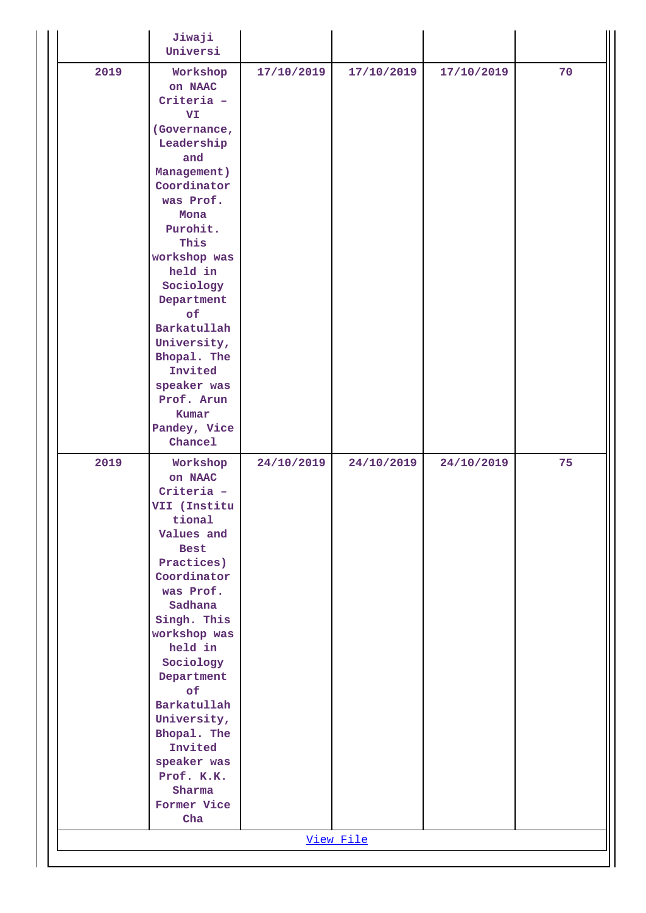| | Jiwaji Universi | | | | |
|---|---|---|---|---|---|
| 2019 | Workshop on NAAC Criteria – VI (Governance, Leadership and Management) Coordinator was Prof. Mona Purohit. This workshop was held in Sociology Department of Barkatullah University, Bhopal. The Invited speaker was Prof. Arun Kumar Pandey, Vice Chancel | 17/10/2019 | 17/10/2019 | 17/10/2019 | 70 |
| 2019 | Workshop on NAAC Criteria – VII (Institutional Values and Best Practices) Coordinator was Prof. Sadhana Singh. This workshop was held in Sociology Department of Barkatullah University, Bhopal. The Invited speaker was Prof. K.K. Sharma Former Vice Cha | 24/10/2019 | 24/10/2019 | 24/10/2019 | 75 |

View File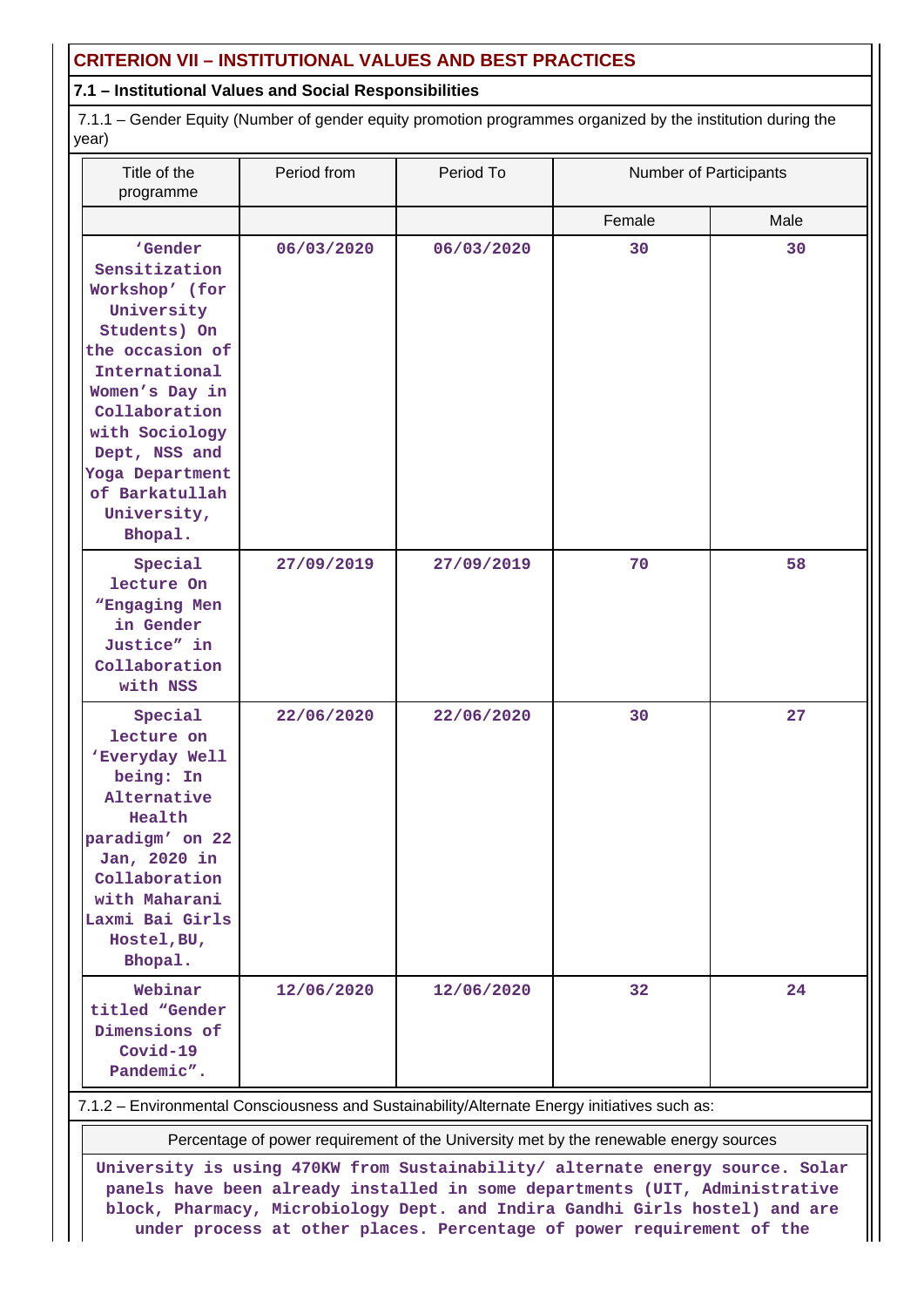## CRITERION VII – INSTITUTIONAL VALUES AND BEST PRACTICES

### 7.1 – Institutional Values and Social Responsibilities

7.1.1 – Gender Equity (Number of gender equity promotion programmes organized by the institution during the year)

| Title of the programme | Period from | Period To | Number of Participants | |
|---|---|---|---|---|
| | | | Female | Male |
| 'Gender Sensitization Workshop' (for University Students) On the occasion of International Women's Day in Collaboration with Sociology Dept, NSS and Yoga Department of Barkatullah University, Bhopal. | 06/03/2020 | 06/03/2020 | 30 | 30 |
| Special lecture On "Engaging Men in Gender Justice" in Collaboration with NSS | 27/09/2019 | 27/09/2019 | 70 | 58 |
| Special lecture on 'Everyday Well being: In Alternative Health paradigm' on 22 Jan, 2020 in Collaboration with Maharani Laxmi Bai Girls Hostel,BU, Bhopal. | 22/06/2020 | 22/06/2020 | 30 | 27 |
| Webinar titled "Gender Dimensions of Covid-19 Pandemic". | 12/06/2020 | 12/06/2020 | 32 | 24 |

7.1.2 – Environmental Consciousness and Sustainability/Alternate Energy initiatives such as:

| Percentage of power requirement of the University met by the renewable energy sources |
|---|
| University is using 470KW from Sustainability/ alternate energy source. Solar panels have been already installed in some departments (UIT, Administrative block, Pharmacy, Microbiology Dept. and Indira Gandhi Girls hostel) and are under process at other places. Percentage of power requirement of the |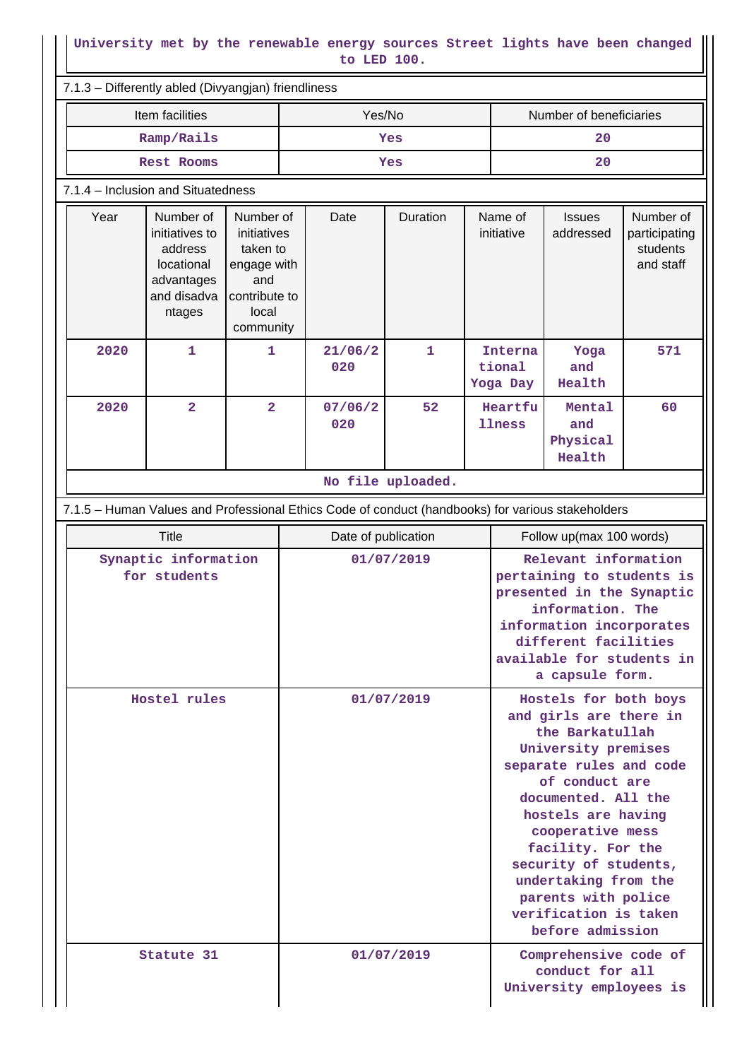University met by the renewable energy sources Street lights have been changed to LED 100.

7.1.3 – Differently abled (Divyangjan) friendliness

| Item facilities | Yes/No | Number of beneficiaries |
|---|---|---|
| Ramp/Rails | Yes | 20 |
| Rest Rooms | Yes | 20 |

7.1.4 – Inclusion and Situatedness

| Year | Number of initiatives to address locational advantages and disadvantages | Number of initiatives taken to engage with and contribute to local community | Date | Duration | Name of initiative | Issues addressed | Number of participating students and staff |
|---|---|---|---|---|---|---|---|
| 2020 | 1 | 1 | 21/06/2020 | 1 | International Yoga Day | Yoga and Health | 571 |
| 2020 | 2 | 2 | 07/06/2020 | 52 | Heartfullness | Mental and Physical Health | 60 |

No file uploaded.

7.1.5 – Human Values and Professional Ethics Code of conduct (handbooks) for various stakeholders

| Title | Date of publication | Follow up(max 100 words) |
|---|---|---|
| Synaptic information for students | 01/07/2019 | Relevant information pertaining to students is presented in the Synaptic information. The information incorporates different facilities available for students in a capsule form. |
| Hostel rules | 01/07/2019 | Hostels for both boys and girls are there in the Barkatullah University premises separate rules and code of conduct are documented. All the hostels are having cooperative mess facility. For the security of students, undertaking from the parents with police verification is taken before admission |
| Statute 31 | 01/07/2019 | Comprehensive code of conduct for all University employees is |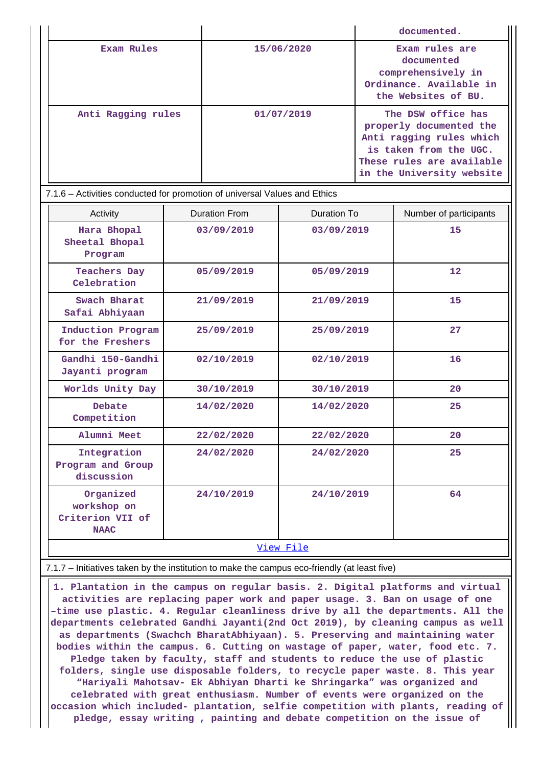| | | documented. |
|---|---|---|
| Exam Rules | 15/06/2020 | Exam rules are documented comprehensively in Ordinance. Available in the Websites of BU. |
| Anti Ragging rules | 01/07/2019 | The DSW office has properly documented the Anti ragging rules which is taken from the UGC. These rules are available in the University website |

7.1.6 – Activities conducted for promotion of universal Values and Ethics

| Activity | Duration From | Duration To | Number of participants |
|---|---|---|---|
| Hara Bhopal Sheetal Bhopal Program | 03/09/2019 | 03/09/2019 | 15 |
| Teachers Day Celebration | 05/09/2019 | 05/09/2019 | 12 |
| Swach Bharat Safai Abhiyaan | 21/09/2019 | 21/09/2019 | 15 |
| Induction Program for the Freshers | 25/09/2019 | 25/09/2019 | 27 |
| Gandhi 150-Gandhi Jayanti program | 02/10/2019 | 02/10/2019 | 16 |
| Worlds Unity Day | 30/10/2019 | 30/10/2019 | 20 |
| Debate Competition | 14/02/2020 | 14/02/2020 | 25 |
| Alumni Meet | 22/02/2020 | 22/02/2020 | 20 |
| Integration Program and Group discussion | 24/02/2020 | 24/02/2020 | 25 |
| Organized workshop on Criterion VII of NAAC | 24/10/2019 | 24/10/2019 | 64 |

View File

7.1.7 – Initiatives taken by the institution to make the campus eco-friendly (at least five)

1. Plantation in the campus on regular basis. 2. Digital platforms and virtual activities are replacing paper work and paper usage. 3. Ban on usage of one –time use plastic. 4. Regular cleanliness drive by all the departments. All the departments celebrated Gandhi Jayanti(2nd Oct 2019), by cleaning campus as well as departments (Swachch BharatAbhiyaan). 5. Preserving and maintaining water bodies within the campus. 6. Cutting on wastage of paper, water, food etc. 7. Pledge taken by faculty, staff and students to reduce the use of plastic folders, single use disposable folders, to recycle paper waste. 8. This year "Hariyali Mahotsav- Ek Abhiyan Dharti ke Shringarka" was organized and celebrated with great enthusiasm. Number of events were organized on the occasion which included- plantation, selfie competition with plants, reading of pledge, essay writing , painting and debate competition on the issue of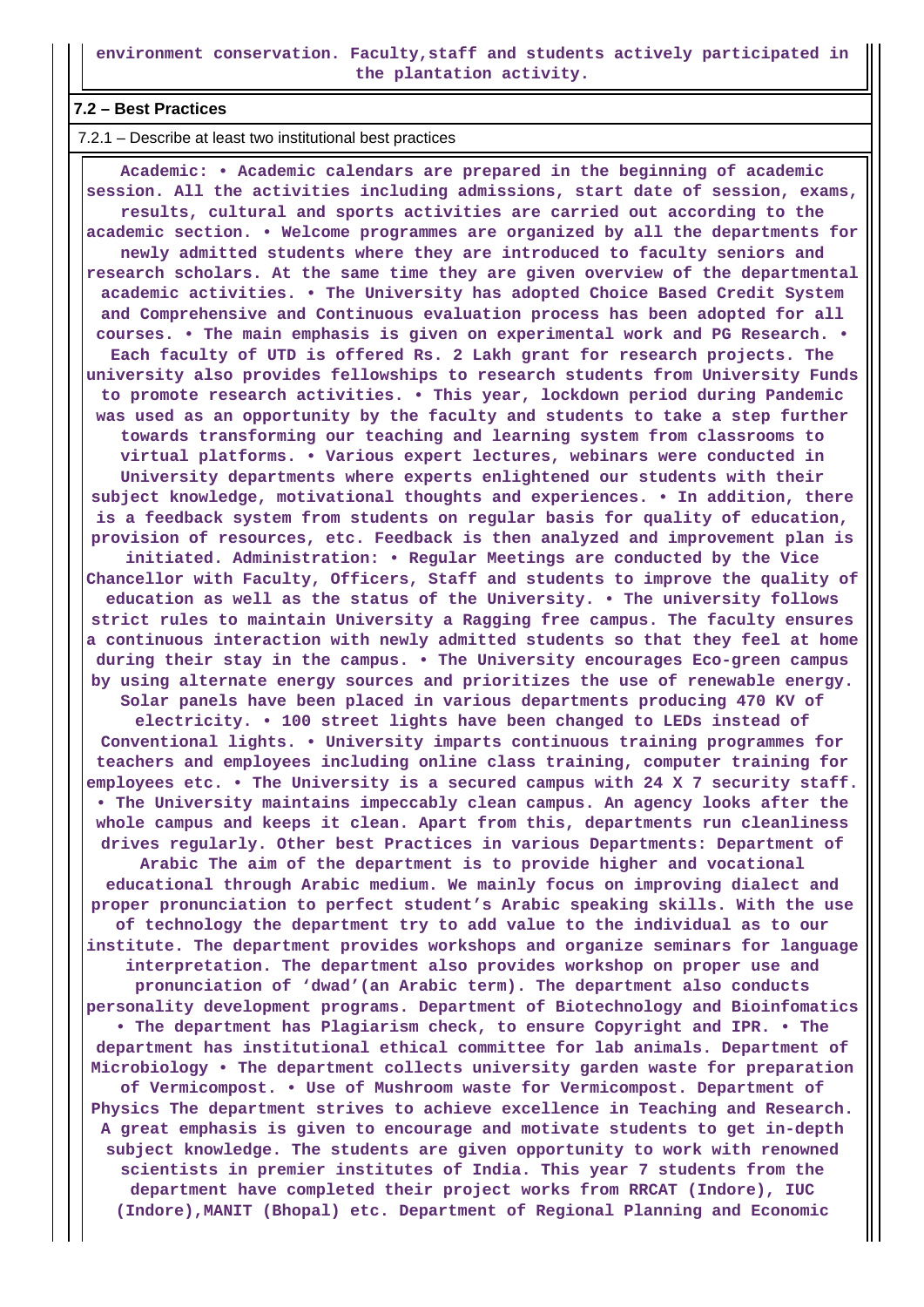environment conservation. Faculty,staff and students actively participated in the plantation activity.

**7.2 – Best Practices**

7.2.1 – Describe at least two institutional best practices

**Academic: • Academic calendars are prepared in the beginning of academic session. All the activities including admissions, start date of session, exams, results, cultural and sports activities are carried out according to the academic section. • Welcome programmes are organized by all the departments for newly admitted students where they are introduced to faculty seniors and research scholars. At the same time they are given overview of the departmental academic activities. • The University has adopted Choice Based Credit System and Comprehensive and Continuous evaluation process has been adopted for all courses. • The main emphasis is given on experimental work and PG Research. • Each faculty of UTD is offered Rs. 2 Lakh grant for research projects. The university also provides fellowships to research students from University Funds to promote research activities. • This year, lockdown period during Pandemic was used as an opportunity by the faculty and students to take a step further towards transforming our teaching and learning system from classrooms to virtual platforms. • Various expert lectures, webinars were conducted in University departments where experts enlightened our students with their subject knowledge, motivational thoughts and experiences. • In addition, there is a feedback system from students on regular basis for quality of education, provision of resources, etc. Feedback is then analyzed and improvement plan is initiated. Administration: • Regular Meetings are conducted by the Vice Chancellor with Faculty, Officers, Staff and students to improve the quality of education as well as the status of the University. • The university follows strict rules to maintain University a Ragging free campus. The faculty ensures a continuous interaction with newly admitted students so that they feel at home during their stay in the campus. • The University encourages Eco-green campus by using alternate energy sources and prioritizes the use of renewable energy. Solar panels have been placed in various departments producing 470 KV of electricity. • 100 street lights have been changed to LEDs instead of Conventional lights. • University imparts continuous training programmes for teachers and employees including online class training, computer training for employees etc. • The University is a secured campus with 24 X 7 security staff. • The University maintains impeccably clean campus. An agency looks after the whole campus and keeps it clean. Apart from this, departments run cleanliness drives regularly. Other best Practices in various Departments: Department of Arabic The aim of the department is to provide higher and vocational educational through Arabic medium. We mainly focus on improving dialect and proper pronunciation to perfect student's Arabic speaking skills. With the use of technology the department try to add value to the individual as to our institute. The department provides workshops and organize seminars for language interpretation. The department also provides workshop on proper use and pronunciation of 'dwad'(an Arabic term). The department also conducts personality development programs. Department of Biotechnology and Bioinfomatics • The department has Plagiarism check, to ensure Copyright and IPR. • The department has institutional ethical committee for lab animals. Department of Microbiology • The department collects university garden waste for preparation of Vermicompost. • Use of Mushroom waste for Vermicompost. Department of Physics The department strives to achieve excellence in Teaching and Research. A great emphasis is given to encourage and motivate students to get in-depth subject knowledge. The students are given opportunity to work with renowned scientists in premier institutes of India. This year 7 students from the department have completed their project works from RRCAT (Indore), IUC (Indore),MANIT (Bhopal) etc. Department of Regional Planning and Economic**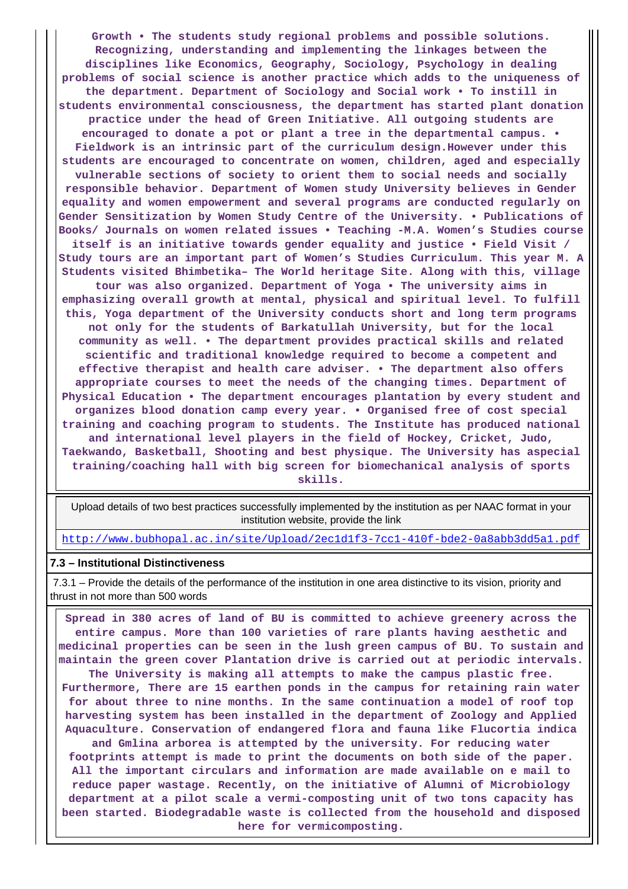**Growth • The students study regional problems and possible solutions. Recognizing, understanding and implementing the linkages between the disciplines like Economics, Geography, Sociology, Psychology in dealing problems of social science is another practice which adds to the uniqueness of the department. Department of Sociology and Social work • To instill in students environmental consciousness, the department has started plant donation practice under the head of Green Initiative. All outgoing students are encouraged to donate a pot or plant a tree in the departmental campus. • Fieldwork is an intrinsic part of the curriculum design.However under this students are encouraged to concentrate on women, children, aged and especially vulnerable sections of society to orient them to social needs and socially responsible behavior. Department of Women study University believes in Gender equality and women empowerment and several programs are conducted regularly on Gender Sensitization by Women Study Centre of the University. • Publications of Books/ Journals on women related issues • Teaching -M.A. Women's Studies course itself is an initiative towards gender equality and justice • Field Visit / Study tours are an important part of Women's Studies Curriculum. This year M. A Students visited Bhimbetika– The World heritage Site. Along with this, village tour was also organized. Department of Yoga • The university aims in emphasizing overall growth at mental, physical and spiritual level. To fulfill this, Yoga department of the University conducts short and long term programs not only for the students of Barkatullah University, but for the local community as well. • The department provides practical skills and related scientific and traditional knowledge required to become a competent and effective therapist and health care adviser. • The department also offers appropriate courses to meet the needs of the changing times. Department of Physical Education • The department encourages plantation by every student and organizes blood donation camp every year. • Organised free of cost special training and coaching program to students. The Institute has produced national and international level players in the field of Hockey, Cricket, Judo, Taekwando, Basketball, Shooting and best physique. The University has aspecial training/coaching hall with big screen for biomechanical analysis of sports skills.**

| Upload details of two best practices successfully implemented by the institution as per NAAC format in your institution website, provide the link |
|---|
| http://www.bubhopal.ac.in/site/Upload/2ec1d1f3-7cc1-410f-bde2-0a8abb3dd5a1.pdf |

**7.3 – Institutional Distinctiveness**

7.3.1 – Provide the details of the performance of the institution in one area distinctive to its vision, priority and thrust in not more than 500 words

**Spread in 380 acres of land of BU is committed to achieve greenery across the entire campus. More than 100 varieties of rare plants having aesthetic and medicinal properties can be seen in the lush green campus of BU. To sustain and maintain the green cover Plantation drive is carried out at periodic intervals. The University is making all attempts to make the campus plastic free. Furthermore, There are 15 earthen ponds in the campus for retaining rain water for about three to nine months. In the same continuation a model of roof top harvesting system has been installed in the department of Zoology and Applied Aquaculture. Conservation of endangered flora and fauna like Flucortia indica and Gmlina arborea is attempted by the university. For reducing water footprints attempt is made to print the documents on both side of the paper. All the important circulars and information are made available on e mail to reduce paper wastage. Recently, on the initiative of Alumni of Microbiology department at a pilot scale a vermi-composting unit of two tons capacity has been started. Biodegradable waste is collected from the household and disposed here for vermicomposting.**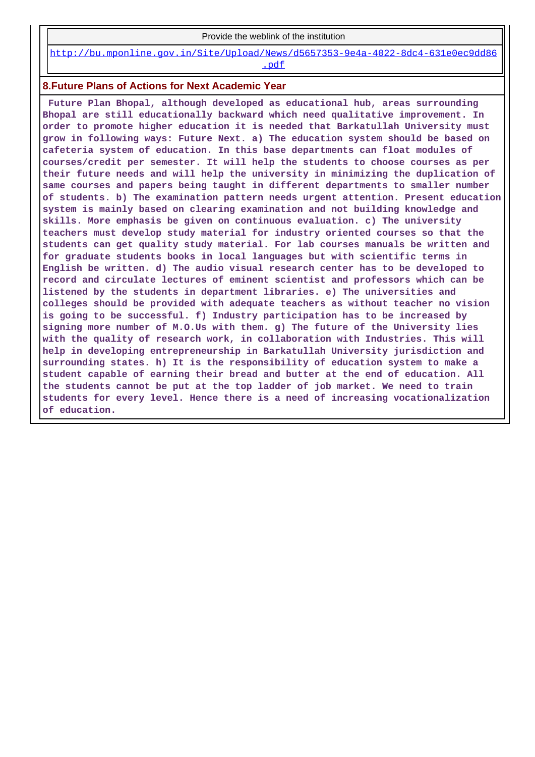| Provide the weblink of the institution |
|---|
| http://bu.mponline.gov.in/Site/Upload/News/d5657353-9e4a-4022-8dc4-631e0ec9dd86.pdf |

## 8.Future Plans of Actions for Next Academic Year

**Future Plan Bhopal, although developed as educational hub, areas surrounding Bhopal are still educationally backward which need qualitative improvement. In order to promote higher education it is needed that Barkatullah University must grow in following ways: Future Next. a) The education system should be based on cafeteria system of education. In this base departments can float modules of courses/credit per semester. It will help the students to choose courses as per their future needs and will help the university in minimizing the duplication of same courses and papers being taught in different departments to smaller number of students. b) The examination pattern needs urgent attention. Present education system is mainly based on clearing examination and not building knowledge and skills. More emphasis be given on continuous evaluation. c) The university teachers must develop study material for industry oriented courses so that the students can get quality study material. For lab courses manuals be written and for graduate students books in local languages but with scientific terms in English be written. d) The audio visual research center has to be developed to record and circulate lectures of eminent scientist and professors which can be listened by the students in department libraries. e) The universities and colleges should be provided with adequate teachers as without teacher no vision is going to be successful. f) Industry participation has to be increased by signing more number of M.O.Us with them. g) The future of the University lies with the quality of research work, in collaboration with Industries. This will help in developing entrepreneurship in Barkatullah University jurisdiction and surrounding states. h) It is the responsibility of education system to make a student capable of earning their bread and butter at the end of education. All the students cannot be put at the top ladder of job market. We need to train students for every level. Hence there is a need of increasing vocationalization of education.**